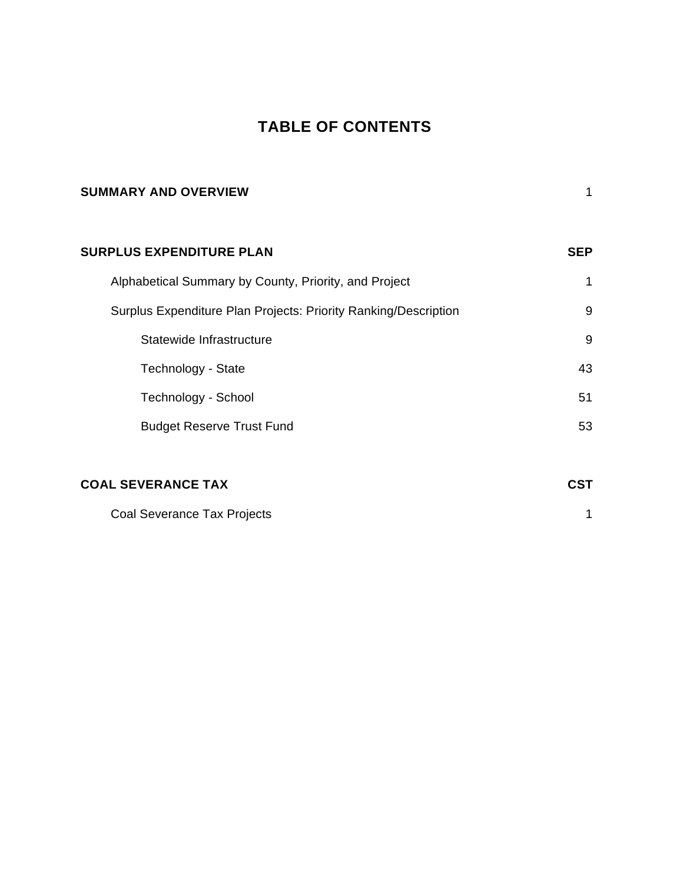# TABLE OF CONTENTS

| | |
|---|---|
| **SUMMARY AND OVERVIEW** | 1 |
| | |
| **SURPLUS EXPENDITURE PLAN** | **SEP** |
| Alphabetical Summary by County, Priority, and Project | 1 |
| Surplus Expenditure Plan Projects: Priority Ranking/Description | 9 |
| Statewide Infrastructure | 9 |
| Technology - State | 43 |
| Technology - School | 51 |
| Budget Reserve Trust Fund | 53 |
| | |
| **COAL SEVERANCE TAX** | **CST** |
| Coal Severance Tax Projects | 1 |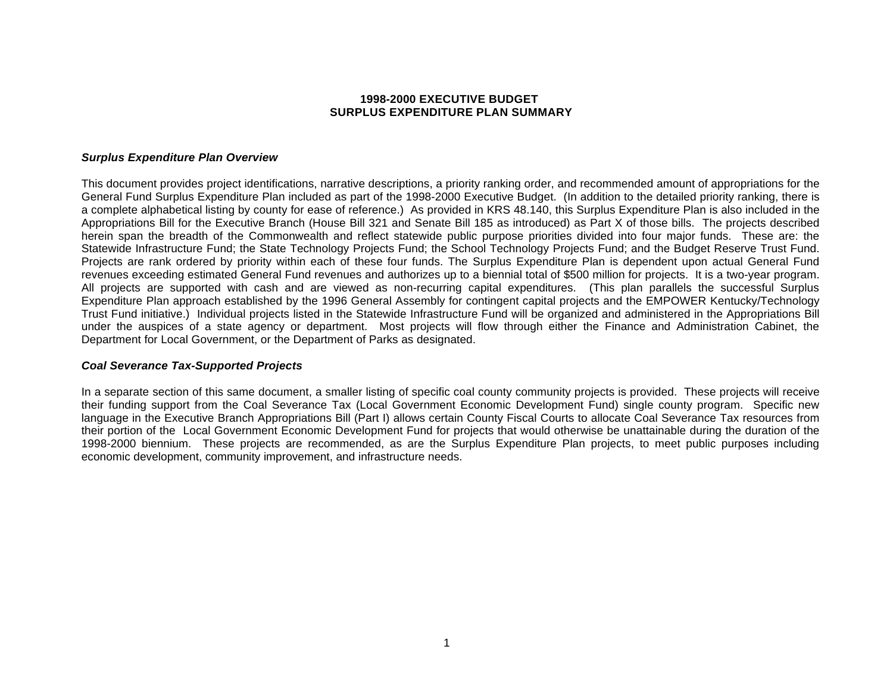# 1998-2000 EXECUTIVE BUDGET
# SURPLUS EXPENDITURE PLAN SUMMARY

### *Surplus Expenditure Plan Overview*

This document provides project identifications, narrative descriptions, a priority ranking order, and recommended amount of appropriations for the General Fund Surplus Expenditure Plan included as part of the 1998-2000 Executive Budget. (In addition to the detailed priority ranking, there is a complete alphabetical listing by county for ease of reference.) As provided in KRS 48.140, this Surplus Expenditure Plan is also included in the Appropriations Bill for the Executive Branch (House Bill 321 and Senate Bill 185 as introduced) as Part X of those bills. The projects described herein span the breadth of the Commonwealth and reflect statewide public purpose priorities divided into four major funds. These are: the Statewide Infrastructure Fund; the State Technology Projects Fund; the School Technology Projects Fund; and the Budget Reserve Trust Fund. Projects are rank ordered by priority within each of these four funds. The Surplus Expenditure Plan is dependent upon actual General Fund revenues exceeding estimated General Fund revenues and authorizes up to a biennial total of $500 million for projects. It is a two-year program. All projects are supported with cash and are viewed as non-recurring capital expenditures. (This plan parallels the successful Surplus Expenditure Plan approach established by the 1996 General Assembly for contingent capital projects and the EMPOWER Kentucky/Technology Trust Fund initiative.) Individual projects listed in the Statewide Infrastructure Fund will be organized and administered in the Appropriations Bill under the auspices of a state agency or department. Most projects will flow through either the Finance and Administration Cabinet, the Department for Local Government, or the Department of Parks as designated.

### *Coal Severance Tax-Supported Projects*

In a separate section of this same document, a smaller listing of specific coal county community projects is provided. These projects will receive their funding support from the Coal Severance Tax (Local Government Economic Development Fund) single county program. Specific new language in the Executive Branch Appropriations Bill (Part I) allows certain County Fiscal Courts to allocate Coal Severance Tax resources from their portion of the Local Government Economic Development Fund for projects that would otherwise be unattainable during the duration of the 1998-2000 biennium. These projects are recommended, as are the Surplus Expenditure Plan projects, to meet public purposes including economic development, community improvement, and infrastructure needs.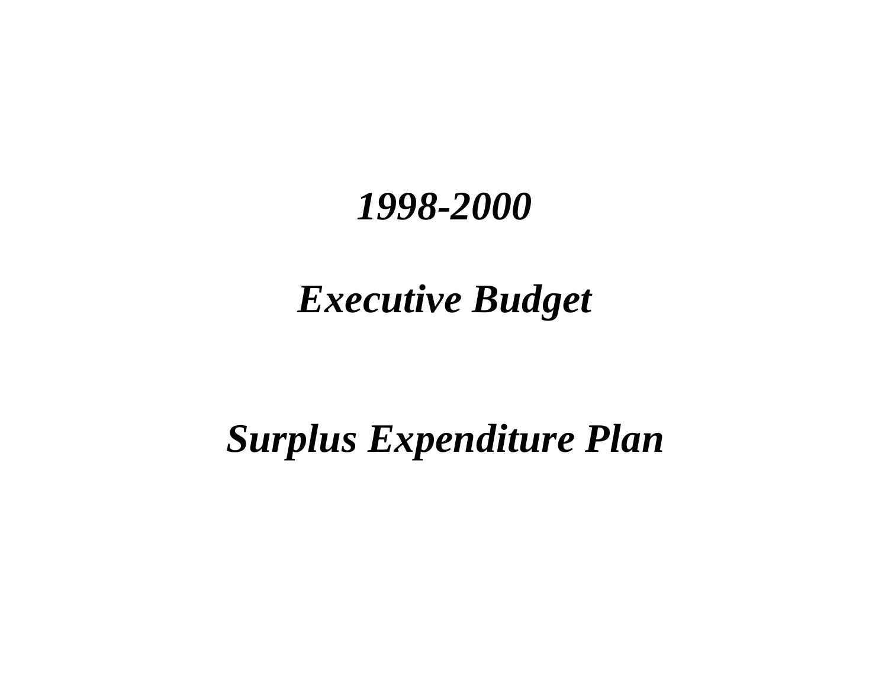# *1998-2000*

# *Executive Budget*

# *Surplus Expenditure Plan*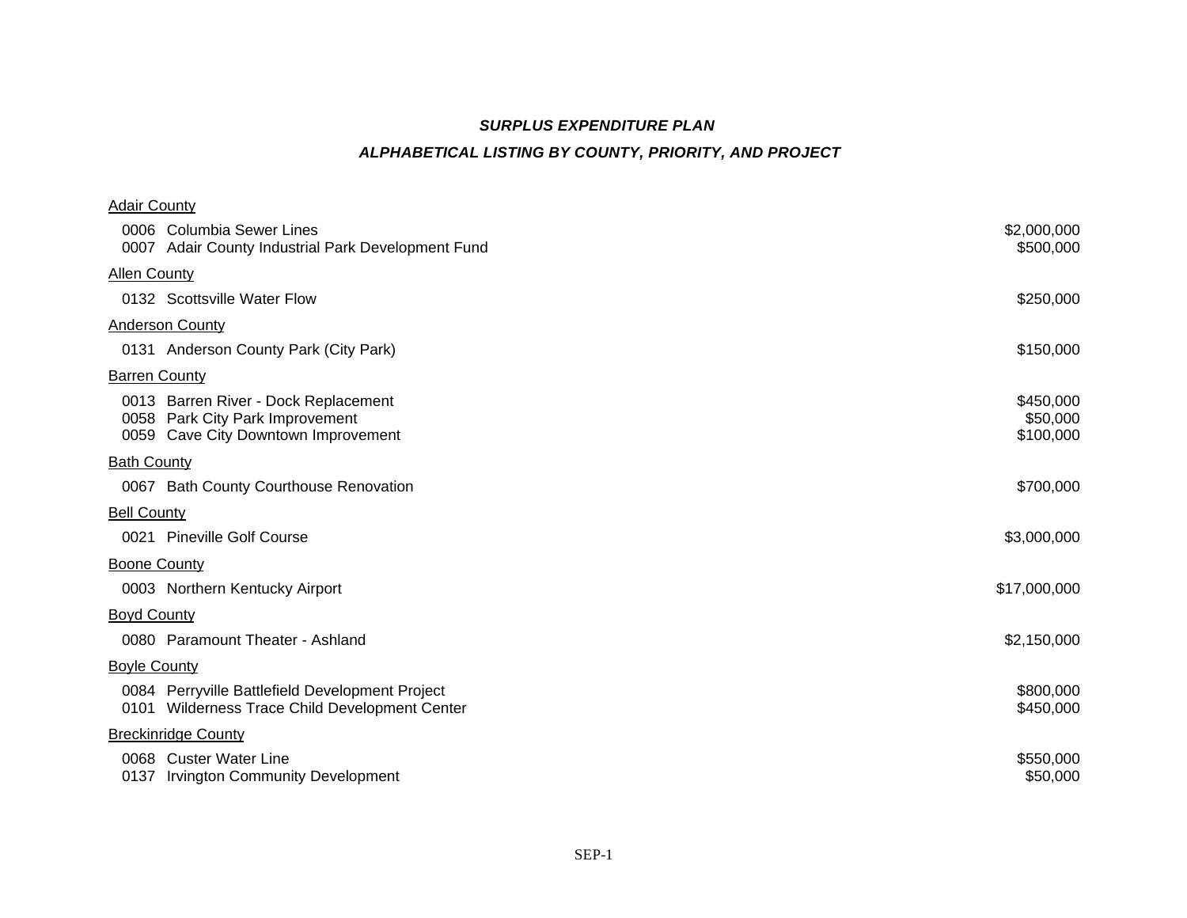## *SURPLUS EXPENDITURE PLAN*

### *ALPHABETICAL LISTING BY COUNTY, PRIORITY, AND PROJECT*

Adair County

| | | |
|---|---|---|
| 0006 | Columbia Sewer Lines | $2,000,000 |
| 0007 | Adair County Industrial Park Development Fund | $500,000 |

Allen County

| | | |
|---|---|---|
| 0132 | Scottsville Water Flow | $250,000 |

Anderson County

| | | |
|---|---|---|
| 0131 | Anderson County Park (City Park) | $150,000 |

Barren County

| | | |
|---|---|---|
| 0013 | Barren River - Dock Replacement | $450,000 |
| 0058 | Park City Park Improvement | $50,000 |
| 0059 | Cave City Downtown Improvement | $100,000 |

Bath County

| | | |
|---|---|---|
| 0067 | Bath County Courthouse Renovation | $700,000 |

Bell County

| | | |
|---|---|---|
| 0021 | Pineville Golf Course | $3,000,000 |

Boone County

| | | |
|---|---|---|
| 0003 | Northern Kentucky Airport | $17,000,000 |

Boyd County

| | | |
|---|---|---|
| 0080 | Paramount Theater - Ashland | $2,150,000 |

Boyle County

| | | |
|---|---|---|
| 0084 | Perryville Battlefield Development Project | $800,000 |
| 0101 | Wilderness Trace Child Development Center | $450,000 |

Breckinridge County

| | | |
|---|---|---|
| 0068 | Custer Water Line | $550,000 |
| 0137 | Irvington Community Development | $50,000 |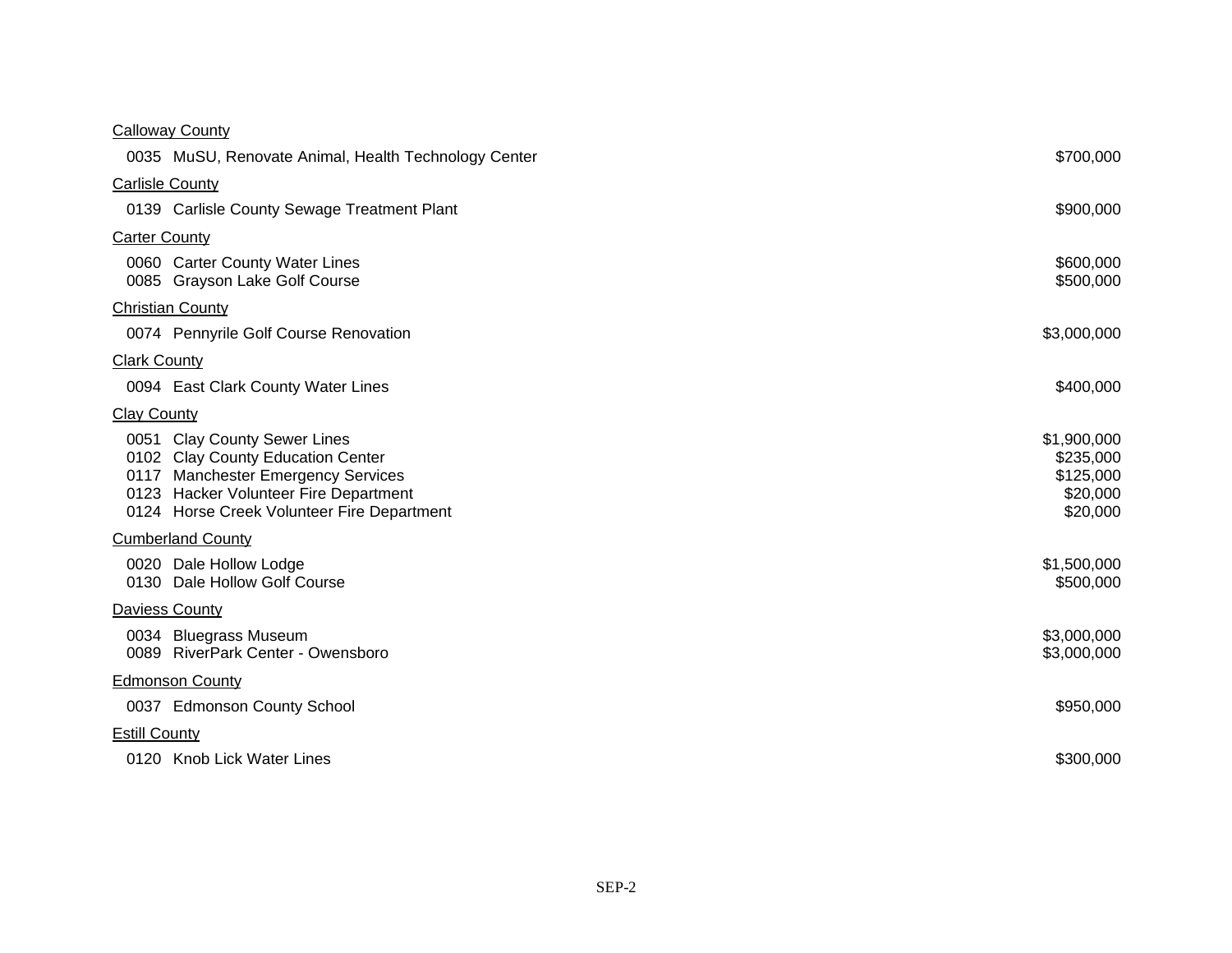Calloway County

| | |
|---|---|
| 0035 MuSU, Renovate Animal, Health Technology Center | $700,000 |

Carlisle County

| | |
|---|---|
| 0139 Carlisle County Sewage Treatment Plant | $900,000 |

Carter County

| | |
|---|---|
| 0060 Carter County Water Lines | $600,000 |
| 0085 Grayson Lake Golf Course | $500,000 |

Christian County

| | |
|---|---|
| 0074 Pennyrile Golf Course Renovation | $3,000,000 |

Clark County

| | |
|---|---|
| 0094 East Clark County Water Lines | $400,000 |

Clay County

| | |
|---|---|
| 0051 Clay County Sewer Lines | $1,900,000 |
| 0102 Clay County Education Center | $235,000 |
| 0117 Manchester Emergency Services | $125,000 |
| 0123 Hacker Volunteer Fire Department | $20,000 |
| 0124 Horse Creek Volunteer Fire Department | $20,000 |

Cumberland County

| | |
|---|---|
| 0020 Dale Hollow Lodge | $1,500,000 |
| 0130 Dale Hollow Golf Course | $500,000 |

Daviess County

| | |
|---|---|
| 0034 Bluegrass Museum | $3,000,000 |
| 0089 RiverPark Center - Owensboro | $3,000,000 |

Edmonson County

| | |
|---|---|
| 0037 Edmonson County School | $950,000 |

Estill County

| | |
|---|---|
| 0120 Knob Lick Water Lines | $300,000 |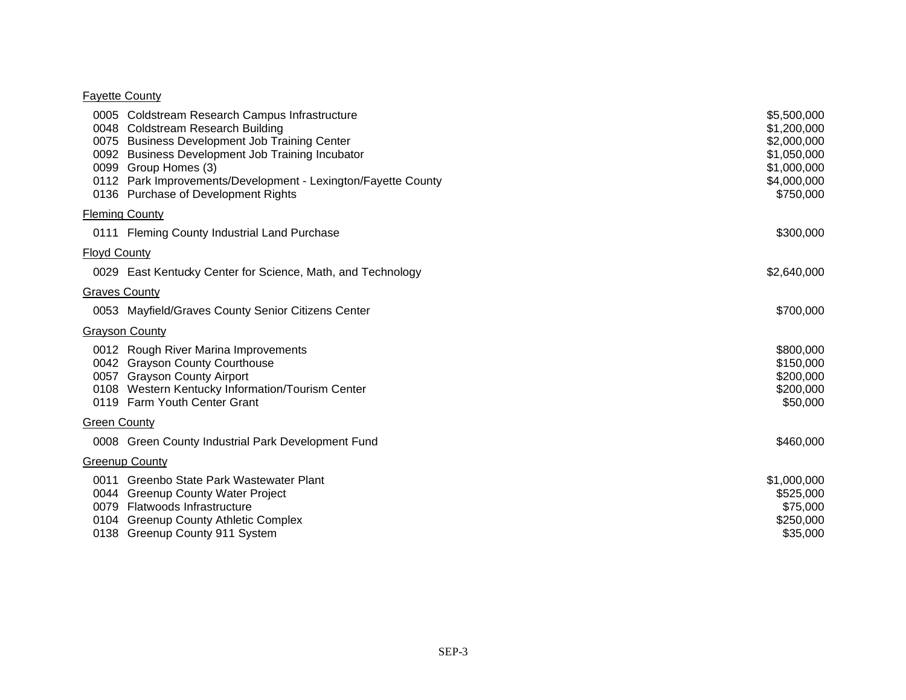Fayette County

| | | |
|---|---|---|
| 0005 | Coldstream Research Campus Infrastructure | $5,500,000 |
| 0048 | Coldstream Research Building | $1,200,000 |
| 0075 | Business Development Job Training Center | $2,000,000 |
| 0092 | Business Development Job Training Incubator | $1,050,000 |
| 0099 | Group Homes (3) | $1,000,000 |
| 0112 | Park Improvements/Development - Lexington/Fayette County | $4,000,000 |
| 0136 | Purchase of Development Rights | $750,000 |

Fleming County

| | | |
|---|---|---|
| 0111 | Fleming County Industrial Land Purchase | $300,000 |

Floyd County

| | | |
|---|---|---|
| 0029 | East Kentucky Center for Science, Math, and Technology | $2,640,000 |

Graves County

| | | |
|---|---|---|
| 0053 | Mayfield/Graves County Senior Citizens Center | $700,000 |

Grayson County

| | | |
|---|---|---|
| 0012 | Rough River Marina Improvements | $800,000 |
| 0042 | Grayson County Courthouse | $150,000 |
| 0057 | Grayson County Airport | $200,000 |
| 0108 | Western Kentucky Information/Tourism Center | $200,000 |
| 0119 | Farm Youth Center Grant | $50,000 |

Green County

| | | |
|---|---|---|
| 0008 | Green County Industrial Park Development Fund | $460,000 |

Greenup County

| | | |
|---|---|---|
| 0011 | Greenbo State Park Wastewater Plant | $1,000,000 |
| 0044 | Greenup County Water Project | $525,000 |
| 0079 | Flatwoods Infrastructure | $75,000 |
| 0104 | Greenup County Athletic Complex | $250,000 |
| 0138 | Greenup County 911 System | $35,000 |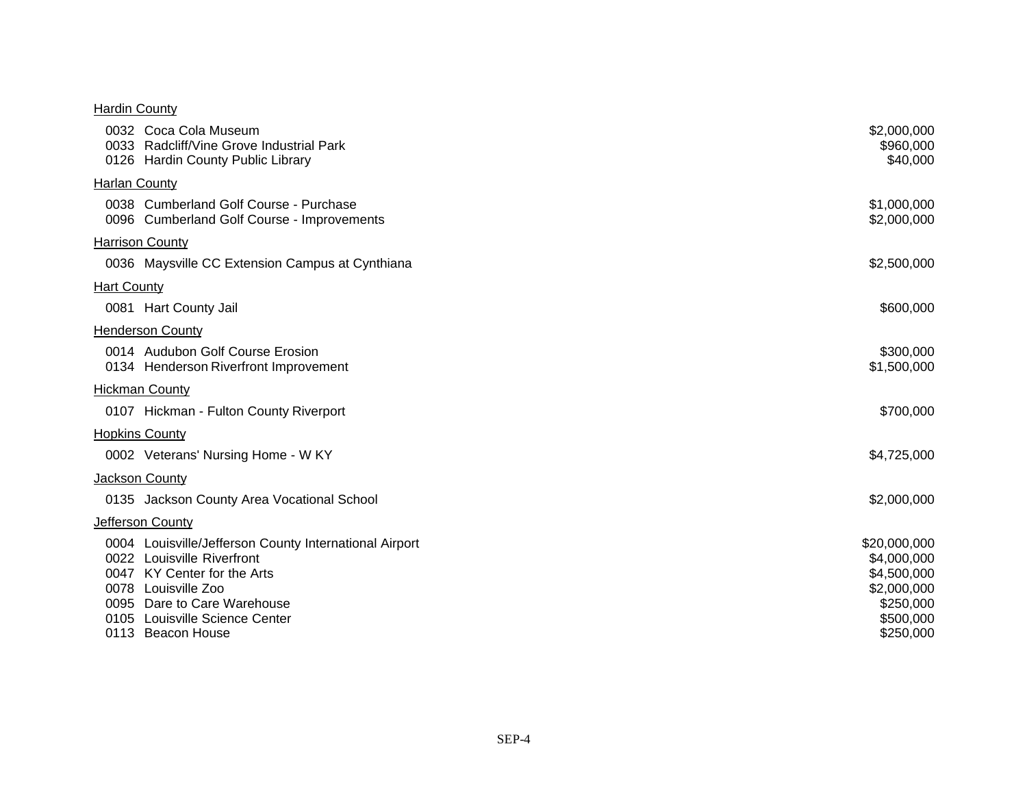Hardin County

| | | |
|---|---|---|
| 0032 | Coca Cola Museum | $2,000,000 |
| 0033 | Radcliff/Vine Grove Industrial Park | $960,000 |
| 0126 | Hardin County Public Library | $40,000 |

Harlan County

| | | |
|---|---|---|
| 0038 | Cumberland Golf Course - Purchase | $1,000,000 |
| 0096 | Cumberland Golf Course - Improvements | $2,000,000 |

Harrison County

| | | |
|---|---|---|
| 0036 | Maysville CC Extension Campus at Cynthiana | $2,500,000 |

Hart County

| | | |
|---|---|---|
| 0081 | Hart County Jail | $600,000 |

Henderson County

| | | |
|---|---|---|
| 0014 | Audubon Golf Course Erosion | $300,000 |
| 0134 | Henderson Riverfront Improvement | $1,500,000 |

Hickman County

| | | |
|---|---|---|
| 0107 | Hickman - Fulton County Riverport | $700,000 |

Hopkins County

| | | |
|---|---|---|
| 0002 | Veterans' Nursing Home - W KY | $4,725,000 |

Jackson County

| | | |
|---|---|---|
| 0135 | Jackson County Area Vocational School | $2,000,000 |

Jefferson County

| | | |
|---|---|---|
| 0004 | Louisville/Jefferson County International Airport | $20,000,000 |
| 0022 | Louisville Riverfront | $4,000,000 |
| 0047 | KY Center for the Arts | $4,500,000 |
| 0078 | Louisville Zoo | $2,000,000 |
| 0095 | Dare to Care Warehouse | $250,000 |
| 0105 | Louisville Science Center | $500,000 |
| 0113 | Beacon House | $250,000 |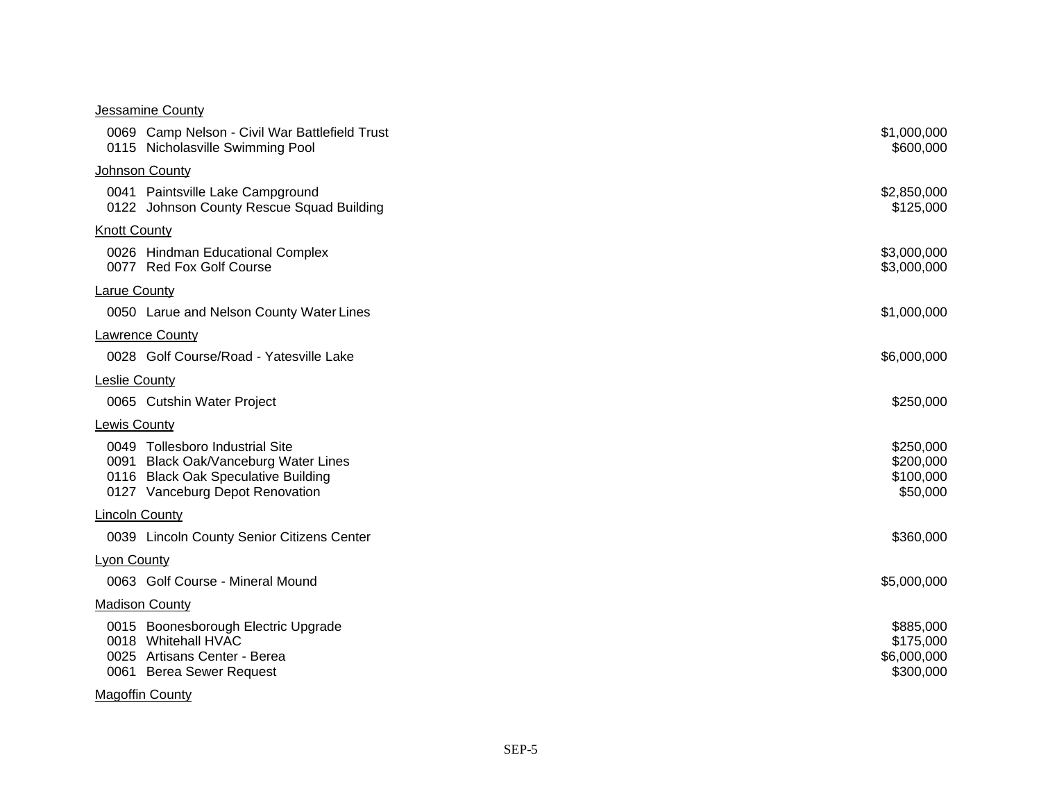Jessamine County

| | | |
|---|---|---|
| 0069 | Camp Nelson - Civil War Battlefield Trust | $1,000,000 |
| 0115 | Nicholasville Swimming Pool | $600,000 |

Johnson County

| | | |
|---|---|---|
| 0041 | Paintsville Lake Campground | $2,850,000 |
| 0122 | Johnson County Rescue Squad Building | $125,000 |

Knott County

| | | |
|---|---|---|
| 0026 | Hindman Educational Complex | $3,000,000 |
| 0077 | Red Fox Golf Course | $3,000,000 |

Larue County

| | | |
|---|---|---|
| 0050 | Larue and Nelson County Water Lines | $1,000,000 |

Lawrence County

| | | |
|---|---|---|
| 0028 | Golf Course/Road - Yatesville Lake | $6,000,000 |

Leslie County

| | | |
|---|---|---|
| 0065 | Cutshin Water Project | $250,000 |

Lewis County

| | | |
|---|---|---|
| 0049 | Tollesboro Industrial Site | $250,000 |
| 0091 | Black Oak/Vanceburg Water Lines | $200,000 |
| 0116 | Black Oak Speculative Building | $100,000 |
| 0127 | Vanceburg Depot Renovation | $50,000 |

Lincoln County

| | | |
|---|---|---|
| 0039 | Lincoln County Senior Citizens Center | $360,000 |

Lyon County

| | | |
|---|---|---|
| 0063 | Golf Course - Mineral Mound | $5,000,000 |

Madison County

| | | |
|---|---|---|
| 0015 | Boonesborough Electric Upgrade | $885,000 |
| 0018 | Whitehall HVAC | $175,000 |
| 0025 | Artisans Center - Berea | $6,000,000 |
| 0061 | Berea Sewer Request | $300,000 |

Magoffin County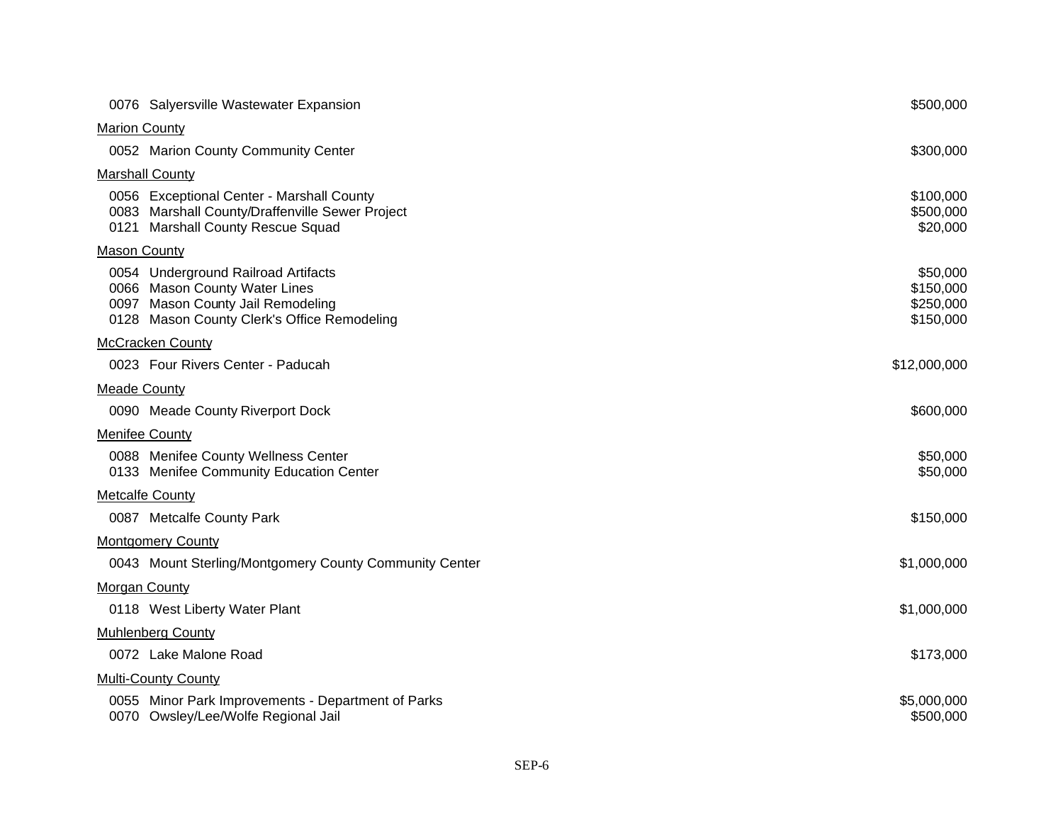| | |
|---|---|
| 0076 Salyersville Wastewater Expansion | $500,000 |
| Marion County | |
| 0052 Marion County Community Center | $300,000 |
| Marshall County | |
| 0056 Exceptional Center - Marshall County | $100,000 |
| 0083 Marshall County/Draffenville Sewer Project | $500,000 |
| 0121 Marshall County Rescue Squad | $20,000 |
| Mason County | |
| 0054 Underground Railroad Artifacts | $50,000 |
| 0066 Mason County Water Lines | $150,000 |
| 0097 Mason County Jail Remodeling | $250,000 |
| 0128 Mason County Clerk's Office Remodeling | $150,000 |
| McCracken County | |
| 0023 Four Rivers Center - Paducah | $12,000,000 |
| Meade County | |
| 0090 Meade County Riverport Dock | $600,000 |
| Menifee County | |
| 0088 Menifee County Wellness Center | $50,000 |
| 0133 Menifee Community Education Center | $50,000 |
| Metcalfe County | |
| 0087 Metcalfe County Park | $150,000 |
| Montgomery County | |
| 0043 Mount Sterling/Montgomery County Community Center | $1,000,000 |
| Morgan County | |
| 0118 West Liberty Water Plant | $1,000,000 |
| Muhlenberg County | |
| 0072 Lake Malone Road | $173,000 |
| Multi-County County | |
| 0055 Minor Park Improvements - Department of Parks | $5,000,000 |
| 0070 Owsley/Lee/Wolfe Regional Jail | $500,000 |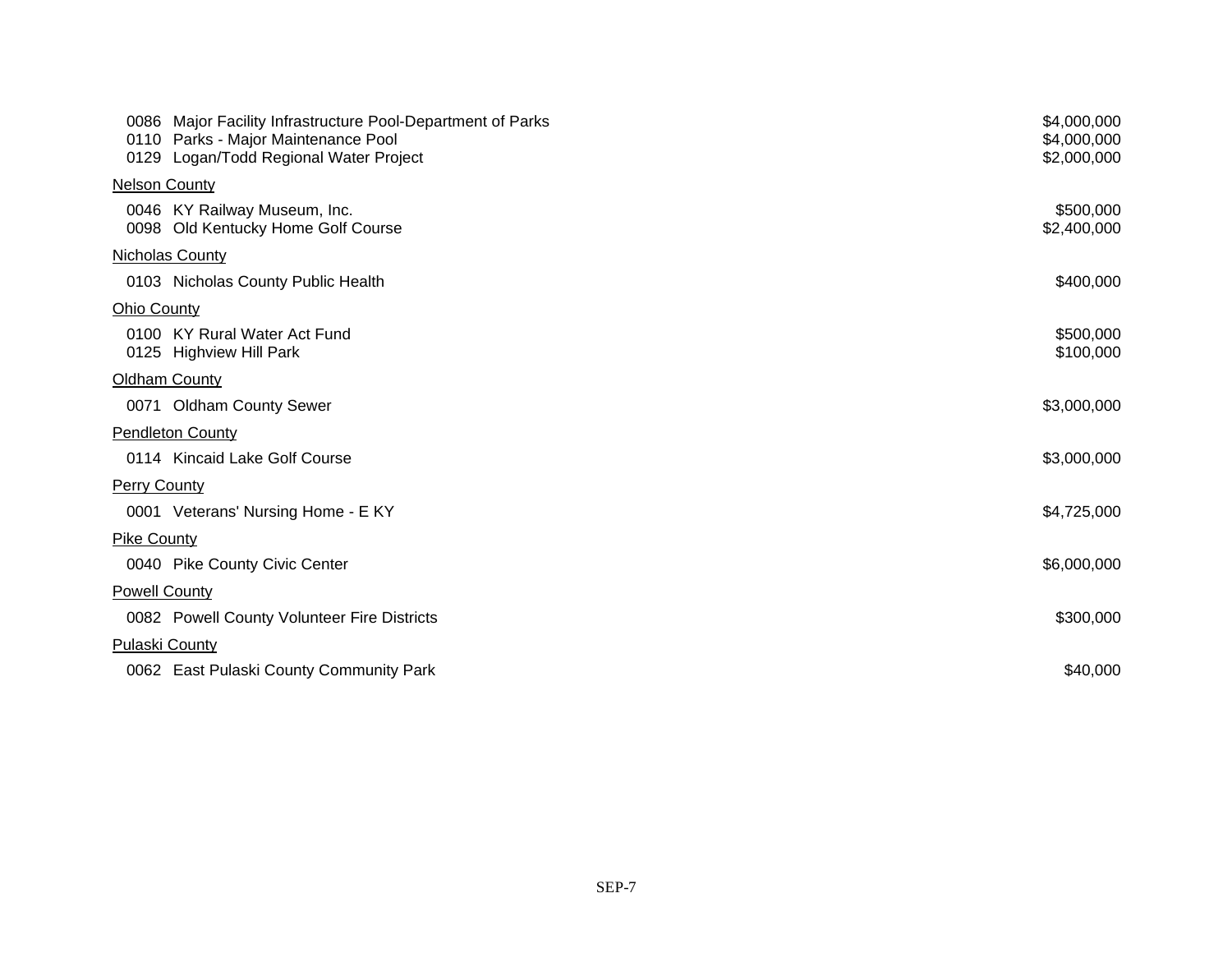0086 Major Facility Infrastructure Pool-Department of Parks $4,000,000
0110 Parks - Major Maintenance Pool $4,000,000
0129 Logan/Todd Regional Water Project $2,000,000

Nelson County

0046 KY Railway Museum, Inc. $500,000
0098 Old Kentucky Home Golf Course $2,400,000

Nicholas County

0103 Nicholas County Public Health $400,000

Ohio County

0100 KY Rural Water Act Fund $500,000
0125 Highview Hill Park $100,000

Oldham County

0071 Oldham County Sewer $3,000,000

Pendleton County

0114 Kincaid Lake Golf Course $3,000,000

Perry County

0001 Veterans' Nursing Home - E KY $4,725,000

Pike County

0040 Pike County Civic Center $6,000,000

Powell County

0082 Powell County Volunteer Fire Districts $300,000

Pulaski County

0062 East Pulaski County Community Park $40,000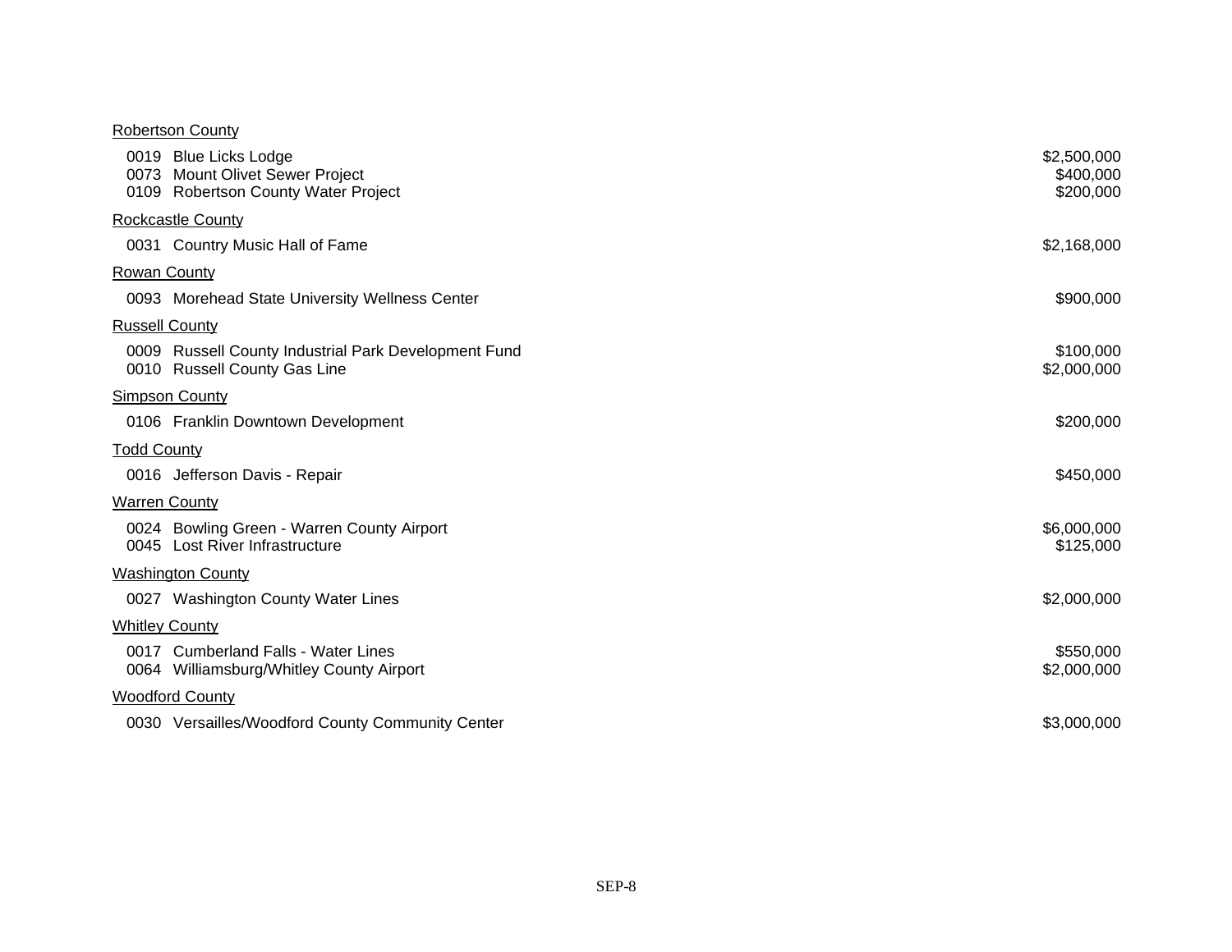Robertson County

| | |
|---|---|
| 0019 Blue Licks Lodge | $2,500,000 |
| 0073 Mount Olivet Sewer Project | $400,000 |
| 0109 Robertson County Water Project | $200,000 |

Rockcastle County

| | |
|---|---|
| 0031 Country Music Hall of Fame | $2,168,000 |

Rowan County

| | |
|---|---|
| 0093 Morehead State University Wellness Center | $900,000 |

Russell County

| | |
|---|---|
| 0009 Russell County Industrial Park Development Fund | $100,000 |
| 0010 Russell County Gas Line | $2,000,000 |

Simpson County

| | |
|---|---|
| 0106 Franklin Downtown Development | $200,000 |

Todd County

| | |
|---|---|
| 0016 Jefferson Davis - Repair | $450,000 |

Warren County

| | |
|---|---|
| 0024 Bowling Green - Warren County Airport | $6,000,000 |
| 0045 Lost River Infrastructure | $125,000 |

Washington County

| | |
|---|---|
| 0027 Washington County Water Lines | $2,000,000 |

Whitley County

| | |
|---|---|
| 0017 Cumberland Falls - Water Lines | $550,000 |
| 0064 Williamsburg/Whitley County Airport | $2,000,000 |

Woodford County

| | |
|---|---|
| 0030 Versailles/Woodford County Community Center | $3,000,000 |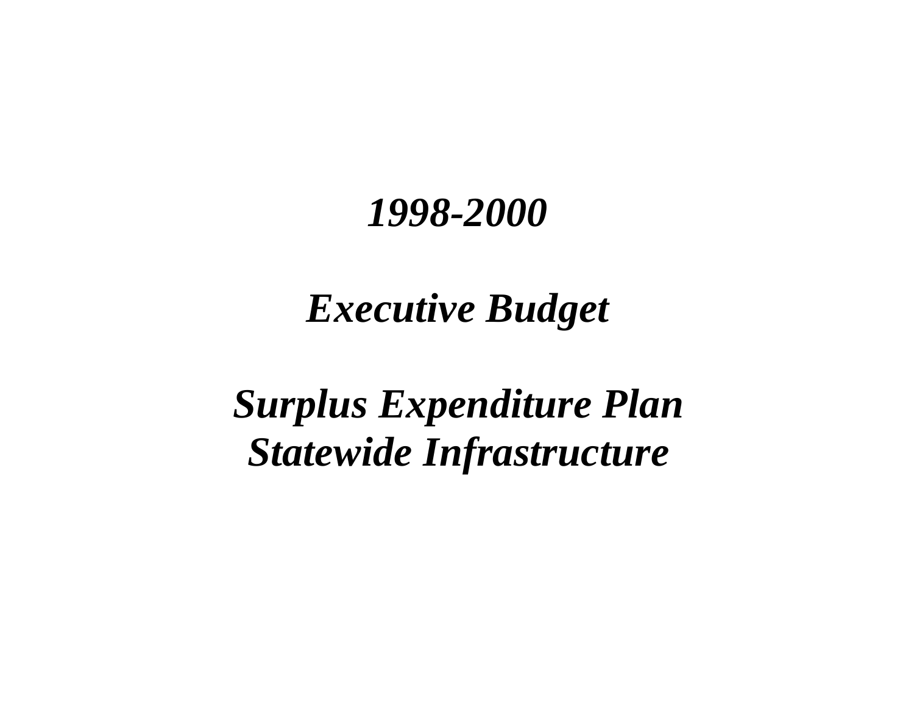# *1998-2000*

# *Executive Budget*

# *Surplus Expenditure Plan*
# *Statewide Infrastructure*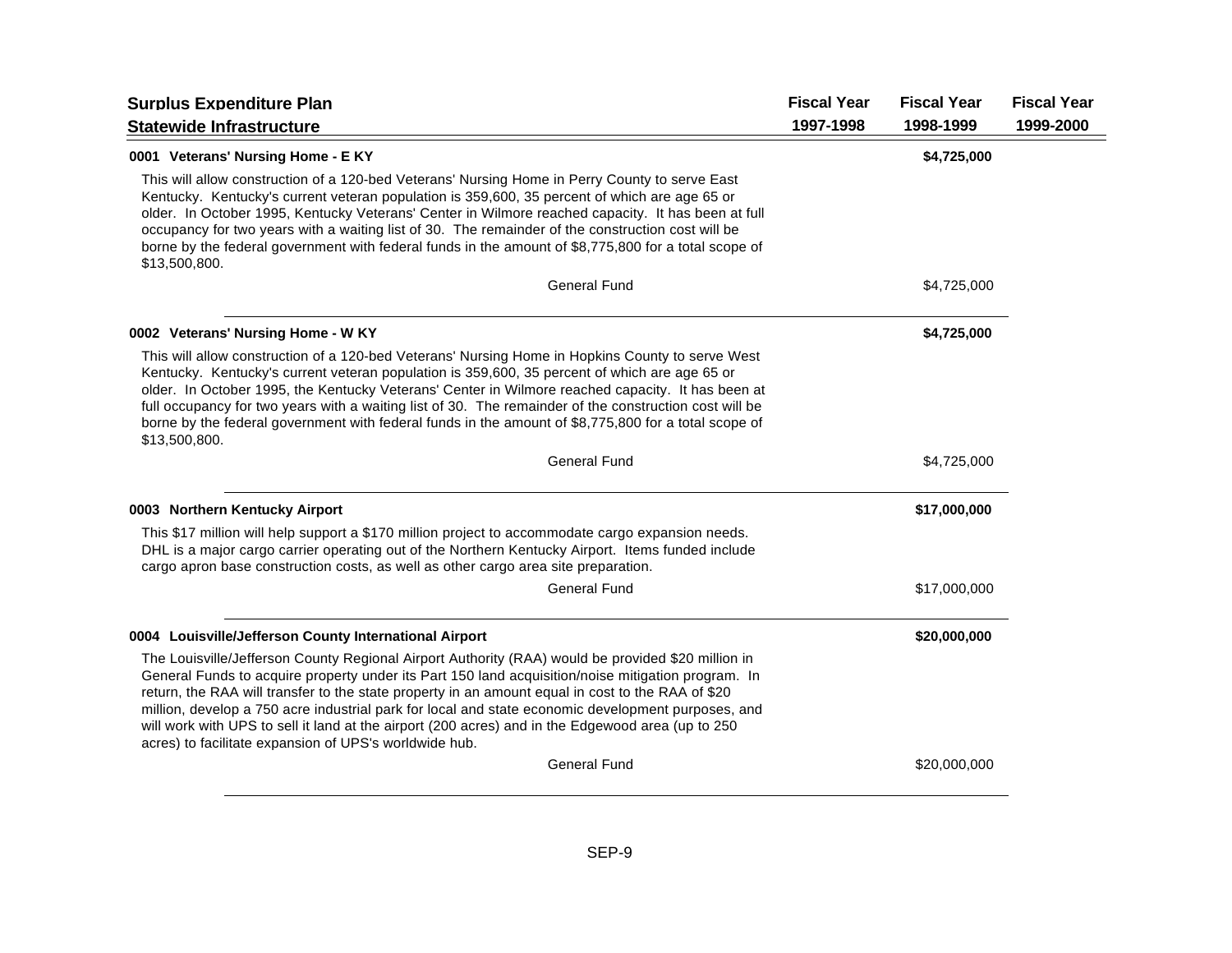## Surplus Expenditure Plan

### Statewide Infrastructure

| | Fiscal Year 1997-1998 | Fiscal Year 1998-1999 | Fiscal Year 1999-2000 |
|---|---|---|---|
| **0001 Veterans' Nursing Home - E KY** | | **$4,725,000** | |

This will allow construction of a 120-bed Veterans' Nursing Home in Perry County to serve East Kentucky. Kentucky's current veteran population is 359,600, 35 percent of which are age 65 or older. In October 1995, Kentucky Veterans' Center in Wilmore reached capacity. It has been at full occupancy for two years with a waiting list of 30. The remainder of the construction cost will be borne by the federal government with federal funds in the amount of $8,775,800 for a total scope of $13,500,800.

| | Fiscal Year 1997-1998 | Fiscal Year 1998-1999 | Fiscal Year 1999-2000 |
|---|---|---|---|
| General Fund | | $4,725,000 | |
| **0002 Veterans' Nursing Home - W KY** | | **$4,725,000** | |

This will allow construction of a 120-bed Veterans' Nursing Home in Hopkins County to serve West Kentucky. Kentucky's current veteran population is 359,600, 35 percent of which are age 65 or older. In October 1995, the Kentucky Veterans' Center in Wilmore reached capacity. It has been at full occupancy for two years with a waiting list of 30. The remainder of the construction cost will be borne by the federal government with federal funds in the amount of $8,775,800 for a total scope of $13,500,800.

| | Fiscal Year 1997-1998 | Fiscal Year 1998-1999 | Fiscal Year 1999-2000 |
|---|---|---|---|
| General Fund | | $4,725,000 | |
| **0003 Northern Kentucky Airport** | | **$17,000,000** | |

This $17 million will help support a $170 million project to accommodate cargo expansion needs. DHL is a major cargo carrier operating out of the Northern Kentucky Airport. Items funded include cargo apron base construction costs, as well as other cargo area site preparation.

| | Fiscal Year 1997-1998 | Fiscal Year 1998-1999 | Fiscal Year 1999-2000 |
|---|---|---|---|
| General Fund | | $17,000,000 | |
| **0004 Louisville/Jefferson County International Airport** | | **$20,000,000** | |

The Louisville/Jefferson County Regional Airport Authority (RAA) would be provided $20 million in General Funds to acquire property under its Part 150 land acquisition/noise mitigation program. In return, the RAA will transfer to the state property in an amount equal in cost to the RAA of $20 million, develop a 750 acre industrial park for local and state economic development purposes, and will work with UPS to sell it land at the airport (200 acres) and in the Edgewood area (up to 250 acres) to facilitate expansion of UPS's worldwide hub.

| | Fiscal Year 1997-1998 | Fiscal Year 1998-1999 | Fiscal Year 1999-2000 |
|---|---|---|---|
| General Fund | | $20,000,000 | |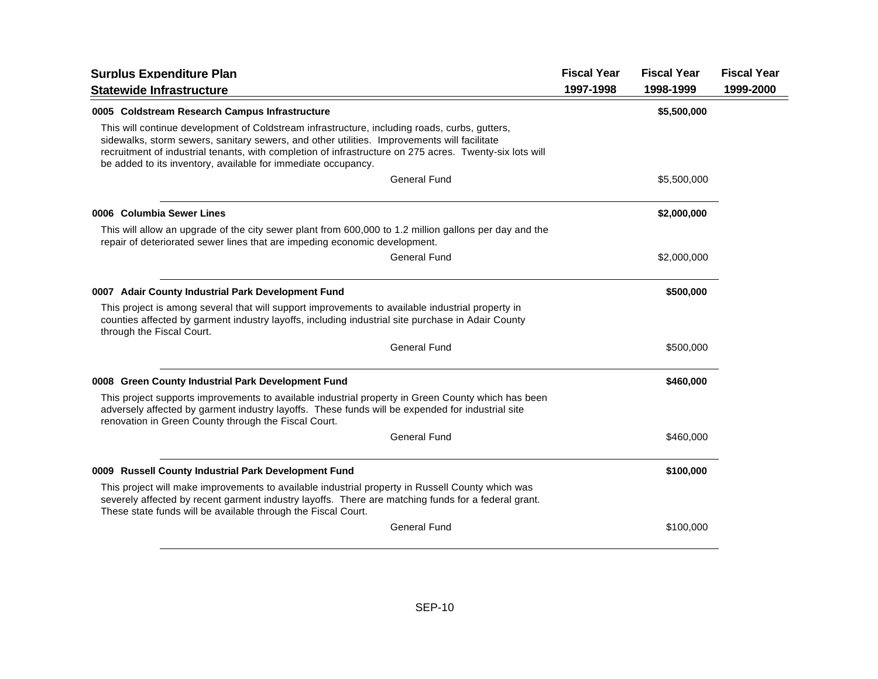| Surplus Expenditure Plan<br>Statewide Infrastructure | Fiscal Year<br>1997-1998 | Fiscal Year<br>1998-1999 | Fiscal Year<br>1999-2000 |
|---|---|---|---|
| **0005 Coldstream Research Campus Infrastructure** | | **$5,500,000** | |
| This will continue development of Coldstream infrastructure, including roads, curbs, gutters, sidewalks, storm sewers, sanitary sewers, and other utilities. Improvements will facilitate recruitment of industrial tenants, with completion of infrastructure on 275 acres. Twenty-six lots will be added to its inventory, available for immediate occupancy. | | | |
| General Fund | | $5,500,000 | |
| **0006 Columbia Sewer Lines** | | **$2,000,000** | |
| This will allow an upgrade of the city sewer plant from 600,000 to 1.2 million gallons per day and the repair of deteriorated sewer lines that are impeding economic development. | | | |
| General Fund | | $2,000,000 | |
| **0007 Adair County Industrial Park Development Fund** | | **$500,000** | |
| This project is among several that will support improvements to available industrial property in counties affected by garment industry layoffs, including industrial site purchase in Adair County through the Fiscal Court. | | | |
| General Fund | | $500,000 | |
| **0008 Green County Industrial Park Development Fund** | | **$460,000** | |
| This project supports improvements to available industrial property in Green County which has been adversely affected by garment industry layoffs. These funds will be expended for industrial site renovation in Green County through the Fiscal Court. | | | |
| General Fund | | $460,000 | |
| **0009 Russell County Industrial Park Development Fund** | | **$100,000** | |
| This project will make improvements to available industrial property in Russell County which was severely affected by recent garment industry layoffs. There are matching funds for a federal grant. These state funds will be available through the Fiscal Court. | | | |
| General Fund | | $100,000 | |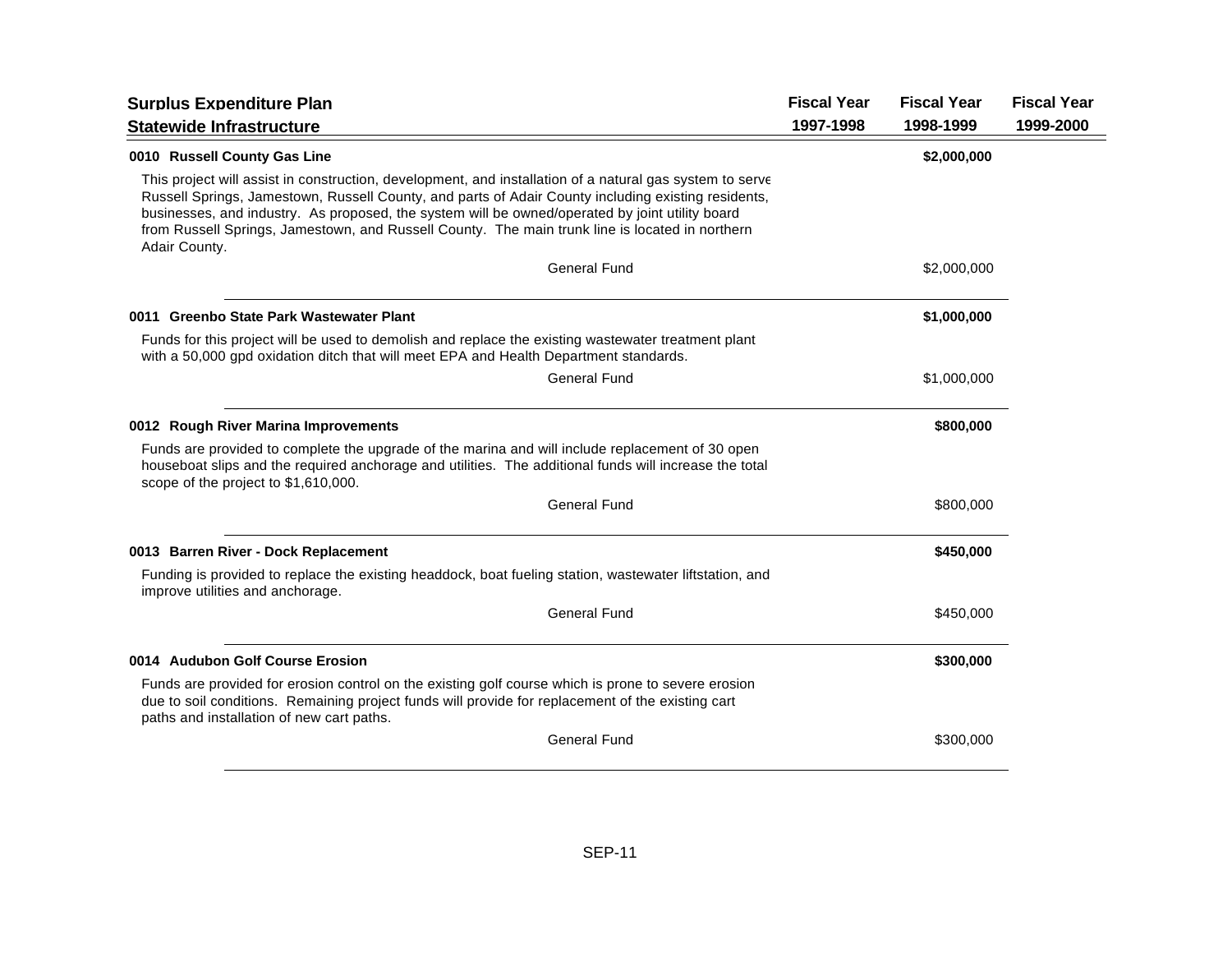## Surplus Expenditure Plan

### Statewide Infrastructure

| | Fiscal Year 1997-1998 | Fiscal Year 1998-1999 | Fiscal Year 1999-2000 |
|---|---|---|---|
| **0010 Russell County Gas Line** | | **$2,000,000** | |
| This project will assist in construction, development, and installation of a natural gas system to serve Russell Springs, Jamestown, Russell County, and parts of Adair County including existing residents, businesses, and industry. As proposed, the system will be owned/operated by joint utility board from Russell Springs, Jamestown, and Russell County. The main trunk line is located in northern Adair County. | | | |
| General Fund | | $2,000,000 | |
| **0011 Greenbo State Park Wastewater Plant** | | **$1,000,000** | |
| Funds for this project will be used to demolish and replace the existing wastewater treatment plant with a 50,000 gpd oxidation ditch that will meet EPA and Health Department standards. | | | |
| General Fund | | $1,000,000 | |
| **0012 Rough River Marina Improvements** | | **$800,000** | |
| Funds are provided to complete the upgrade of the marina and will include replacement of 30 open houseboat slips and the required anchorage and utilities. The additional funds will increase the total scope of the project to $1,610,000. | | | |
| General Fund | | $800,000 | |
| **0013 Barren River - Dock Replacement** | | **$450,000** | |
| Funding is provided to replace the existing headdock, boat fueling station, wastewater liftstation, and improve utilities and anchorage. | | | |
| General Fund | | $450,000 | |
| **0014 Audubon Golf Course Erosion** | | **$300,000** | |
| Funds are provided for erosion control on the existing golf course which is prone to severe erosion due to soil conditions. Remaining project funds will provide for replacement of the existing cart paths and installation of new cart paths. | | | |
| General Fund | | $300,000 | |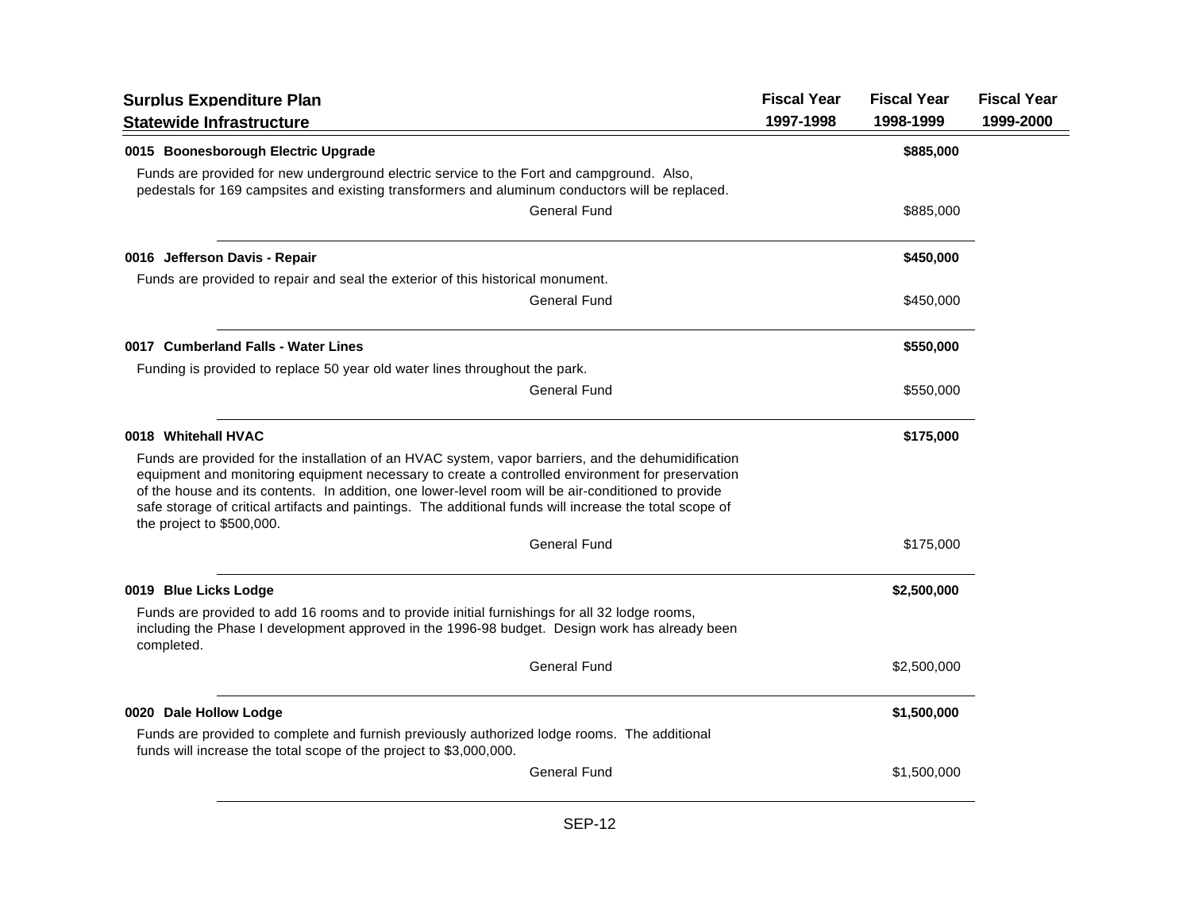| Surplus Expenditure Plan<br>Statewide Infrastructure | Fiscal Year<br>1997-1998 | Fiscal Year<br>1998-1999 | Fiscal Year<br>1999-2000 |
|---|---|---|---|
| **0015 Boonesborough Electric Upgrade** | | **$885,000** | |
| Funds are provided for new underground electric service to the Fort and campground. Also, pedestals for 169 campsites and existing transformers and aluminum conductors will be replaced. | | | |
| General Fund | | $885,000 | |
| **0016 Jefferson Davis - Repair** | | **$450,000** | |
| Funds are provided to repair and seal the exterior of this historical monument. | | | |
| General Fund | | $450,000 | |
| **0017 Cumberland Falls - Water Lines** | | **$550,000** | |
| Funding is provided to replace 50 year old water lines throughout the park. | | | |
| General Fund | | $550,000 | |
| **0018 Whitehall HVAC** | | **$175,000** | |
| Funds are provided for the installation of an HVAC system, vapor barriers, and the dehumidification equipment and monitoring equipment necessary to create a controlled environment for preservation of the house and its contents. In addition, one lower-level room will be air-conditioned to provide safe storage of critical artifacts and paintings. The additional funds will increase the total scope of the project to $500,000. | | | |
| General Fund | | $175,000 | |
| **0019 Blue Licks Lodge** | | **$2,500,000** | |
| Funds are provided to add 16 rooms and to provide initial furnishings for all 32 lodge rooms, including the Phase I development approved in the 1996-98 budget. Design work has already been completed. | | | |
| General Fund | | $2,500,000 | |
| **0020 Dale Hollow Lodge** | | **$1,500,000** | |
| Funds are provided to complete and furnish previously authorized lodge rooms. The additional funds will increase the total scope of the project to $3,000,000. | | | |
| General Fund | | $1,500,000 | |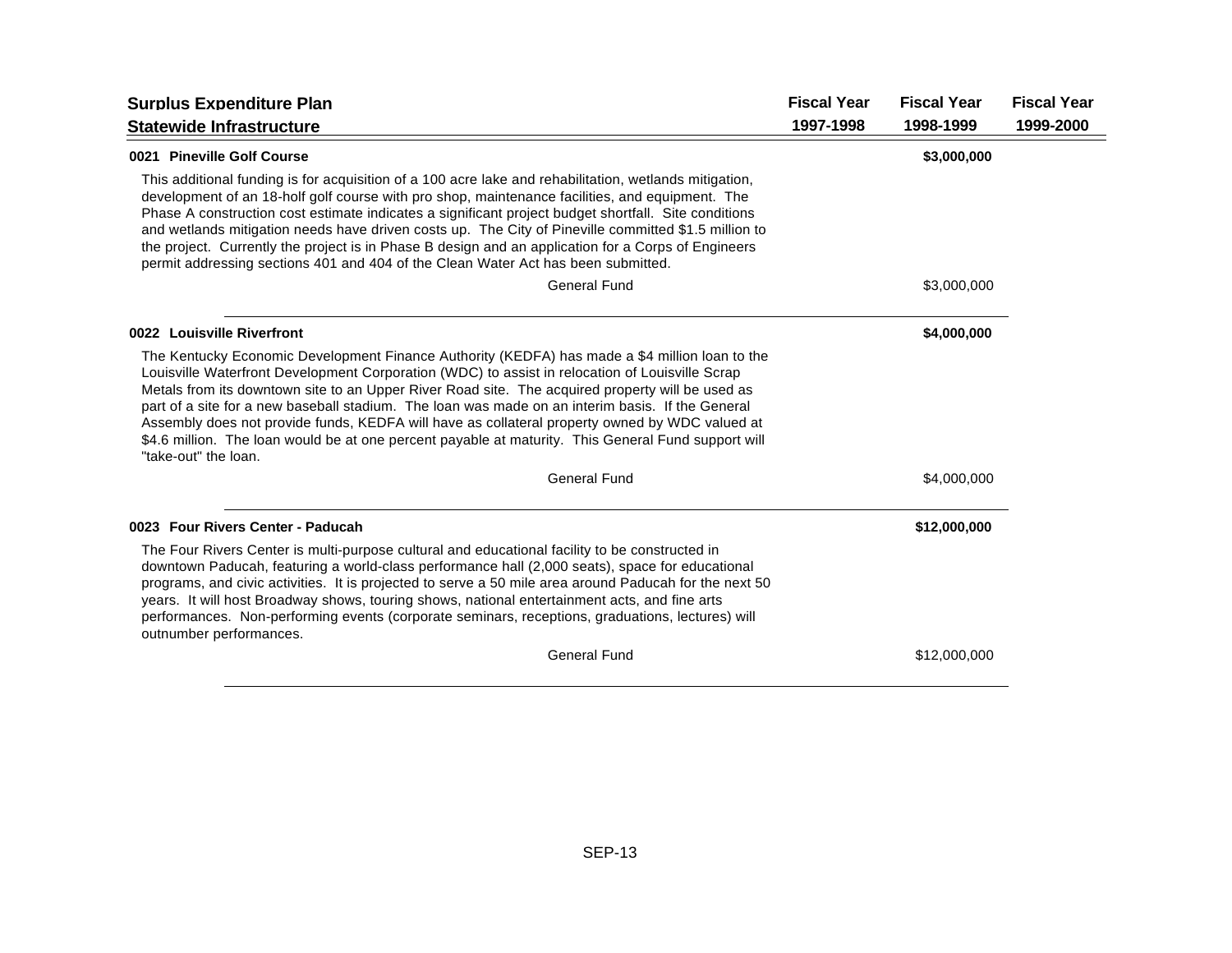## Surplus Expenditure Plan
## Statewide Infrastructure

| | Fiscal Year 1997-1998 | Fiscal Year 1998-1999 | Fiscal Year 1999-2000 |
|---|---|---|---|
| **0021 Pineville Golf Course** | | **$3,000,000** | |

This additional funding is for acquisition of a 100 acre lake and rehabilitation, wetlands mitigation, development of an 18-holf golf course with pro shop, maintenance facilities, and equipment. The Phase A construction cost estimate indicates a significant project budget shortfall. Site conditions and wetlands mitigation needs have driven costs up. The City of Pineville committed $1.5 million to the project. Currently the project is in Phase B design and an application for a Corps of Engineers permit addressing sections 401 and 404 of the Clean Water Act has been submitted.

| | Fiscal Year 1997-1998 | Fiscal Year 1998-1999 | Fiscal Year 1999-2000 |
|---|---|---|---|
| General Fund | | $3,000,000 | |

| | Fiscal Year 1997-1998 | Fiscal Year 1998-1999 | Fiscal Year 1999-2000 |
|---|---|---|---|
| **0022 Louisville Riverfront** | | **$4,000,000** | |

The Kentucky Economic Development Finance Authority (KEDFA) has made a $4 million loan to the Louisville Waterfront Development Corporation (WDC) to assist in relocation of Louisville Scrap Metals from its downtown site to an Upper River Road site. The acquired property will be used as part of a site for a new baseball stadium. The loan was made on an interim basis. If the General Assembly does not provide funds, KEDFA will have as collateral property owned by WDC valued at $4.6 million. The loan would be at one percent payable at maturity. This General Fund support will "take-out" the loan.

| | Fiscal Year 1997-1998 | Fiscal Year 1998-1999 | Fiscal Year 1999-2000 |
|---|---|---|---|
| General Fund | | $4,000,000 | |

| | Fiscal Year 1997-1998 | Fiscal Year 1998-1999 | Fiscal Year 1999-2000 |
|---|---|---|---|
| **0023 Four Rivers Center - Paducah** | | **$12,000,000** | |

The Four Rivers Center is multi-purpose cultural and educational facility to be constructed in downtown Paducah, featuring a world-class performance hall (2,000 seats), space for educational programs, and civic activities. It is projected to serve a 50 mile area around Paducah for the next 50 years. It will host Broadway shows, touring shows, national entertainment acts, and fine arts performances. Non-performing events (corporate seminars, receptions, graduations, lectures) will outnumber performances.

| | Fiscal Year 1997-1998 | Fiscal Year 1998-1999 | Fiscal Year 1999-2000 |
|---|---|---|---|
| General Fund | | $12,000,000 | |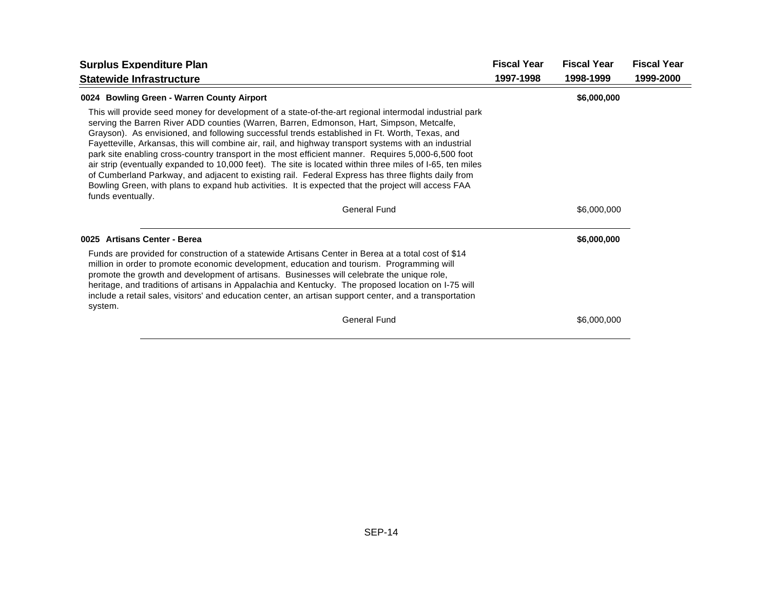| Surplus Expenditure Plan<br>Statewide Infrastructure | Fiscal Year<br>1997-1998 | Fiscal Year<br>1998-1999 | Fiscal Year<br>1999-2000 |
|---|---|---|---|
| **0024 Bowling Green - Warren County Airport** | | **$6,000,000** | |
| General Fund | | $6,000,000 | |
| **0025 Artisans Center - Berea** | | **$6,000,000** | |
| General Fund | | $6,000,000 | |

### 0024 Bowling Green - Warren County Airport

This will provide seed money for development of a state-of-the-art regional intermodal industrial park serving the Barren River ADD counties (Warren, Barren, Edmonson, Hart, Simpson, Metcalfe, Grayson). As envisioned, and following successful trends established in Ft. Worth, Texas, and Fayetteville, Arkansas, this will combine air, rail, and highway transport systems with an industrial park site enabling cross-country transport in the most efficient manner. Requires 5,000-6,500 foot air strip (eventually expanded to 10,000 feet). The site is located within three miles of I-65, ten miles of Cumberland Parkway, and adjacent to existing rail. Federal Express has three flights daily from Bowling Green, with plans to expand hub activities. It is expected that the project will access FAA funds eventually.

### 0025 Artisans Center - Berea

Funds are provided for construction of a statewide Artisans Center in Berea at a total cost of $14 million in order to promote economic development, education and tourism. Programming will promote the growth and development of artisans. Businesses will celebrate the unique role, heritage, and traditions of artisans in Appalachia and Kentucky. The proposed location on I-75 will include a retail sales, visitors' and education center, an artisan support center, and a transportation system.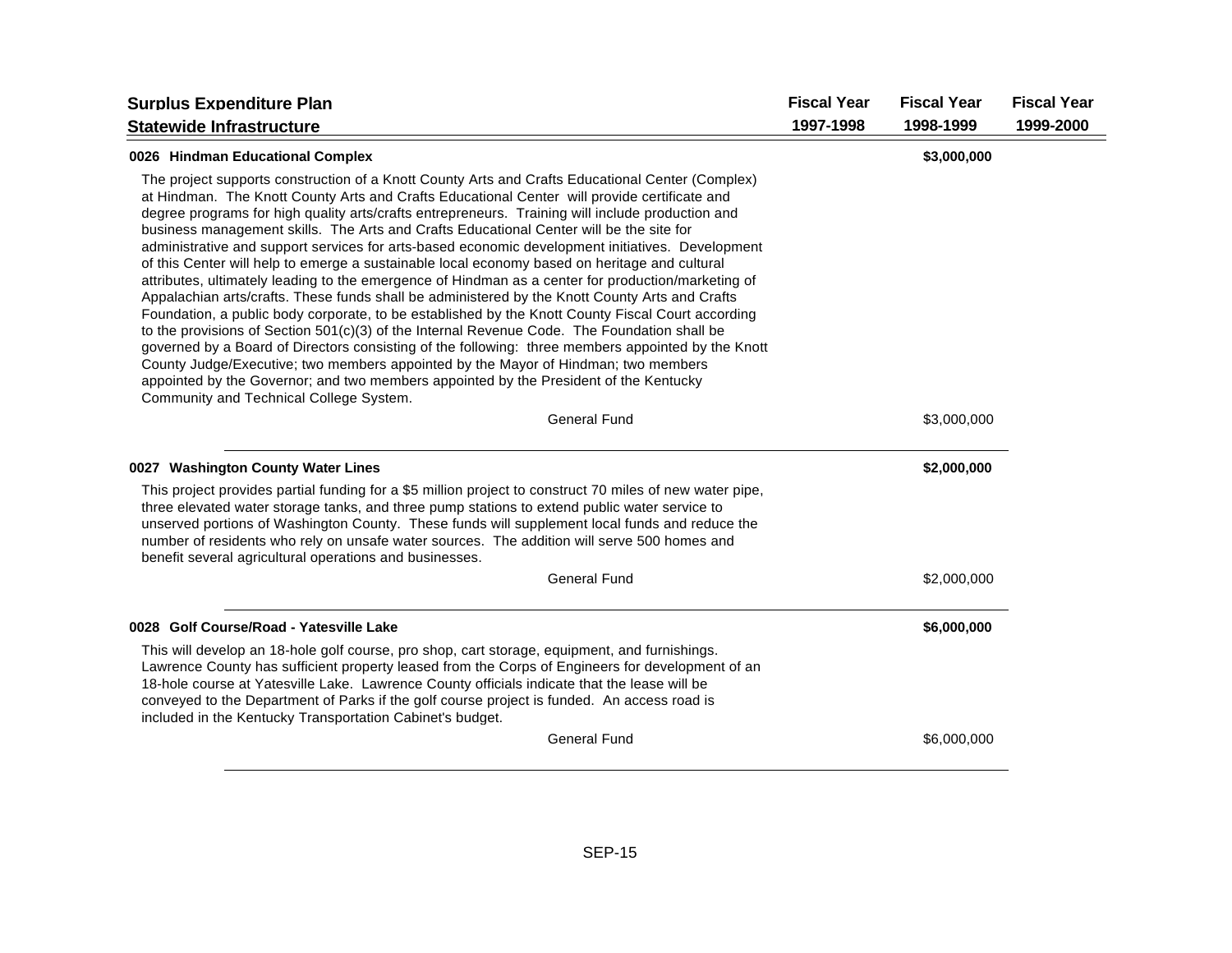| Surplus Expenditure Plan<br>Statewide Infrastructure | Fiscal Year<br>1997-1998 | Fiscal Year<br>1998-1999 | Fiscal Year<br>1999-2000 |
|---|---|---|---|

**0026 Hindman Educational Complex** — **$3,000,000** (Fiscal Year 1998-1999)

The project supports construction of a Knott County Arts and Crafts Educational Center (Complex) at Hindman. The Knott County Arts and Crafts Educational Center will provide certificate and degree programs for high quality arts/crafts entrepreneurs. Training will include production and business management skills. The Arts and Crafts Educational Center will be the site for administrative and support services for arts-based economic development initiatives. Development of this Center will help to emerge a sustainable local economy based on heritage and cultural attributes, ultimately leading to the emergence of Hindman as a center for production/marketing of Appalachian arts/crafts. These funds shall be administered by the Knott County Arts and Crafts Foundation, a public body corporate, to be established by the Knott County Fiscal Court according to the provisions of Section 501(c)(3) of the Internal Revenue Code. The Foundation shall be governed by a Board of Directors consisting of the following: three members appointed by the Knott County Judge/Executive; two members appointed by the Mayor of Hindman; two members appointed by the Governor; and two members appointed by the President of the Kentucky Community and Technical College System.

| | Fiscal Year 1997-1998 | Fiscal Year 1998-1999 | Fiscal Year 1999-2000 |
|---|---|---|---|
| General Fund | | $3,000,000 | |

---

**0027 Washington County Water Lines** — **$2,000,000** (Fiscal Year 1998-1999)

This project provides partial funding for a $5 million project to construct 70 miles of new water pipe, three elevated water storage tanks, and three pump stations to extend public water service to unserved portions of Washington County. These funds will supplement local funds and reduce the number of residents who rely on unsafe water sources. The addition will serve 500 homes and benefit several agricultural operations and businesses.

| | Fiscal Year 1997-1998 | Fiscal Year 1998-1999 | Fiscal Year 1999-2000 |
|---|---|---|---|
| General Fund | | $2,000,000 | |

---

**0028 Golf Course/Road - Yatesville Lake** — **$6,000,000** (Fiscal Year 1998-1999)

This will develop an 18-hole golf course, pro shop, cart storage, equipment, and furnishings. Lawrence County has sufficient property leased from the Corps of Engineers for development of an 18-hole course at Yatesville Lake. Lawrence County officials indicate that the lease will be conveyed to the Department of Parks if the golf course project is funded. An access road is included in the Kentucky Transportation Cabinet's budget.

| | Fiscal Year 1997-1998 | Fiscal Year 1998-1999 | Fiscal Year 1999-2000 |
|---|---|---|---|
| General Fund | | $6,000,000 | |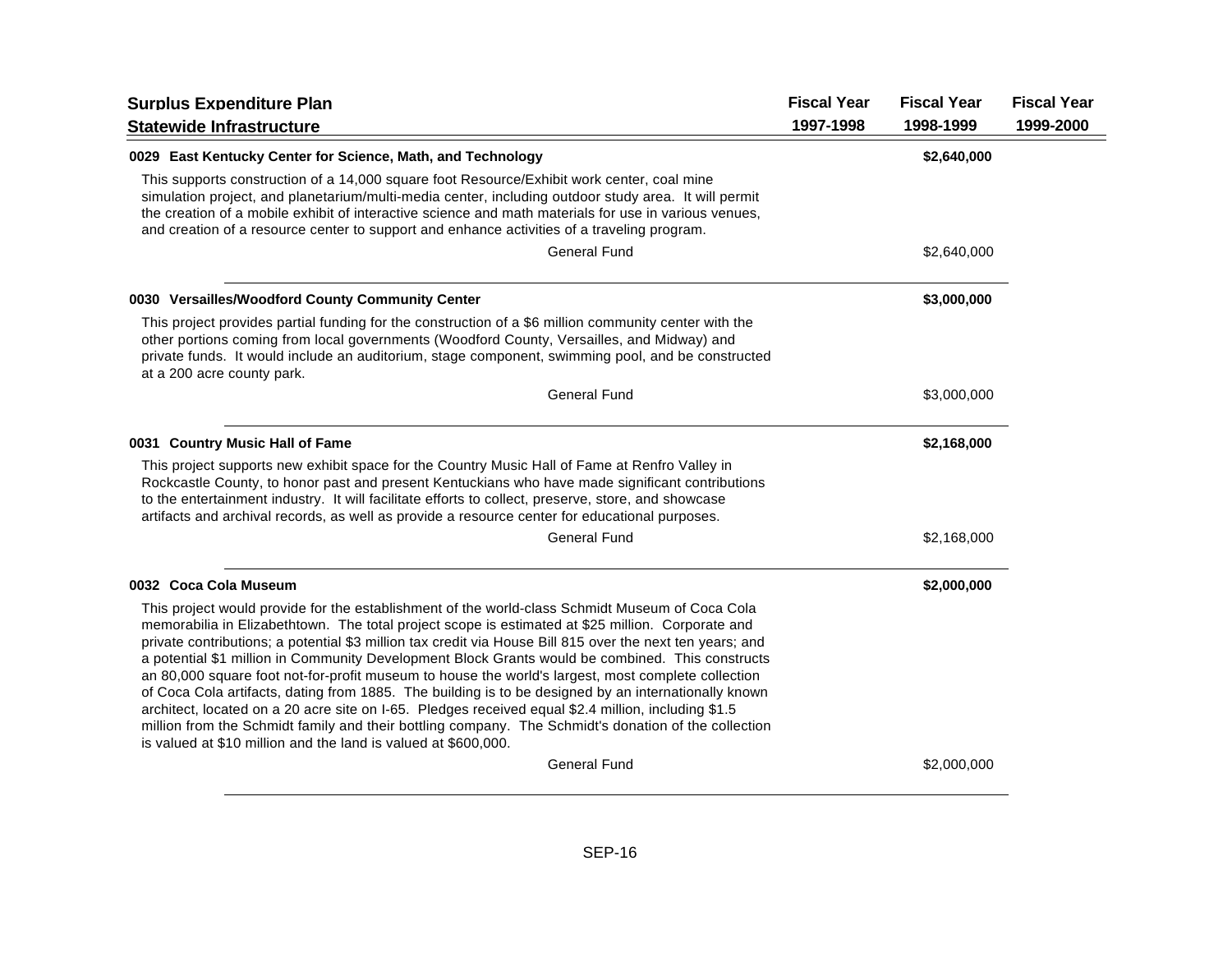| Surplus Expenditure Plan<br>Statewide Infrastructure | Fiscal Year<br>1997-1998 | Fiscal Year<br>1998-1999 | Fiscal Year<br>1999-2000 |
|---|---|---|---|

**0029 East Kentucky Center for Science, Math, and Technology** — **$2,640,000** (Fiscal Year 1998-1999)

This supports construction of a 14,000 square foot Resource/Exhibit work center, coal mine simulation project, and planetarium/multi-media center, including outdoor study area. It will permit the creation of a mobile exhibit of interactive science and math materials for use in various venues, and creation of a resource center to support and enhance activities of a traveling program.

| | Fiscal Year 1997-1998 | Fiscal Year 1998-1999 | Fiscal Year 1999-2000 |
|---|---|---|---|
| General Fund | | $2,640,000 | |

**0030 Versailles/Woodford County Community Center** — **$3,000,000** (Fiscal Year 1998-1999)

This project provides partial funding for the construction of a $6 million community center with the other portions coming from local governments (Woodford County, Versailles, and Midway) and private funds. It would include an auditorium, stage component, swimming pool, and be constructed at a 200 acre county park.

| | Fiscal Year 1997-1998 | Fiscal Year 1998-1999 | Fiscal Year 1999-2000 |
|---|---|---|---|
| General Fund | | $3,000,000 | |

**0031 Country Music Hall of Fame** — **$2,168,000** (Fiscal Year 1998-1999)

This project supports new exhibit space for the Country Music Hall of Fame at Renfro Valley in Rockcastle County, to honor past and present Kentuckians who have made significant contributions to the entertainment industry. It will facilitate efforts to collect, preserve, store, and showcase artifacts and archival records, as well as provide a resource center for educational purposes.

| | Fiscal Year 1997-1998 | Fiscal Year 1998-1999 | Fiscal Year 1999-2000 |
|---|---|---|---|
| General Fund | | $2,168,000 | |

**0032 Coca Cola Museum** — **$2,000,000** (Fiscal Year 1998-1999)

This project would provide for the establishment of the world-class Schmidt Museum of Coca Cola memorabilia in Elizabethtown. The total project scope is estimated at $25 million. Corporate and private contributions; a potential $3 million tax credit via House Bill 815 over the next ten years; and a potential $1 million in Community Development Block Grants would be combined. This constructs an 80,000 square foot not-for-profit museum to house the world's largest, most complete collection of Coca Cola artifacts, dating from 1885. The building is to be designed by an internationally known architect, located on a 20 acre site on I-65. Pledges received equal $2.4 million, including $1.5 million from the Schmidt family and their bottling company. The Schmidt's donation of the collection is valued at $10 million and the land is valued at $600,000.

| | Fiscal Year 1997-1998 | Fiscal Year 1998-1999 | Fiscal Year 1999-2000 |
|---|---|---|---|
| General Fund | | $2,000,000 | |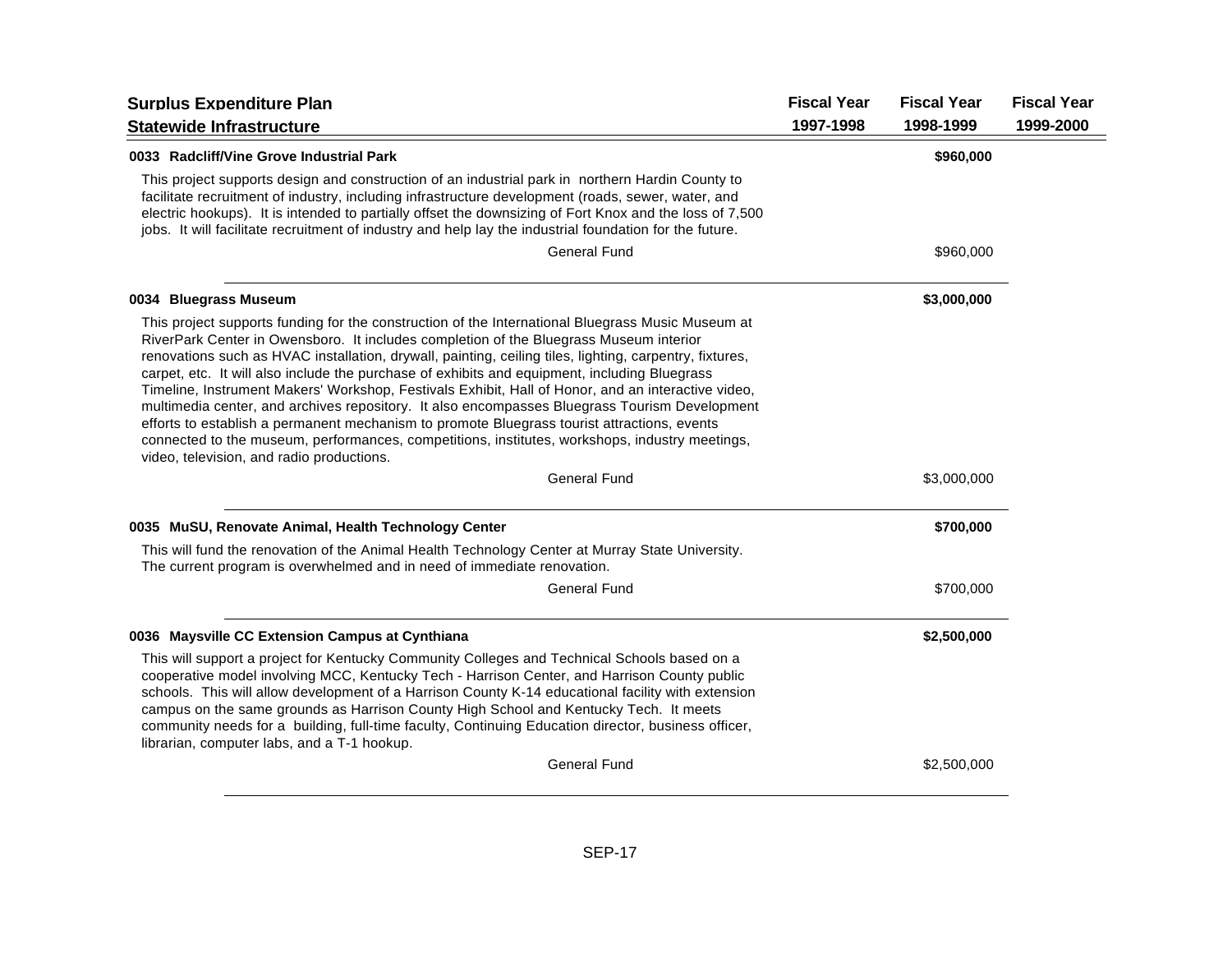| Surplus Expenditure Plan<br>Statewide Infrastructure | Fiscal Year<br>1997-1998 | Fiscal Year<br>1998-1999 | Fiscal Year<br>1999-2000 |
|---|---|---|---|
| **0033 Radcliff/Vine Grove Industrial Park** | | **$960,000** | |
| This project supports design and construction of an industrial park in northern Hardin County to facilitate recruitment of industry, including infrastructure development (roads, sewer, water, and electric hookups). It is intended to partially offset the downsizing of Fort Knox and the loss of 7,500 jobs. It will facilitate recruitment of industry and help lay the industrial foundation for the future. | | | |
| General Fund | | $960,000 | |
| **0034 Bluegrass Museum** | | **$3,000,000** | |
| This project supports funding for the construction of the International Bluegrass Music Museum at RiverPark Center in Owensboro. It includes completion of the Bluegrass Museum interior renovations such as HVAC installation, drywall, painting, ceiling tiles, lighting, carpentry, fixtures, carpet, etc. It will also include the purchase of exhibits and equipment, including Bluegrass Timeline, Instrument Makers' Workshop, Festivals Exhibit, Hall of Honor, and an interactive video, multimedia center, and archives repository. It also encompasses Bluegrass Tourism Development efforts to establish a permanent mechanism to promote Bluegrass tourist attractions, events connected to the museum, performances, competitions, institutes, workshops, industry meetings, video, television, and radio productions. | | | |
| General Fund | | $3,000,000 | |
| **0035 MuSU, Renovate Animal, Health Technology Center** | | **$700,000** | |
| This will fund the renovation of the Animal Health Technology Center at Murray State University. The current program is overwhelmed and in need of immediate renovation. | | | |
| General Fund | | $700,000 | |
| **0036 Maysville CC Extension Campus at Cynthiana** | | **$2,500,000** | |
| This will support a project for Kentucky Community Colleges and Technical Schools based on a cooperative model involving MCC, Kentucky Tech - Harrison Center, and Harrison County public schools. This will allow development of a Harrison County K-14 educational facility with extension campus on the same grounds as Harrison County High School and Kentucky Tech. It meets community needs for a building, full-time faculty, Continuing Education director, business officer, librarian, computer labs, and a T-1 hookup. | | | |
| General Fund | | $2,500,000 | |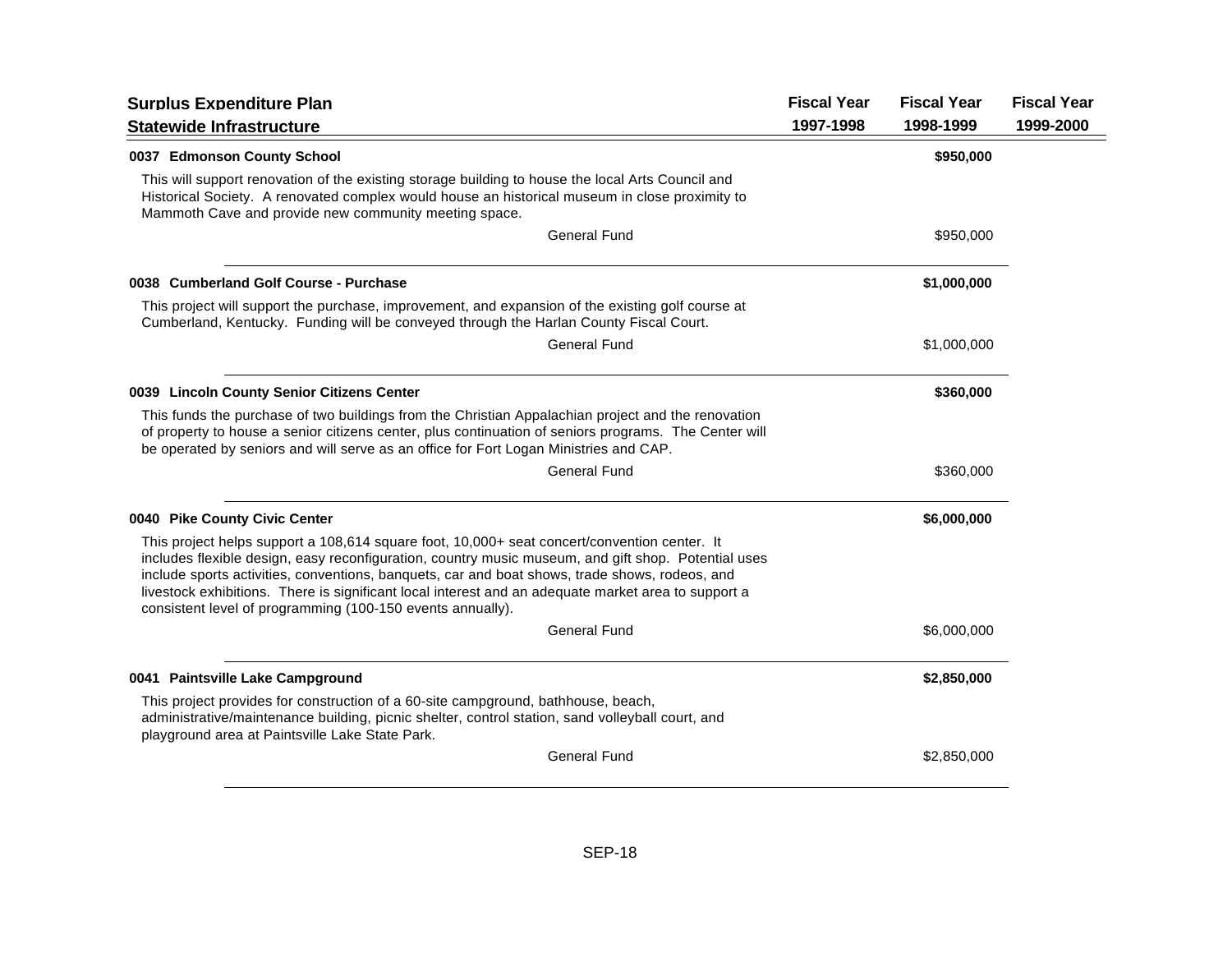## Surplus Expenditure Plan

### Statewide Infrastructure

| | Fiscal Year 1997-1998 | Fiscal Year 1998-1999 | Fiscal Year 1999-2000 |
|---|---|---|---|
| **0037 Edmonson County School** | | **$950,000** | |
| This will support renovation of the existing storage building to house the local Arts Council and Historical Society. A renovated complex would house an historical museum in close proximity to Mammoth Cave and provide new community meeting space. | | | |
| General Fund | | $950,000 | |
| **0038 Cumberland Golf Course - Purchase** | | **$1,000,000** | |
| This project will support the purchase, improvement, and expansion of the existing golf course at Cumberland, Kentucky. Funding will be conveyed through the Harlan County Fiscal Court. | | | |
| General Fund | | $1,000,000 | |
| **0039 Lincoln County Senior Citizens Center** | | **$360,000** | |
| This funds the purchase of two buildings from the Christian Appalachian project and the renovation of property to house a senior citizens center, plus continuation of seniors programs. The Center will be operated by seniors and will serve as an office for Fort Logan Ministries and CAP. | | | |
| General Fund | | $360,000 | |
| **0040 Pike County Civic Center** | | **$6,000,000** | |
| This project helps support a 108,614 square foot, 10,000+ seat concert/convention center. It includes flexible design, easy reconfiguration, country music museum, and gift shop. Potential uses include sports activities, conventions, banquets, car and boat shows, trade shows, rodeos, and livestock exhibitions. There is significant local interest and an adequate market area to support a consistent level of programming (100-150 events annually). | | | |
| General Fund | | $6,000,000 | |
| **0041 Paintsville Lake Campground** | | **$2,850,000** | |
| This project provides for construction of a 60-site campground, bathhouse, beach, administrative/maintenance building, picnic shelter, control station, sand volleyball court, and playground area at Paintsville Lake State Park. | | | |
| General Fund | | $2,850,000 | |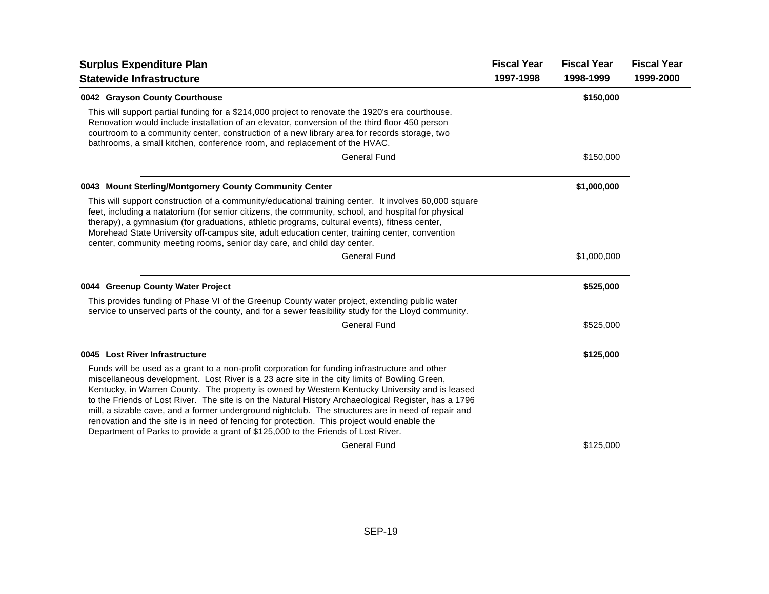## Surplus Expenditure Plan

### Statewide Infrastructure

| | Fiscal Year 1997-1998 | Fiscal Year 1998-1999 | Fiscal Year 1999-2000 |
|---|---|---|---|

**0042 Grayson County Courthouse** — **$150,000** (Fiscal Year 1998-1999)

This will support partial funding for a $214,000 project to renovate the 1920's era courthouse. Renovation would include installation of an elevator, conversion of the third floor 450 person courtroom to a community center, construction of a new library area for records storage, two bathrooms, a small kitchen, conference room, and replacement of the HVAC.

| | Fiscal Year 1997-1998 | Fiscal Year 1998-1999 | Fiscal Year 1999-2000 |
|---|---|---|---|
| General Fund | | $150,000 | |

**0043 Mount Sterling/Montgomery County Community Center** — **$1,000,000** (Fiscal Year 1998-1999)

This will support construction of a community/educational training center. It involves 60,000 square feet, including a natatorium (for senior citizens, the community, school, and hospital for physical therapy), a gymnasium (for graduations, athletic programs, cultural events), fitness center, Morehead State University off-campus site, adult education center, training center, convention center, community meeting rooms, senior day care, and child day center.

| | Fiscal Year 1997-1998 | Fiscal Year 1998-1999 | Fiscal Year 1999-2000 |
|---|---|---|---|
| General Fund | | $1,000,000 | |

**0044 Greenup County Water Project** — **$525,000** (Fiscal Year 1998-1999)

This provides funding of Phase VI of the Greenup County water project, extending public water service to unserved parts of the county, and for a sewer feasibility study for the Lloyd community.

| | Fiscal Year 1997-1998 | Fiscal Year 1998-1999 | Fiscal Year 1999-2000 |
|---|---|---|---|
| General Fund | | $525,000 | |

**0045 Lost River Infrastructure** — **$125,000** (Fiscal Year 1998-1999)

Funds will be used as a grant to a non-profit corporation for funding infrastructure and other miscellaneous development. Lost River is a 23 acre site in the city limits of Bowling Green, Kentucky, in Warren County. The property is owned by Western Kentucky University and is leased to the Friends of Lost River. The site is on the Natural History Archaeological Register, has a 1796 mill, a sizable cave, and a former underground nightclub. The structures are in need of repair and renovation and the site is in need of fencing for protection. This project would enable the Department of Parks to provide a grant of $125,000 to the Friends of Lost River.

| | Fiscal Year 1997-1998 | Fiscal Year 1998-1999 | Fiscal Year 1999-2000 |
|---|---|---|---|
| General Fund | | $125,000 | |

SEP-19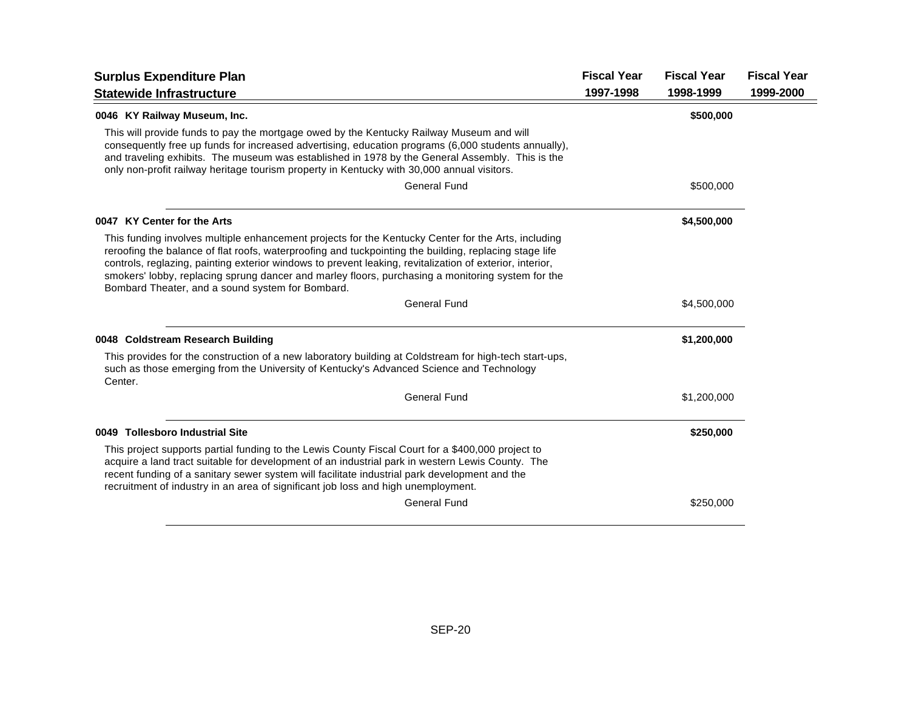| Surplus Expenditure Plan<br>Statewide Infrastructure | Fiscal Year<br>1997-1998 | Fiscal Year<br>1998-1999 | Fiscal Year<br>1999-2000 |
|---|---|---|---|
| **0046 KY Railway Museum, Inc.** | | **$500,000** | |
| This will provide funds to pay the mortgage owed by the Kentucky Railway Museum and will consequently free up funds for increased advertising, education programs (6,000 students annually), and traveling exhibits. The museum was established in 1978 by the General Assembly. This is the only non-profit railway heritage tourism property in Kentucky with 30,000 annual visitors. | | | |
| General Fund | | $500,000 | |
| **0047 KY Center for the Arts** | | **$4,500,000** | |
| This funding involves multiple enhancement projects for the Kentucky Center for the Arts, including reroofing the balance of flat roofs, waterproofing and tuckpointing the building, replacing stage life controls, reglazing, painting exterior windows to prevent leaking, revitalization of exterior, interior, smokers' lobby, replacing sprung dancer and marley floors, purchasing a monitoring system for the Bombard Theater, and a sound system for Bombard. | | | |
| General Fund | | $4,500,000 | |
| **0048 Coldstream Research Building** | | **$1,200,000** | |
| This provides for the construction of a new laboratory building at Coldstream for high-tech start-ups, such as those emerging from the University of Kentucky's Advanced Science and Technology Center. | | | |
| General Fund | | $1,200,000 | |
| **0049 Tollesboro Industrial Site** | | **$250,000** | |
| This project supports partial funding to the Lewis County Fiscal Court for a $400,000 project to acquire a land tract suitable for development of an industrial park in western Lewis County. The recent funding of a sanitary sewer system will facilitate industrial park development and the recruitment of industry in an area of significant job loss and high unemployment. | | | |
| General Fund | | $250,000 | |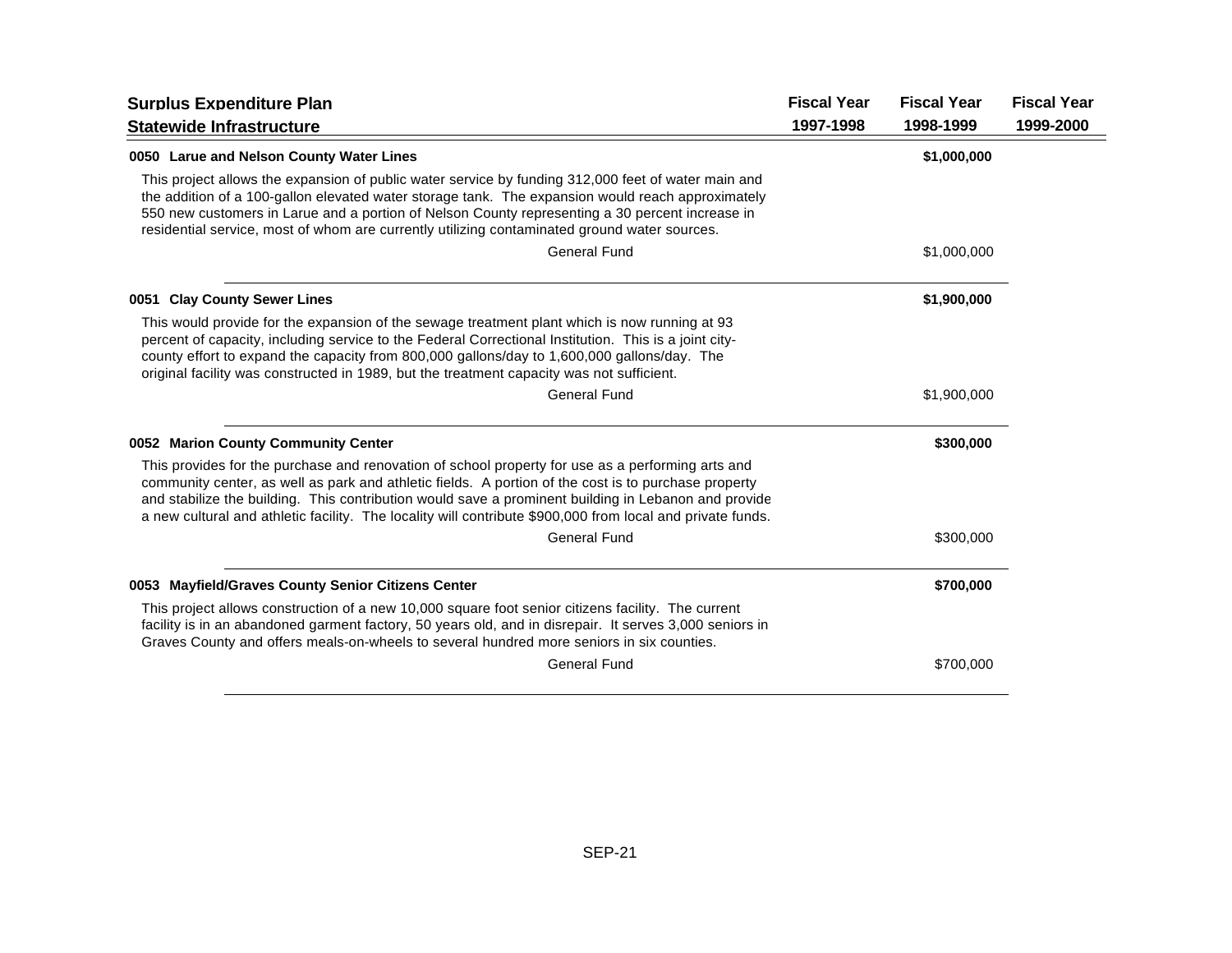| Surplus Expenditure Plan<br>Statewide Infrastructure | Fiscal Year<br>1997-1998 | Fiscal Year<br>1998-1999 | Fiscal Year<br>1999-2000 |
|---|---|---|---|
| **0050 Larue and Nelson County Water Lines** | | **$1,000,000** | |
| This project allows the expansion of public water service by funding 312,000 feet of water main and the addition of a 100-gallon elevated water storage tank. The expansion would reach approximately 550 new customers in Larue and a portion of Nelson County representing a 30 percent increase in residential service, most of whom are currently utilizing contaminated ground water sources. | | | |
| General Fund | | $1,000,000 | |
| **0051 Clay County Sewer Lines** | | **$1,900,000** | |
| This would provide for the expansion of the sewage treatment plant which is now running at 93 percent of capacity, including service to the Federal Correctional Institution. This is a joint city-county effort to expand the capacity from 800,000 gallons/day to 1,600,000 gallons/day. The original facility was constructed in 1989, but the treatment capacity was not sufficient. | | | |
| General Fund | | $1,900,000 | |
| **0052 Marion County Community Center** | | **$300,000** | |
| This provides for the purchase and renovation of school property for use as a performing arts and community center, as well as park and athletic fields. A portion of the cost is to purchase property and stabilize the building. This contribution would save a prominent building in Lebanon and provide a new cultural and athletic facility. The locality will contribute $900,000 from local and private funds. | | | |
| General Fund | | $300,000 | |
| **0053 Mayfield/Graves County Senior Citizens Center** | | **$700,000** | |
| This project allows construction of a new 10,000 square foot senior citizens facility. The current facility is in an abandoned garment factory, 50 years old, and in disrepair. It serves 3,000 seniors in Graves County and offers meals-on-wheels to several hundred more seniors in six counties. | | | |
| General Fund | | $700,000 | |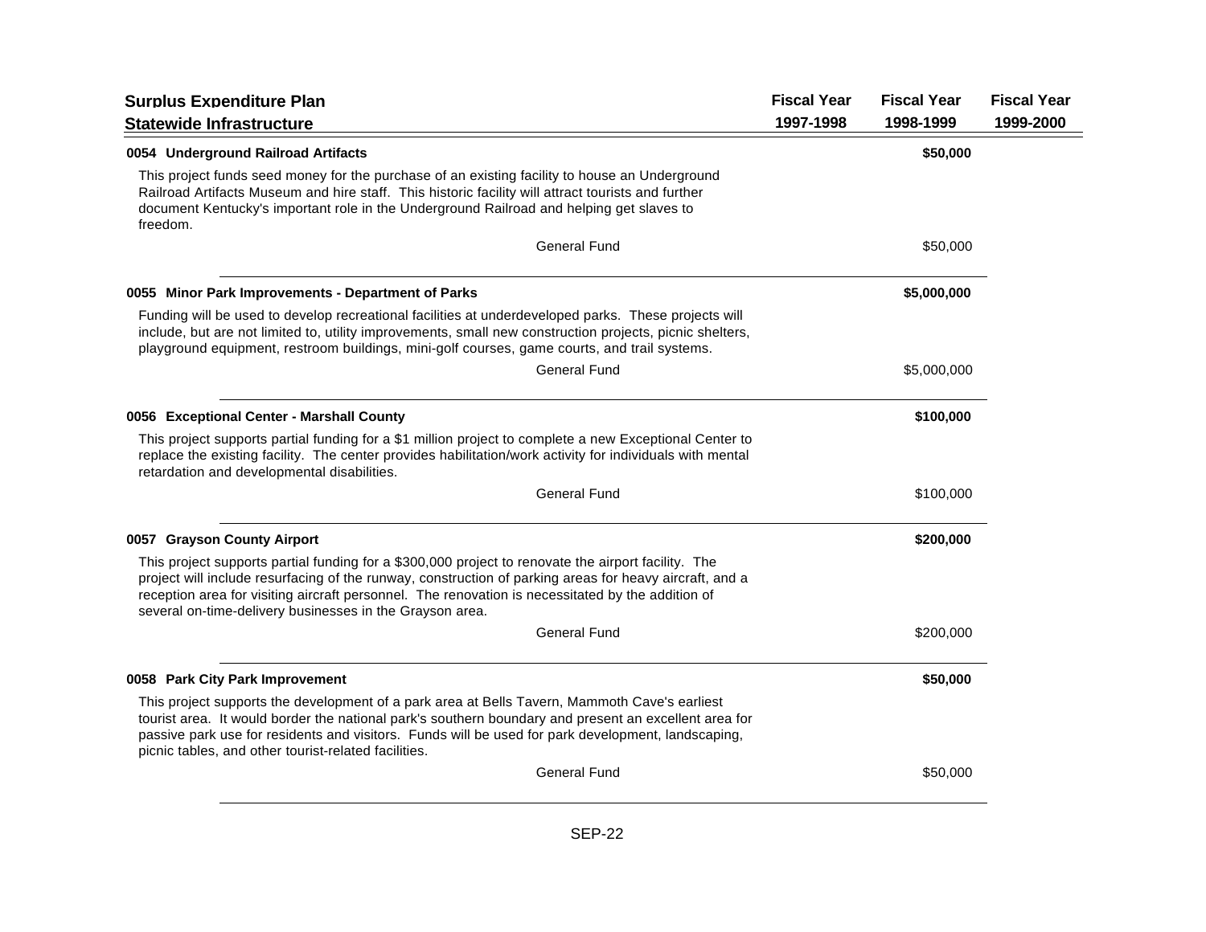## Surplus Expenditure Plan

### Statewide Infrastructure

| | Fiscal Year 1997-1998 | Fiscal Year 1998-1999 | Fiscal Year 1999-2000 |
|---|---|---|---|

**0054 Underground Railroad Artifacts** — **$50,000** (Fiscal Year 1998-1999)

This project funds seed money for the purchase of an existing facility to house an Underground Railroad Artifacts Museum and hire staff. This historic facility will attract tourists and further document Kentucky's important role in the Underground Railroad and helping get slaves to freedom.

| | Fiscal Year 1997-1998 | Fiscal Year 1998-1999 | Fiscal Year 1999-2000 |
|---|---|---|---|
| General Fund | | $50,000 | |

**0055 Minor Park Improvements - Department of Parks** — **$5,000,000** (Fiscal Year 1998-1999)

Funding will be used to develop recreational facilities at underdeveloped parks. These projects will include, but are not limited to, utility improvements, small new construction projects, picnic shelters, playground equipment, restroom buildings, mini-golf courses, game courts, and trail systems.

| | Fiscal Year 1997-1998 | Fiscal Year 1998-1999 | Fiscal Year 1999-2000 |
|---|---|---|---|
| General Fund | | $5,000,000 | |

**0056 Exceptional Center - Marshall County** — **$100,000** (Fiscal Year 1998-1999)

This project supports partial funding for a $1 million project to complete a new Exceptional Center to replace the existing facility. The center provides habilitation/work activity for individuals with mental retardation and developmental disabilities.

| | Fiscal Year 1997-1998 | Fiscal Year 1998-1999 | Fiscal Year 1999-2000 |
|---|---|---|---|
| General Fund | | $100,000 | |

**0057 Grayson County Airport** — **$200,000** (Fiscal Year 1998-1999)

This project supports partial funding for a $300,000 project to renovate the airport facility. The project will include resurfacing of the runway, construction of parking areas for heavy aircraft, and a reception area for visiting aircraft personnel. The renovation is necessitated by the addition of several on-time-delivery businesses in the Grayson area.

| | Fiscal Year 1997-1998 | Fiscal Year 1998-1999 | Fiscal Year 1999-2000 |
|---|---|---|---|
| General Fund | | $200,000 | |

**0058 Park City Park Improvement** — **$50,000** (Fiscal Year 1998-1999)

This project supports the development of a park area at Bells Tavern, Mammoth Cave's earliest tourist area. It would border the national park's southern boundary and present an excellent area for passive park use for residents and visitors. Funds will be used for park development, landscaping, picnic tables, and other tourist-related facilities.

| | Fiscal Year 1997-1998 | Fiscal Year 1998-1999 | Fiscal Year 1999-2000 |
|---|---|---|---|
| General Fund | | $50,000 | |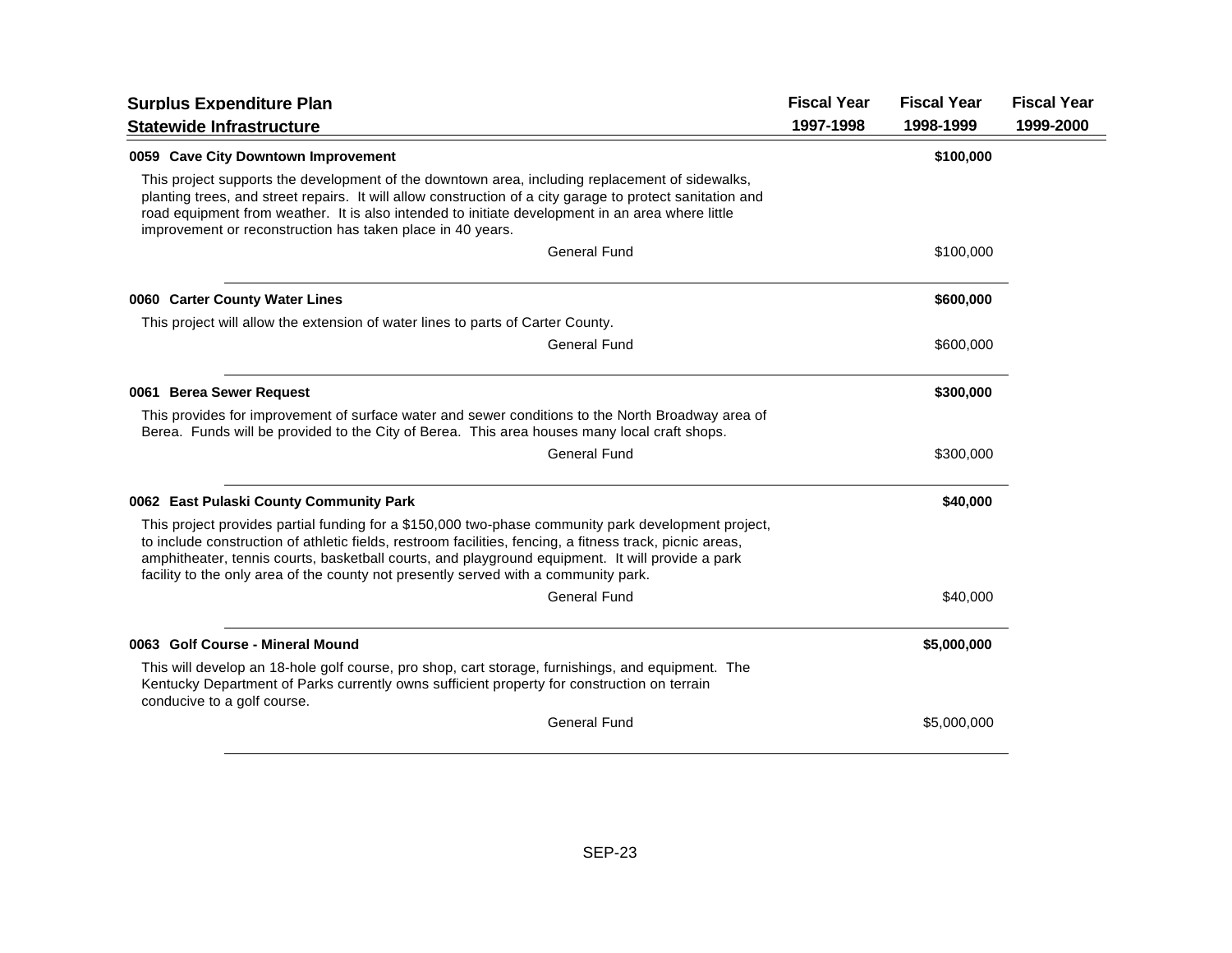| Surplus Expenditure Plan<br>Statewide Infrastructure | Fiscal Year<br>1997-1998 | Fiscal Year<br>1998-1999 | Fiscal Year<br>1999-2000 |
|---|---|---|---|

**0059 Cave City Downtown Improvement** — Fiscal Year 1998-1999: **$100,000**

This project supports the development of the downtown area, including replacement of sidewalks, planting trees, and street repairs. It will allow construction of a city garage to protect sanitation and road equipment from weather. It is also intended to initiate development in an area where little improvement or reconstruction has taken place in 40 years.

| | Fiscal Year 1997-1998 | Fiscal Year 1998-1999 | Fiscal Year 1999-2000 |
|---|---|---|---|
| General Fund | | $100,000 | |

**0060 Carter County Water Lines** — Fiscal Year 1998-1999: **$600,000**

This project will allow the extension of water lines to parts of Carter County.

| | Fiscal Year 1997-1998 | Fiscal Year 1998-1999 | Fiscal Year 1999-2000 |
|---|---|---|---|
| General Fund | | $600,000 | |

**0061 Berea Sewer Request** — Fiscal Year 1998-1999: **$300,000**

This provides for improvement of surface water and sewer conditions to the North Broadway area of Berea. Funds will be provided to the City of Berea. This area houses many local craft shops.

| | Fiscal Year 1997-1998 | Fiscal Year 1998-1999 | Fiscal Year 1999-2000 |
|---|---|---|---|
| General Fund | | $300,000 | |

**0062 East Pulaski County Community Park** — Fiscal Year 1998-1999: **$40,000**

This project provides partial funding for a $150,000 two-phase community park development project, to include construction of athletic fields, restroom facilities, fencing, a fitness track, picnic areas, amphitheater, tennis courts, basketball courts, and playground equipment. It will provide a park facility to the only area of the county not presently served with a community park.

| | Fiscal Year 1997-1998 | Fiscal Year 1998-1999 | Fiscal Year 1999-2000 |
|---|---|---|---|
| General Fund | | $40,000 | |

**0063 Golf Course - Mineral Mound** — Fiscal Year 1998-1999: **$5,000,000**

This will develop an 18-hole golf course, pro shop, cart storage, furnishings, and equipment. The Kentucky Department of Parks currently owns sufficient property for construction on terrain conducive to a golf course.

| | Fiscal Year 1997-1998 | Fiscal Year 1998-1999 | Fiscal Year 1999-2000 |
|---|---|---|---|
| General Fund | | $5,000,000 | |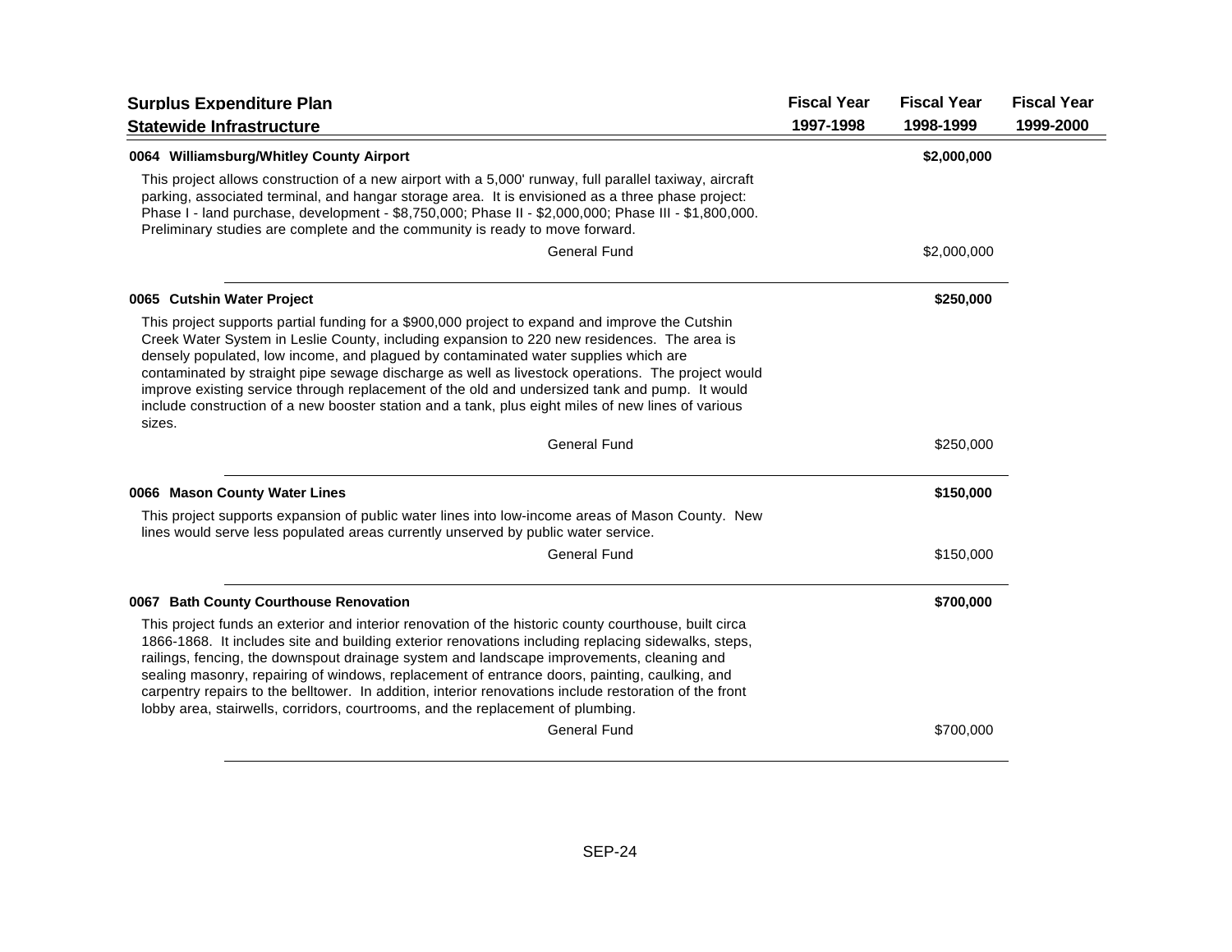| Surplus Expenditure Plan<br>Statewide Infrastructure | Fiscal Year<br>1997-1998 | Fiscal Year<br>1998-1999 | Fiscal Year<br>1999-2000 |
|---|---|---|---|

**0064 Williamsburg/Whitley County Airport** — **$2,000,000** (Fiscal Year 1998-1999)

This project allows construction of a new airport with a 5,000' runway, full parallel taxiway, aircraft parking, associated terminal, and hangar storage area. It is envisioned as a three phase project: Phase I - land purchase, development - $8,750,000; Phase II - $2,000,000; Phase III - $1,800,000. Preliminary studies are complete and the community is ready to move forward.

| | Fiscal Year 1997-1998 | Fiscal Year 1998-1999 | Fiscal Year 1999-2000 |
|---|---|---|---|
| General Fund | | $2,000,000 | |

**0065 Cutshin Water Project** — **$250,000** (Fiscal Year 1998-1999)

This project supports partial funding for a $900,000 project to expand and improve the Cutshin Creek Water System in Leslie County, including expansion to 220 new residences. The area is densely populated, low income, and plagued by contaminated water supplies which are contaminated by straight pipe sewage discharge as well as livestock operations. The project would improve existing service through replacement of the old and undersized tank and pump. It would include construction of a new booster station and a tank, plus eight miles of new lines of various sizes.

| | Fiscal Year 1997-1998 | Fiscal Year 1998-1999 | Fiscal Year 1999-2000 |
|---|---|---|---|
| General Fund | | $250,000 | |

**0066 Mason County Water Lines** — **$150,000** (Fiscal Year 1998-1999)

This project supports expansion of public water lines into low-income areas of Mason County. New lines would serve less populated areas currently unserved by public water service.

| | Fiscal Year 1997-1998 | Fiscal Year 1998-1999 | Fiscal Year 1999-2000 |
|---|---|---|---|
| General Fund | | $150,000 | |

**0067 Bath County Courthouse Renovation** — **$700,000** (Fiscal Year 1998-1999)

This project funds an exterior and interior renovation of the historic county courthouse, built circa 1866-1868. It includes site and building exterior renovations including replacing sidewalks, steps, railings, fencing, the downspout drainage system and landscape improvements, cleaning and sealing masonry, repairing of windows, replacement of entrance doors, painting, caulking, and carpentry repairs to the belltower. In addition, interior renovations include restoration of the front lobby area, stairwells, corridors, courtrooms, and the replacement of plumbing.

| | Fiscal Year 1997-1998 | Fiscal Year 1998-1999 | Fiscal Year 1999-2000 |
|---|---|---|---|
| General Fund | | $700,000 | |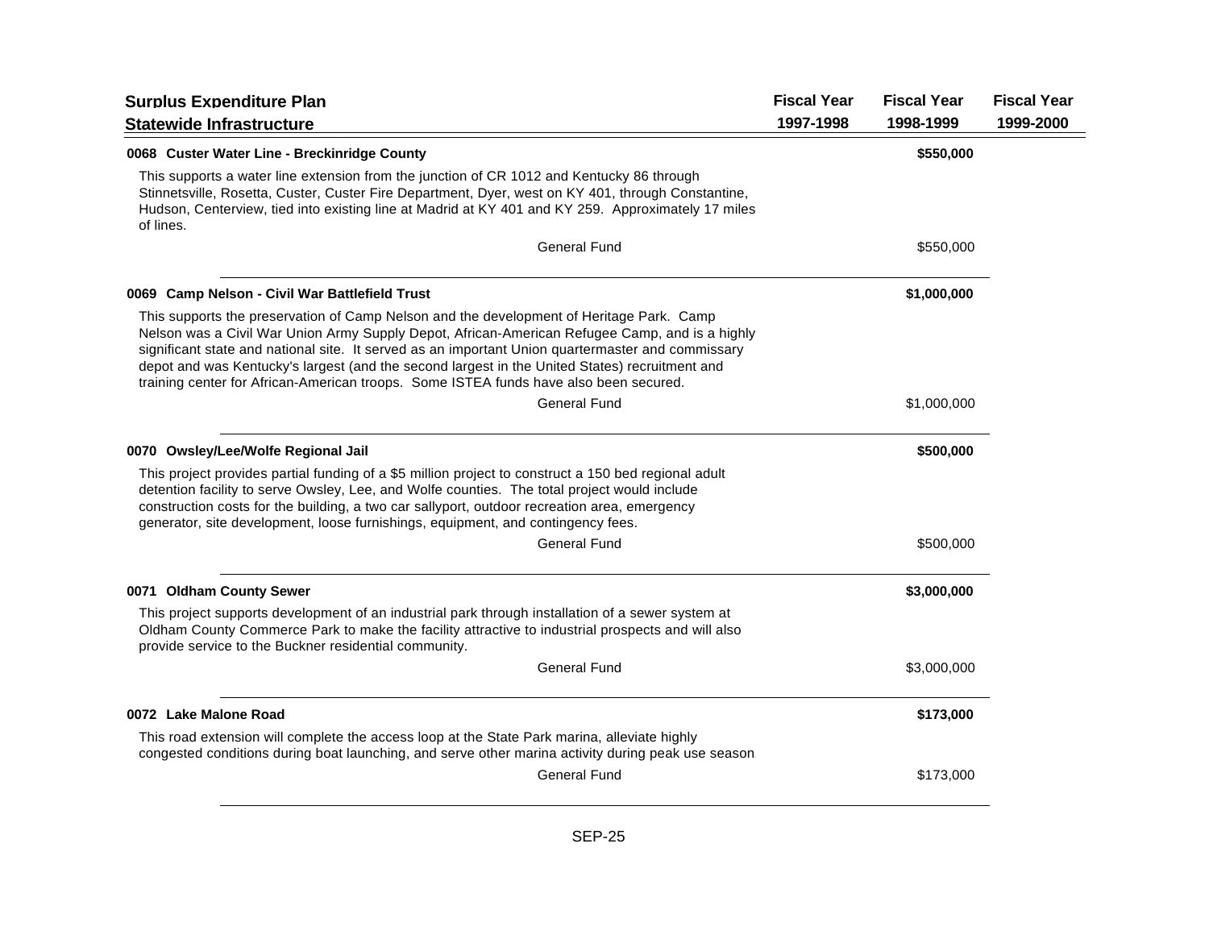| Surplus Expenditure Plan<br>Statewide Infrastructure | Fiscal Year 1997-1998 | Fiscal Year 1998-1999 | Fiscal Year 1999-2000 |
|---|---|---|---|

**0068 Custer Water Line - Breckinridge County** — FY 1998-1999: **$550,000**

This supports a water line extension from the junction of CR 1012 and Kentucky 86 through Stinnetsville, Rosetta, Custer, Custer Fire Department, Dyer, west on KY 401, through Constantine, Hudson, Centerview, tied into existing line at Madrid at KY 401 and KY 259. Approximately 17 miles of lines.

| | Fiscal Year 1997-1998 | Fiscal Year 1998-1999 | Fiscal Year 1999-2000 |
|---|---|---|---|
| General Fund | | $550,000 | |

**0069 Camp Nelson - Civil War Battlefield Trust** — FY 1998-1999: **$1,000,000**

This supports the preservation of Camp Nelson and the development of Heritage Park. Camp Nelson was a Civil War Union Army Supply Depot, African-American Refugee Camp, and is a highly significant state and national site. It served as an important Union quartermaster and commissary depot and was Kentucky's largest (and the second largest in the United States) recruitment and training center for African-American troops. Some ISTEA funds have also been secured.

| | Fiscal Year 1997-1998 | Fiscal Year 1998-1999 | Fiscal Year 1999-2000 |
|---|---|---|---|
| General Fund | | $1,000,000 | |

**0070 Owsley/Lee/Wolfe Regional Jail** — FY 1998-1999: **$500,000**

This project provides partial funding of a $5 million project to construct a 150 bed regional adult detention facility to serve Owsley, Lee, and Wolfe counties. The total project would include construction costs for the building, a two car sallyport, outdoor recreation area, emergency generator, site development, loose furnishings, equipment, and contingency fees.

| | Fiscal Year 1997-1998 | Fiscal Year 1998-1999 | Fiscal Year 1999-2000 |
|---|---|---|---|
| General Fund | | $500,000 | |

**0071 Oldham County Sewer** — FY 1998-1999: **$3,000,000**

This project supports development of an industrial park through installation of a sewer system at Oldham County Commerce Park to make the facility attractive to industrial prospects and will also provide service to the Buckner residential community.

| | Fiscal Year 1997-1998 | Fiscal Year 1998-1999 | Fiscal Year 1999-2000 |
|---|---|---|---|
| General Fund | | $3,000,000 | |

**0072 Lake Malone Road** — FY 1998-1999: **$173,000**

This road extension will complete the access loop at the State Park marina, alleviate highly congested conditions during boat launching, and serve other marina activity during peak use season

| | Fiscal Year 1997-1998 | Fiscal Year 1998-1999 | Fiscal Year 1999-2000 |
|---|---|---|---|
| General Fund | | $173,000 | |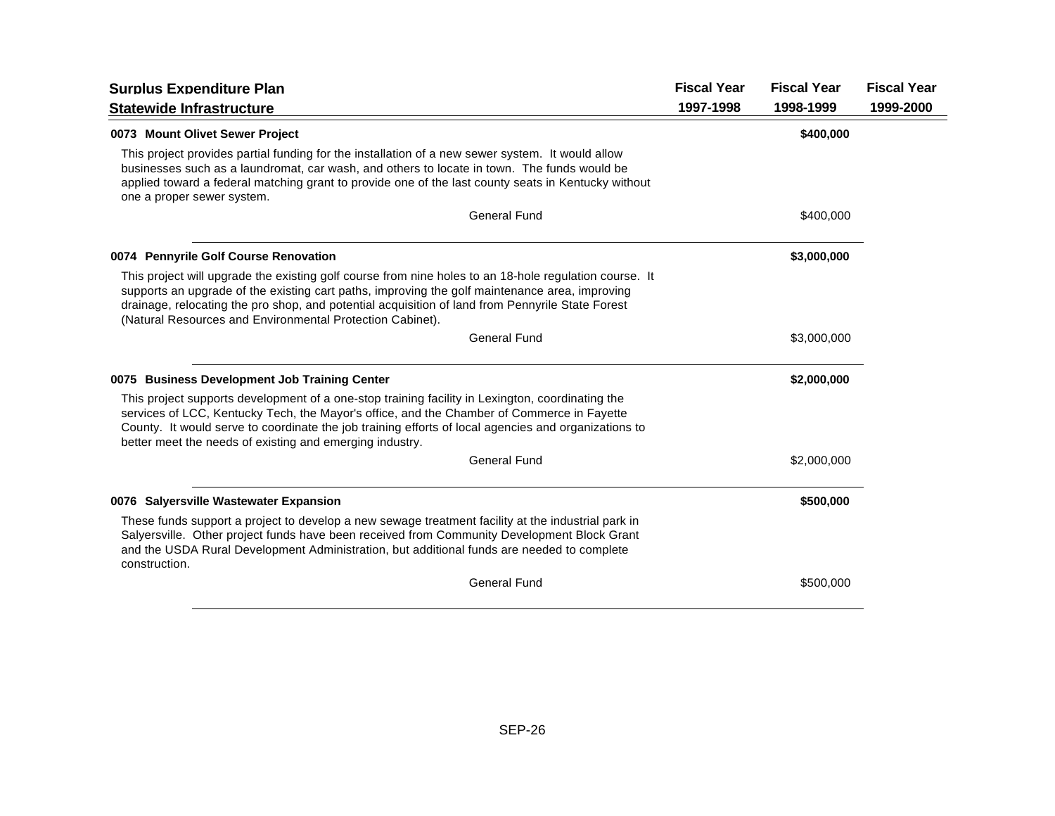| Surplus Expenditure Plan<br>Statewide Infrastructure | Fiscal Year 1997-1998 | Fiscal Year 1998-1999 | Fiscal Year 1999-2000 |
|---|---|---|---|
| **0073 Mount Olivet Sewer Project** | | **$400,000** | |
| This project provides partial funding for the installation of a new sewer system. It would allow businesses such as a laundromat, car wash, and others to locate in town. The funds would be applied toward a federal matching grant to provide one of the last county seats in Kentucky without one a proper sewer system. | | | |
| General Fund | | $400,000 | |
| **0074 Pennyrile Golf Course Renovation** | | **$3,000,000** | |
| This project will upgrade the existing golf course from nine holes to an 18-hole regulation course. It supports an upgrade of the existing cart paths, improving the golf maintenance area, improving drainage, relocating the pro shop, and potential acquisition of land from Pennyrile State Forest (Natural Resources and Environmental Protection Cabinet). | | | |
| General Fund | | $3,000,000 | |
| **0075 Business Development Job Training Center** | | **$2,000,000** | |
| This project supports development of a one-stop training facility in Lexington, coordinating the services of LCC, Kentucky Tech, the Mayor's office, and the Chamber of Commerce in Fayette County. It would serve to coordinate the job training efforts of local agencies and organizations to better meet the needs of existing and emerging industry. | | | |
| General Fund | | $2,000,000 | |
| **0076 Salyersville Wastewater Expansion** | | **$500,000** | |
| These funds support a project to develop a new sewage treatment facility at the industrial park in Salyersville. Other project funds have been received from Community Development Block Grant and the USDA Rural Development Administration, but additional funds are needed to complete construction. | | | |
| General Fund | | $500,000 | |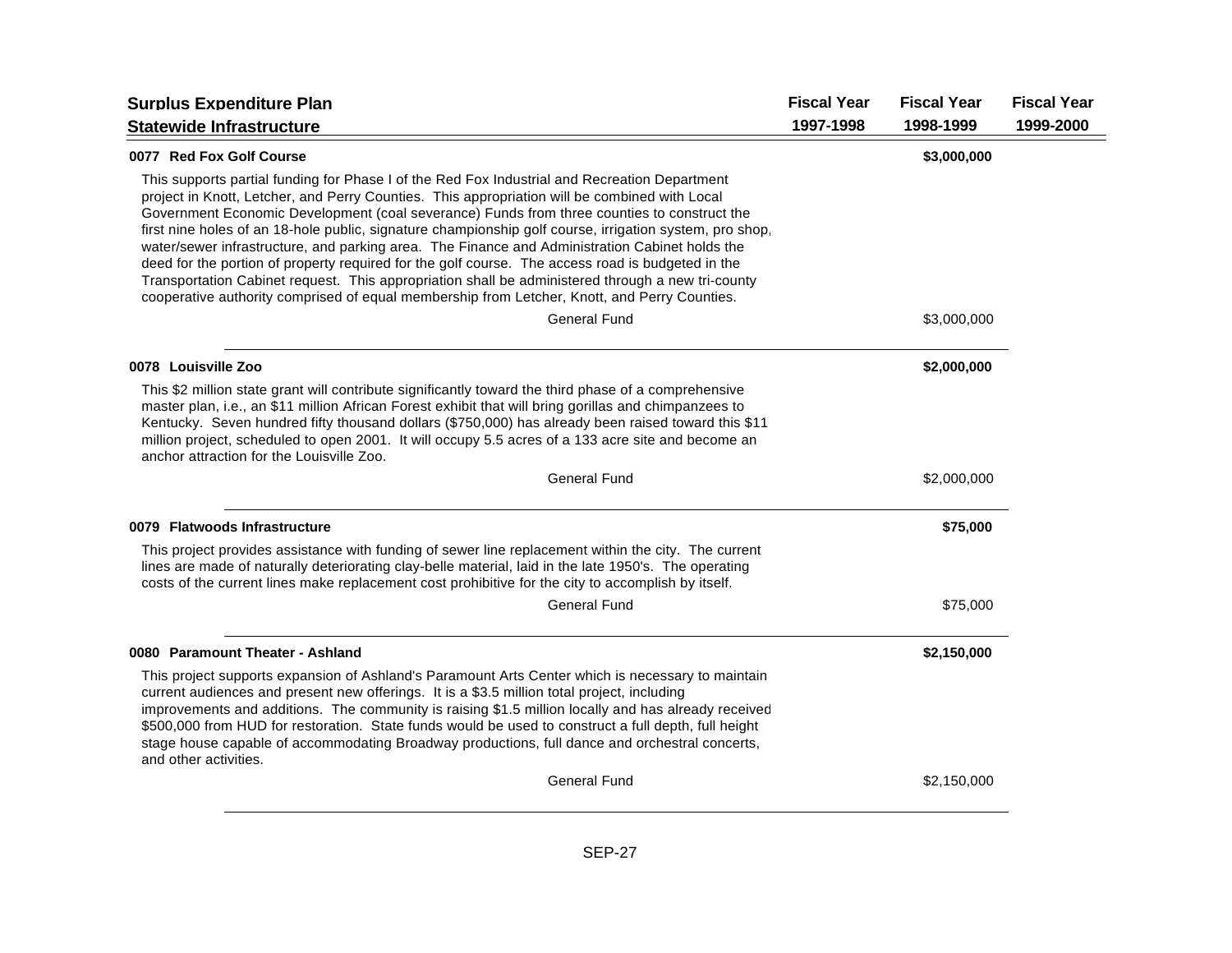| Surplus Expenditure Plan<br>Statewide Infrastructure | Fiscal Year<br>1997-1998 | Fiscal Year<br>1998-1999 | Fiscal Year<br>1999-2000 |
|---|---|---|---|

**0077 Red Fox Golf Course** — **$3,000,000** (Fiscal Year 1998-1999)

This supports partial funding for Phase I of the Red Fox Industrial and Recreation Department project in Knott, Letcher, and Perry Counties. This appropriation will be combined with Local Government Economic Development (coal severance) Funds from three counties to construct the first nine holes of an 18-hole public, signature championship golf course, irrigation system, pro shop, water/sewer infrastructure, and parking area. The Finance and Administration Cabinet holds the deed for the portion of property required for the golf course. The access road is budgeted in the Transportation Cabinet request. This appropriation shall be administered through a new tri-county cooperative authority comprised of equal membership from Letcher, Knott, and Perry Counties.

| | Fiscal Year 1997-1998 | Fiscal Year 1998-1999 | Fiscal Year 1999-2000 |
|---|---|---|---|
| General Fund | | $3,000,000 | |

**0078 Louisville Zoo** — **$2,000,000** (Fiscal Year 1998-1999)

This $2 million state grant will contribute significantly toward the third phase of a comprehensive master plan, i.e., an $11 million African Forest exhibit that will bring gorillas and chimpanzees to Kentucky. Seven hundred fifty thousand dollars ($750,000) has already been raised toward this $11 million project, scheduled to open 2001. It will occupy 5.5 acres of a 133 acre site and become an anchor attraction for the Louisville Zoo.

| | Fiscal Year 1997-1998 | Fiscal Year 1998-1999 | Fiscal Year 1999-2000 |
|---|---|---|---|
| General Fund | | $2,000,000 | |

**0079 Flatwoods Infrastructure** — **$75,000** (Fiscal Year 1998-1999)

This project provides assistance with funding of sewer line replacement within the city. The current lines are made of naturally deteriorating clay-belle material, laid in the late 1950's. The operating costs of the current lines make replacement cost prohibitive for the city to accomplish by itself.

| | Fiscal Year 1997-1998 | Fiscal Year 1998-1999 | Fiscal Year 1999-2000 |
|---|---|---|---|
| General Fund | | $75,000 | |

**0080 Paramount Theater - Ashland** — **$2,150,000** (Fiscal Year 1998-1999)

This project supports expansion of Ashland's Paramount Arts Center which is necessary to maintain current audiences and present new offerings. It is a $3.5 million total project, including improvements and additions. The community is raising $1.5 million locally and has already received $500,000 from HUD for restoration. State funds would be used to construct a full depth, full height stage house capable of accommodating Broadway productions, full dance and orchestral concerts, and other activities.

| | Fiscal Year 1997-1998 | Fiscal Year 1998-1999 | Fiscal Year 1999-2000 |
|---|---|---|---|
| General Fund | | $2,150,000 | |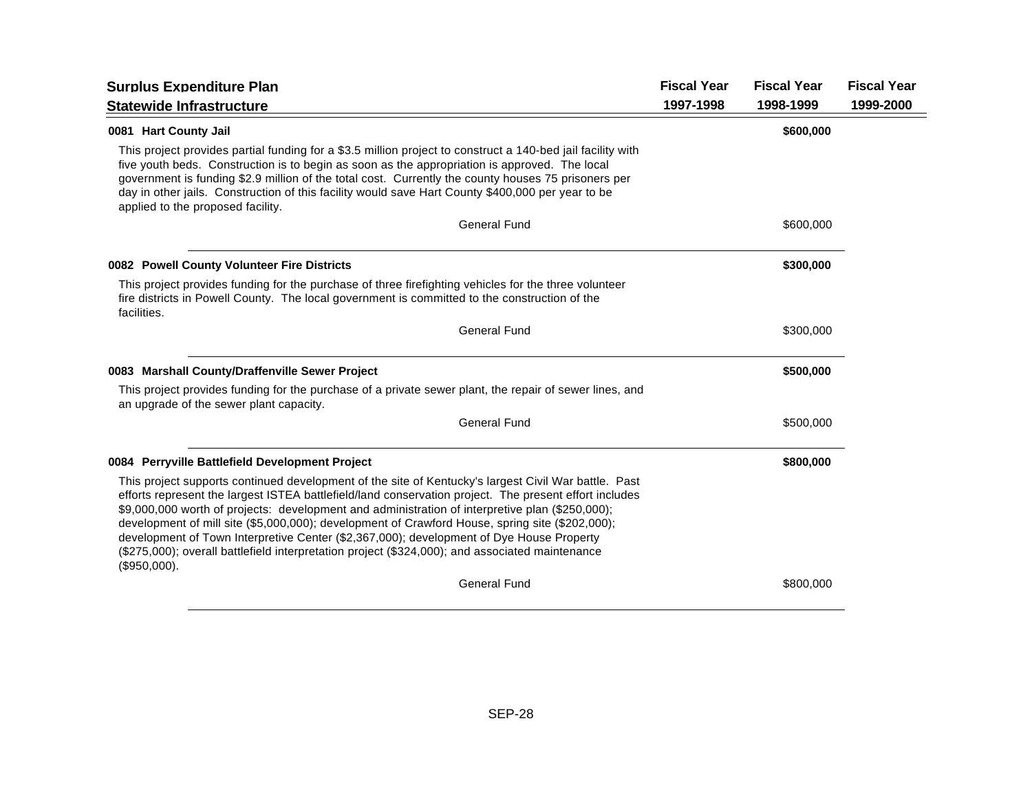| Surplus Expenditure Plan<br>Statewide Infrastructure | Fiscal Year<br>1997-1998 | Fiscal Year<br>1998-1999 | Fiscal Year<br>1999-2000 |
|---|---|---|---|

**0081 Hart County Jail** — **$600,000** (Fiscal Year 1998-1999)

This project provides partial funding for a $3.5 million project to construct a 140-bed jail facility with five youth beds. Construction is to begin as soon as the appropriation is approved. The local government is funding $2.9 million of the total cost. Currently the county houses 75 prisoners per day in other jails. Construction of this facility would save Hart County $400,000 per year to be applied to the proposed facility.

| | Fiscal Year 1997-1998 | Fiscal Year 1998-1999 | Fiscal Year 1999-2000 |
|---|---|---|---|
| General Fund | | $600,000 | |

**0082 Powell County Volunteer Fire Districts** — **$300,000** (Fiscal Year 1998-1999)

This project provides funding for the purchase of three firefighting vehicles for the three volunteer fire districts in Powell County. The local government is committed to the construction of the facilities.

| | Fiscal Year 1997-1998 | Fiscal Year 1998-1999 | Fiscal Year 1999-2000 |
|---|---|---|---|
| General Fund | | $300,000 | |

**0083 Marshall County/Draffenville Sewer Project** — **$500,000** (Fiscal Year 1998-1999)

This project provides funding for the purchase of a private sewer plant, the repair of sewer lines, and an upgrade of the sewer plant capacity.

| | Fiscal Year 1997-1998 | Fiscal Year 1998-1999 | Fiscal Year 1999-2000 |
|---|---|---|---|
| General Fund | | $500,000 | |

**0084 Perryville Battlefield Development Project** — **$800,000** (Fiscal Year 1998-1999)

This project supports continued development of the site of Kentucky's largest Civil War battle. Past efforts represent the largest ISTEA battlefield/land conservation project. The present effort includes $9,000,000 worth of projects: development and administration of interpretive plan ($250,000); development of mill site ($5,000,000); development of Crawford House, spring site ($202,000); development of Town Interpretive Center ($2,367,000); development of Dye House Property ($275,000); overall battlefield interpretation project ($324,000); and associated maintenance ($950,000).

| | Fiscal Year 1997-1998 | Fiscal Year 1998-1999 | Fiscal Year 1999-2000 |
|---|---|---|---|
| General Fund | | $800,000 | |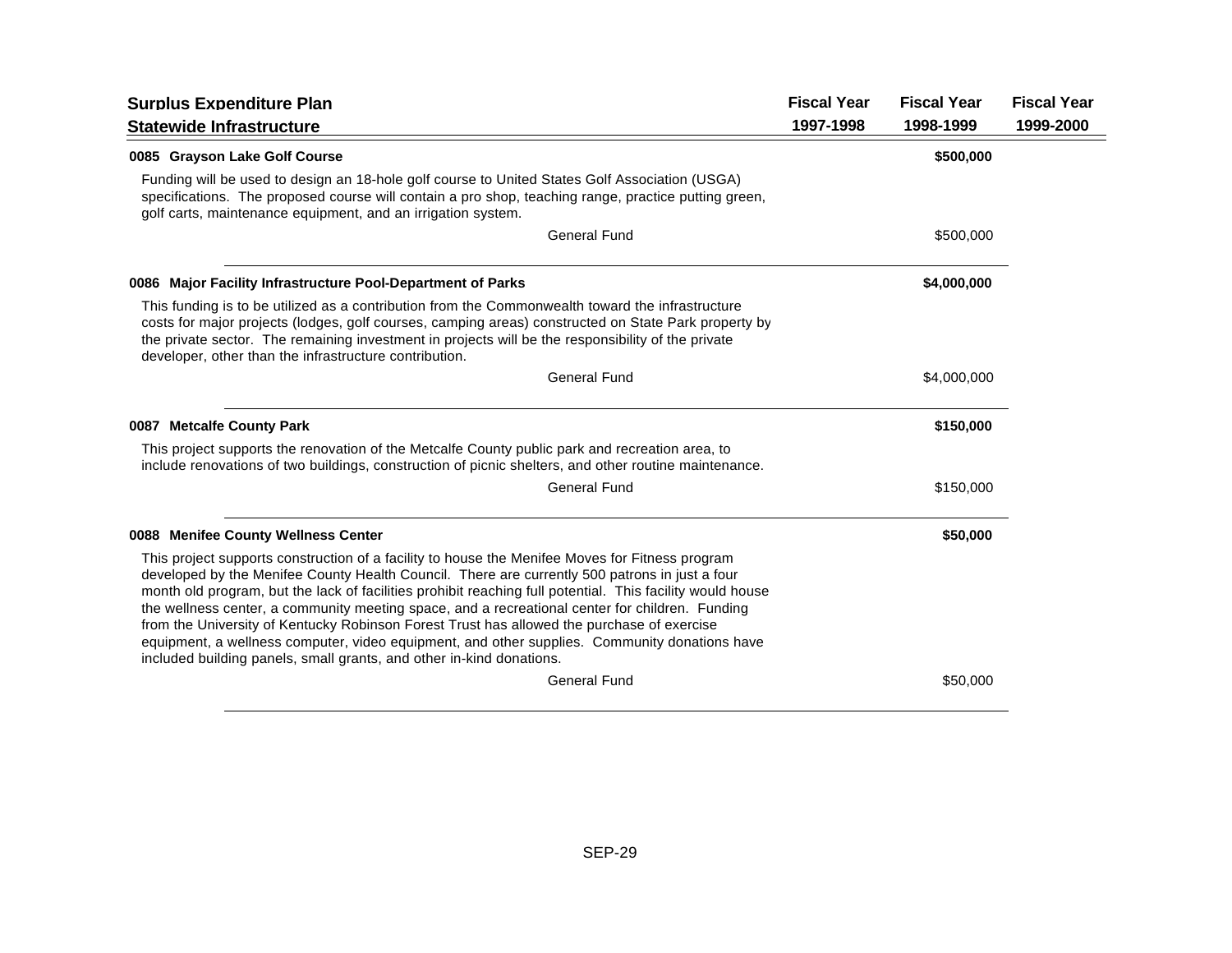## Surplus Expenditure Plan

### Statewide Infrastructure

| | Fiscal Year 1997-1998 | Fiscal Year 1998-1999 | Fiscal Year 1999-2000 |
|---|---|---|---|
| **0085 Grayson Lake Golf Course** | | **$500,000** | |
| Funding will be used to design an 18-hole golf course to United States Golf Association (USGA) specifications. The proposed course will contain a pro shop, teaching range, practice putting green, golf carts, maintenance equipment, and an irrigation system. | | | |
| General Fund | | $500,000 | |
| **0086 Major Facility Infrastructure Pool-Department of Parks** | | **$4,000,000** | |
| This funding is to be utilized as a contribution from the Commonwealth toward the infrastructure costs for major projects (lodges, golf courses, camping areas) constructed on State Park property by the private sector. The remaining investment in projects will be the responsibility of the private developer, other than the infrastructure contribution. | | | |
| General Fund | | $4,000,000 | |
| **0087 Metcalfe County Park** | | **$150,000** | |
| This project supports the renovation of the Metcalfe County public park and recreation area, to include renovations of two buildings, construction of picnic shelters, and other routine maintenance. | | | |
| General Fund | | $150,000 | |
| **0088 Menifee County Wellness Center** | | **$50,000** | |
| This project supports construction of a facility to house the Menifee Moves for Fitness program developed by the Menifee County Health Council. There are currently 500 patrons in just a four month old program, but the lack of facilities prohibit reaching full potential. This facility would house the wellness center, a community meeting space, and a recreational center for children. Funding from the University of Kentucky Robinson Forest Trust has allowed the purchase of exercise equipment, a wellness computer, video equipment, and other supplies. Community donations have included building panels, small grants, and other in-kind donations. | | | |
| General Fund | | $50,000 | |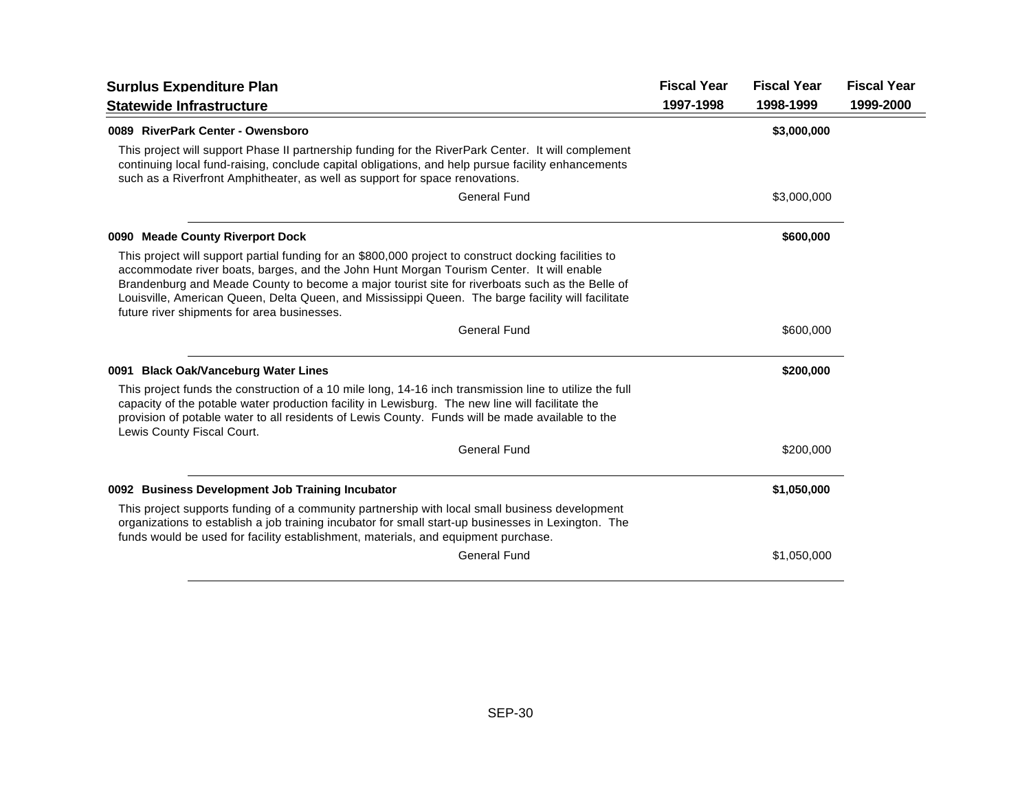| Surplus Expenditure Plan<br>Statewide Infrastructure | Fiscal Year<br>1997-1998 | Fiscal Year<br>1998-1999 | Fiscal Year<br>1999-2000 |
|---|---|---|---|
| **0089 RiverPark Center - Owensboro** | | **$3,000,000** | |
| This project will support Phase II partnership funding for the RiverPark Center. It will complement continuing local fund-raising, conclude capital obligations, and help pursue facility enhancements such as a Riverfront Amphitheater, as well as support for space renovations. | | | |
| General Fund | | $3,000,000 | |
| **0090 Meade County Riverport Dock** | | **$600,000** | |
| This project will support partial funding for an $800,000 project to construct docking facilities to accommodate river boats, barges, and the John Hunt Morgan Tourism Center. It will enable Brandenburg and Meade County to become a major tourist site for riverboats such as the Belle of Louisville, American Queen, Delta Queen, and Mississippi Queen. The barge facility will facilitate future river shipments for area businesses. | | | |
| General Fund | | $600,000 | |
| **0091 Black Oak/Vanceburg Water Lines** | | **$200,000** | |
| This project funds the construction of a 10 mile long, 14-16 inch transmission line to utilize the full capacity of the potable water production facility in Lewisburg. The new line will facilitate the provision of potable water to all residents of Lewis County. Funds will be made available to the Lewis County Fiscal Court. | | | |
| General Fund | | $200,000 | |
| **0092 Business Development Job Training Incubator** | | **$1,050,000** | |
| This project supports funding of a community partnership with local small business development organizations to establish a job training incubator for small start-up businesses in Lexington. The funds would be used for facility establishment, materials, and equipment purchase. | | | |
| General Fund | | $1,050,000 | |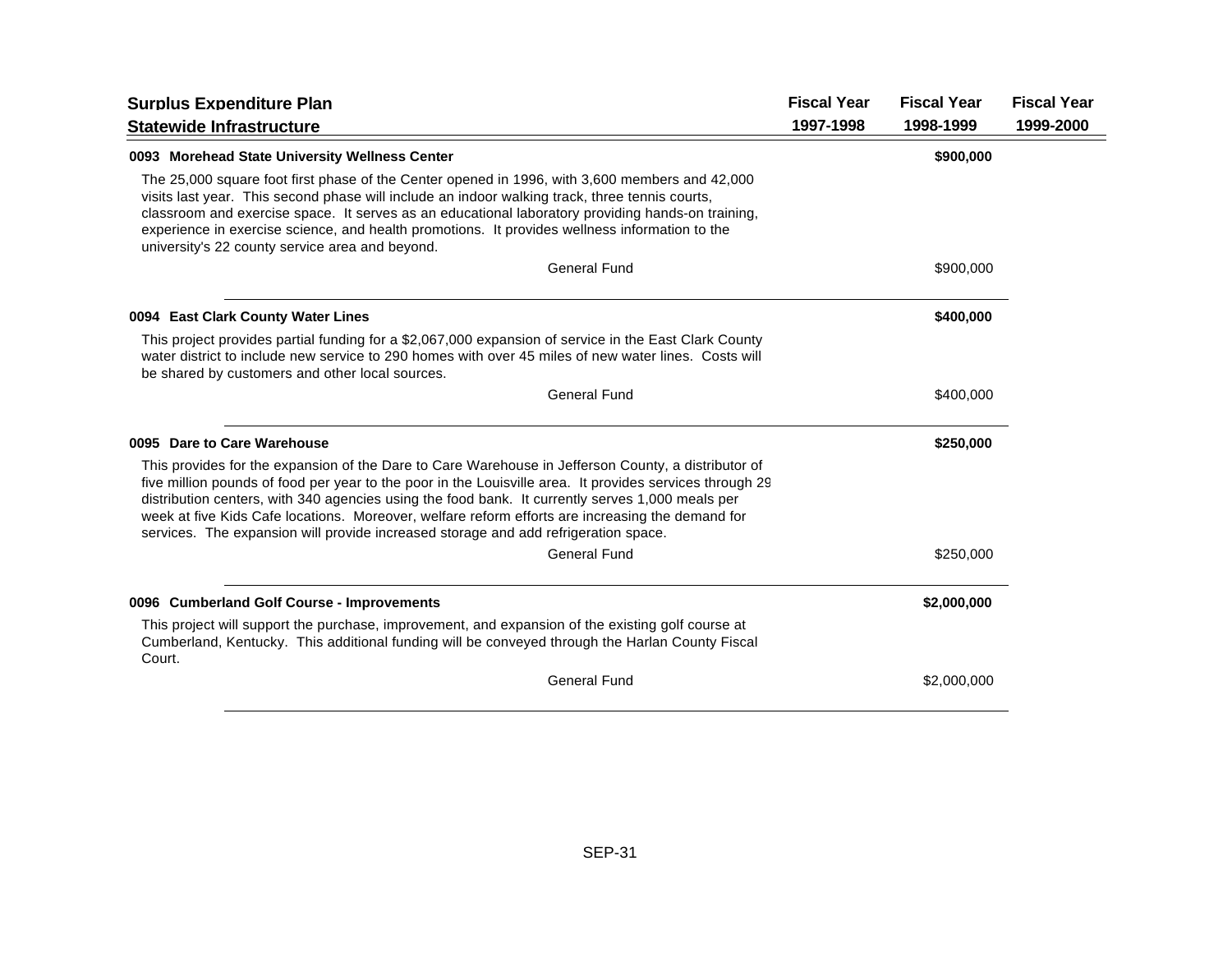## Surplus Expenditure Plan

### Statewide Infrastructure

| | Fiscal Year 1997-1998 | Fiscal Year 1998-1999 | Fiscal Year 1999-2000 |
|---|---|---|---|

**0093 Morehead State University Wellness Center** — **$900,000** (Fiscal Year 1998-1999)

The 25,000 square foot first phase of the Center opened in 1996, with 3,600 members and 42,000 visits last year. This second phase will include an indoor walking track, three tennis courts, classroom and exercise space. It serves as an educational laboratory providing hands-on training, experience in exercise science, and health promotions. It provides wellness information to the university's 22 county service area and beyond.

| | Fiscal Year 1997-1998 | Fiscal Year 1998-1999 | Fiscal Year 1999-2000 |
|---|---|---|---|
| General Fund | | $900,000 | |

**0094 East Clark County Water Lines** — **$400,000** (Fiscal Year 1998-1999)

This project provides partial funding for a $2,067,000 expansion of service in the East Clark County water district to include new service to 290 homes with over 45 miles of new water lines. Costs will be shared by customers and other local sources.

| | Fiscal Year 1997-1998 | Fiscal Year 1998-1999 | Fiscal Year 1999-2000 |
|---|---|---|---|
| General Fund | | $400,000 | |

**0095 Dare to Care Warehouse** — **$250,000** (Fiscal Year 1998-1999)

This provides for the expansion of the Dare to Care Warehouse in Jefferson County, a distributor of five million pounds of food per year to the poor in the Louisville area. It provides services through 29 distribution centers, with 340 agencies using the food bank. It currently serves 1,000 meals per week at five Kids Cafe locations. Moreover, welfare reform efforts are increasing the demand for services. The expansion will provide increased storage and add refrigeration space.

| | Fiscal Year 1997-1998 | Fiscal Year 1998-1999 | Fiscal Year 1999-2000 |
|---|---|---|---|
| General Fund | | $250,000 | |

**0096 Cumberland Golf Course - Improvements** — **$2,000,000** (Fiscal Year 1998-1999)

This project will support the purchase, improvement, and expansion of the existing golf course at Cumberland, Kentucky. This additional funding will be conveyed through the Harlan County Fiscal Court.

| | Fiscal Year 1997-1998 | Fiscal Year 1998-1999 | Fiscal Year 1999-2000 |
|---|---|---|---|
| General Fund | | $2,000,000 | |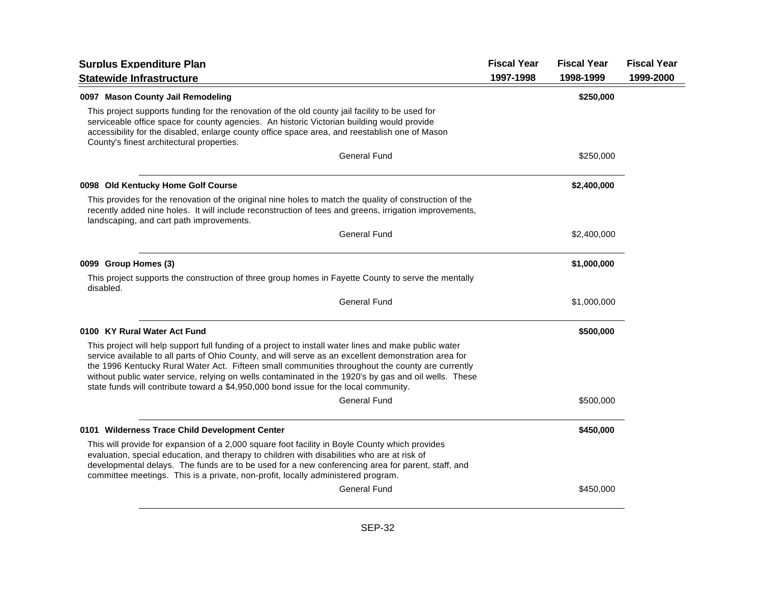## Surplus Expenditure Plan
## Statewide Infrastructure

| | Fiscal Year 1997-1998 | Fiscal Year 1998-1999 | Fiscal Year 1999-2000 |
|---|---|---|---|
| **0097 Mason County Jail Remodeling** | | **$250,000** | |
| This project supports funding for the renovation of the old county jail facility to be used for serviceable office space for county agencies. An historic Victorian building would provide accessibility for the disabled, enlarge county office space area, and reestablish one of Mason County's finest architectural properties. | | | |
| General Fund | | $250,000 | |
| **0098 Old Kentucky Home Golf Course** | | **$2,400,000** | |
| This provides for the renovation of the original nine holes to match the quality of construction of the recently added nine holes. It will include reconstruction of tees and greens, irrigation improvements, landscaping, and cart path improvements. | | | |
| General Fund | | $2,400,000 | |
| **0099 Group Homes (3)** | | **$1,000,000** | |
| This project supports the construction of three group homes in Fayette County to serve the mentally disabled. | | | |
| General Fund | | $1,000,000 | |
| **0100 KY Rural Water Act Fund** | | **$500,000** | |
| This project will help support full funding of a project to install water lines and make public water service available to all parts of Ohio County, and will serve as an excellent demonstration area for the 1996 Kentucky Rural Water Act. Fifteen small communities throughout the county are currently without public water service, relying on wells contaminated in the 1920's by gas and oil wells. These state funds will contribute toward a $4,950,000 bond issue for the local community. | | | |
| General Fund | | $500,000 | |
| **0101 Wilderness Trace Child Development Center** | | **$450,000** | |
| This will provide for expansion of a 2,000 square foot facility in Boyle County which provides evaluation, special education, and therapy to children with disabilities who are at risk of developmental delays. The funds are to be used for a new conferencing area for parent, staff, and committee meetings. This is a private, non-profit, locally administered program. | | | |
| General Fund | | $450,000 | |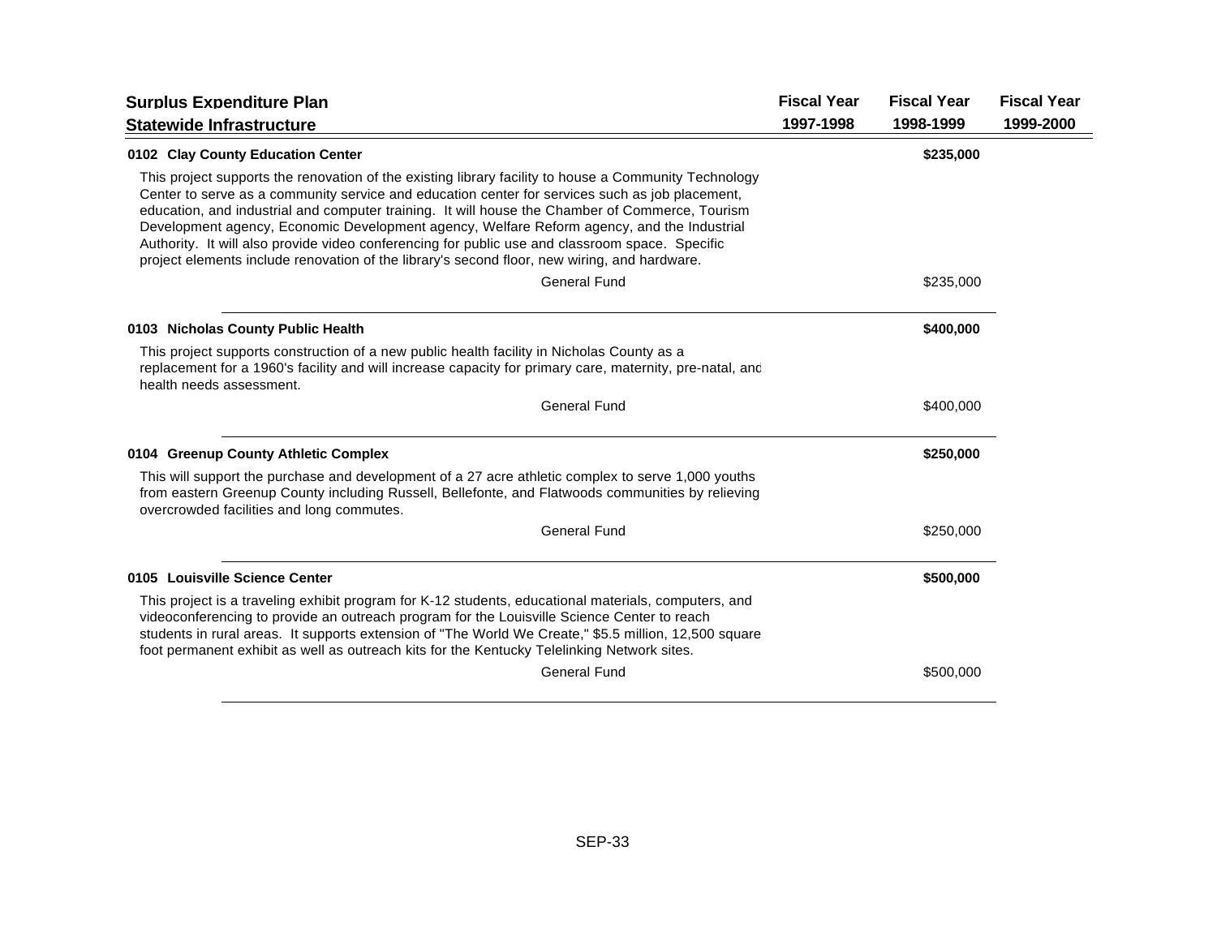## Surplus Expenditure Plan

## Statewide Infrastructure

| | Fiscal Year 1997-1998 | Fiscal Year 1998-1999 | Fiscal Year 1999-2000 |
|---|---|---|---|
| **0102 Clay County Education Center** | | **$235,000** | |
| This project supports the renovation of the existing library facility to house a Community Technology Center to serve as a community service and education center for services such as job placement, education, and industrial and computer training. It will house the Chamber of Commerce, Tourism Development agency, Economic Development agency, Welfare Reform agency, and the Industrial Authority. It will also provide video conferencing for public use and classroom space. Specific project elements include renovation of the library's second floor, new wiring, and hardware. | | | |
| General Fund | | $235,000 | |
| **0103 Nicholas County Public Health** | | **$400,000** | |
| This project supports construction of a new public health facility in Nicholas County as a replacement for a 1960's facility and will increase capacity for primary care, maternity, pre-natal, and health needs assessment. | | | |
| General Fund | | $400,000 | |
| **0104 Greenup County Athletic Complex** | | **$250,000** | |
| This will support the purchase and development of a 27 acre athletic complex to serve 1,000 youths from eastern Greenup County including Russell, Bellefonte, and Flatwoods communities by relieving overcrowded facilities and long commutes. | | | |
| General Fund | | $250,000 | |
| **0105 Louisville Science Center** | | **$500,000** | |
| This project is a traveling exhibit program for K-12 students, educational materials, computers, and videoconferencing to provide an outreach program for the Louisville Science Center to reach students in rural areas. It supports extension of "The World We Create," $5.5 million, 12,500 square foot permanent exhibit as well as outreach kits for the Kentucky Telelinking Network sites. | | | |
| General Fund | | $500,000 | |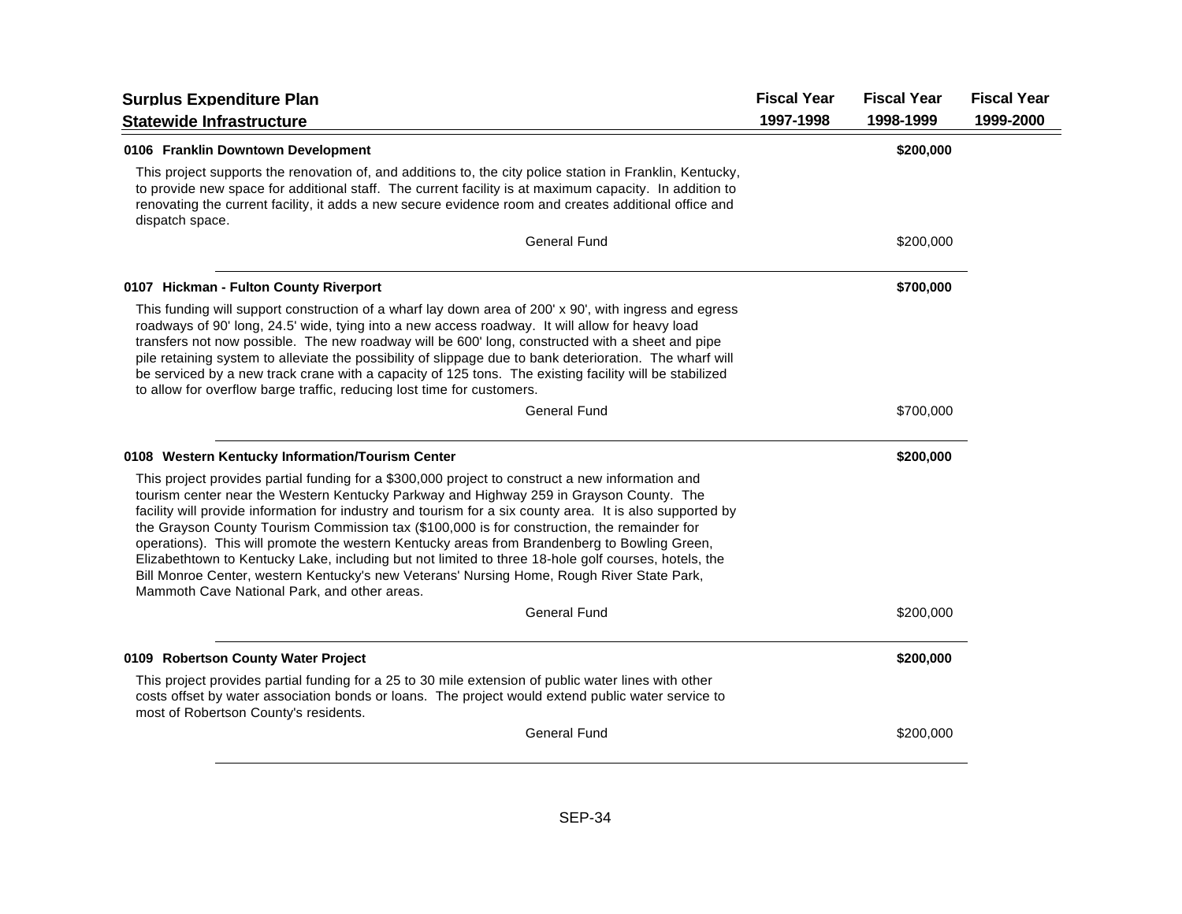| Surplus Expenditure Plan<br>Statewide Infrastructure | Fiscal Year<br>1997-1998 | Fiscal Year<br>1998-1999 | Fiscal Year<br>1999-2000 |
|---|---|---|---|
| **0106 Franklin Downtown Development** | | **$200,000** | |
| This project supports the renovation of, and additions to, the city police station in Franklin, Kentucky, to provide new space for additional staff. The current facility is at maximum capacity. In addition to renovating the current facility, it adds a new secure evidence room and creates additional office and dispatch space. | | | |
| General Fund | | $200,000 | |
| **0107 Hickman - Fulton County Riverport** | | **$700,000** | |
| This funding will support construction of a wharf lay down area of 200' x 90', with ingress and egress roadways of 90' long, 24.5' wide, tying into a new access roadway. It will allow for heavy load transfers not now possible. The new roadway will be 600' long, constructed with a sheet and pipe pile retaining system to alleviate the possibility of slippage due to bank deterioration. The wharf will be serviced by a new track crane with a capacity of 125 tons. The existing facility will be stabilized to allow for overflow barge traffic, reducing lost time for customers. | | | |
| General Fund | | $700,000 | |
| **0108 Western Kentucky Information/Tourism Center** | | **$200,000** | |
| This project provides partial funding for a $300,000 project to construct a new information and tourism center near the Western Kentucky Parkway and Highway 259 in Grayson County. The facility will provide information for industry and tourism for a six county area. It is also supported by the Grayson County Tourism Commission tax ($100,000 is for construction, the remainder for operations). This will promote the western Kentucky areas from Brandenberg to Bowling Green, Elizabethtown to Kentucky Lake, including but not limited to three 18-hole golf courses, hotels, the Bill Monroe Center, western Kentucky's new Veterans' Nursing Home, Rough River State Park, Mammoth Cave National Park, and other areas. | | | |
| General Fund | | $200,000 | |
| **0109 Robertson County Water Project** | | **$200,000** | |
| This project provides partial funding for a 25 to 30 mile extension of public water lines with other costs offset by water association bonds or loans. The project would extend public water service to most of Robertson County's residents. | | | |
| General Fund | | $200,000 | |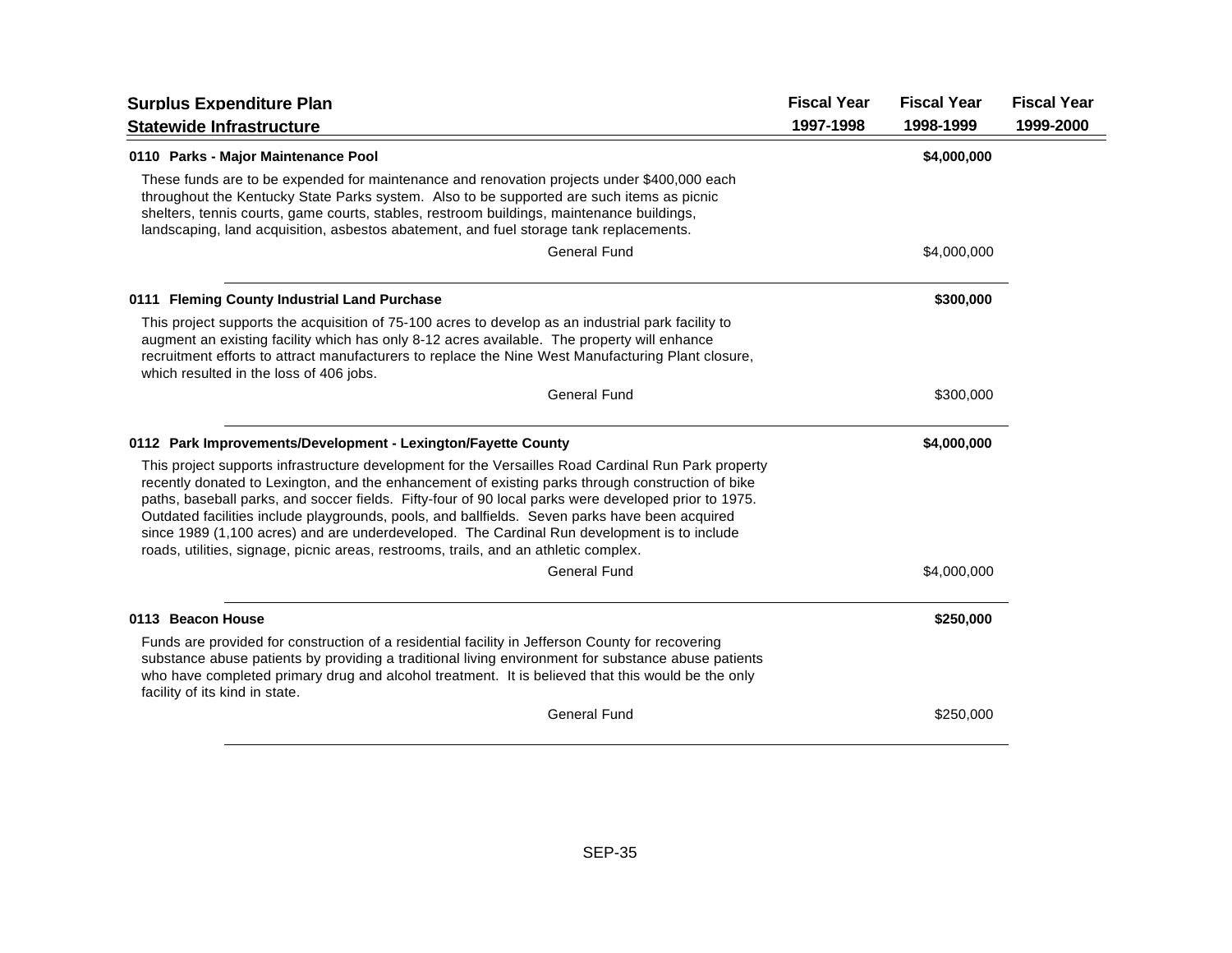| Surplus Expenditure Plan<br>Statewide Infrastructure | Fiscal Year<br>1997-1998 | Fiscal Year<br>1998-1999 | Fiscal Year<br>1999-2000 |
|---|---|---|---|
| **0110 Parks - Major Maintenance Pool** | | **$4,000,000** | |
| These funds are to be expended for maintenance and renovation projects under $400,000 each throughout the Kentucky State Parks system. Also to be supported are such items as picnic shelters, tennis courts, game courts, stables, restroom buildings, maintenance buildings, landscaping, land acquisition, asbestos abatement, and fuel storage tank replacements. | | | |
| General Fund | | $4,000,000 | |
| **0111 Fleming County Industrial Land Purchase** | | **$300,000** | |
| This project supports the acquisition of 75-100 acres to develop as an industrial park facility to augment an existing facility which has only 8-12 acres available. The property will enhance recruitment efforts to attract manufacturers to replace the Nine West Manufacturing Plant closure, which resulted in the loss of 406 jobs. | | | |
| General Fund | | $300,000 | |
| **0112 Park Improvements/Development - Lexington/Fayette County** | | **$4,000,000** | |
| This project supports infrastructure development for the Versailles Road Cardinal Run Park property recently donated to Lexington, and the enhancement of existing parks through construction of bike paths, baseball parks, and soccer fields. Fifty-four of 90 local parks were developed prior to 1975. Outdated facilities include playgrounds, pools, and ballfields. Seven parks have been acquired since 1989 (1,100 acres) and are underdeveloped. The Cardinal Run development is to include roads, utilities, signage, picnic areas, restrooms, trails, and an athletic complex. | | | |
| General Fund | | $4,000,000 | |
| **0113 Beacon House** | | **$250,000** | |
| Funds are provided for construction of a residential facility in Jefferson County for recovering substance abuse patients by providing a traditional living environment for substance abuse patients who have completed primary drug and alcohol treatment. It is believed that this would be the only facility of its kind in state. | | | |
| General Fund | | $250,000 | |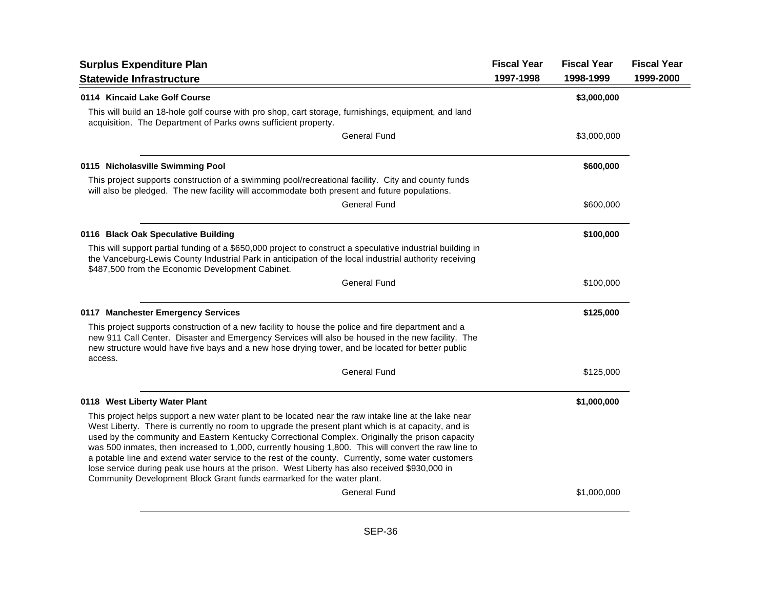| Surplus Expenditure Plan<br>Statewide Infrastructure | Fiscal Year<br>1997-1998 | Fiscal Year<br>1998-1999 | Fiscal Year<br>1999-2000 |
|---|---|---|---|
| **0114 Kincaid Lake Golf Course** | | **$3,000,000** | |
| This will build an 18-hole golf course with pro shop, cart storage, furnishings, equipment, and land acquisition. The Department of Parks owns sufficient property. | | | |
| General Fund | | $3,000,000 | |
| **0115 Nicholasville Swimming Pool** | | **$600,000** | |
| This project supports construction of a swimming pool/recreational facility. City and county funds will also be pledged. The new facility will accommodate both present and future populations. | | | |
| General Fund | | $600,000 | |
| **0116 Black Oak Speculative Building** | | **$100,000** | |
| This will support partial funding of a $650,000 project to construct a speculative industrial building in the Vanceburg-Lewis County Industrial Park in anticipation of the local industrial authority receiving $487,500 from the Economic Development Cabinet. | | | |
| General Fund | | $100,000 | |
| **0117 Manchester Emergency Services** | | **$125,000** | |
| This project supports construction of a new facility to house the police and fire department and a new 911 Call Center. Disaster and Emergency Services will also be housed in the new facility. The new structure would have five bays and a new hose drying tower, and be located for better public access. | | | |
| General Fund | | $125,000 | |
| **0118 West Liberty Water Plant** | | **$1,000,000** | |
| This project helps support a new water plant to be located near the raw intake line at the lake near West Liberty. There is currently no room to upgrade the present plant which is at capacity, and is used by the community and Eastern Kentucky Correctional Complex. Originally the prison capacity was 500 inmates, then increased to 1,000, currently housing 1,800. This will convert the raw line to a potable line and extend water service to the rest of the county. Currently, some water customers lose service during peak use hours at the prison. West Liberty has also received $930,000 in Community Development Block Grant funds earmarked for the water plant. | | | |
| General Fund | | $1,000,000 | |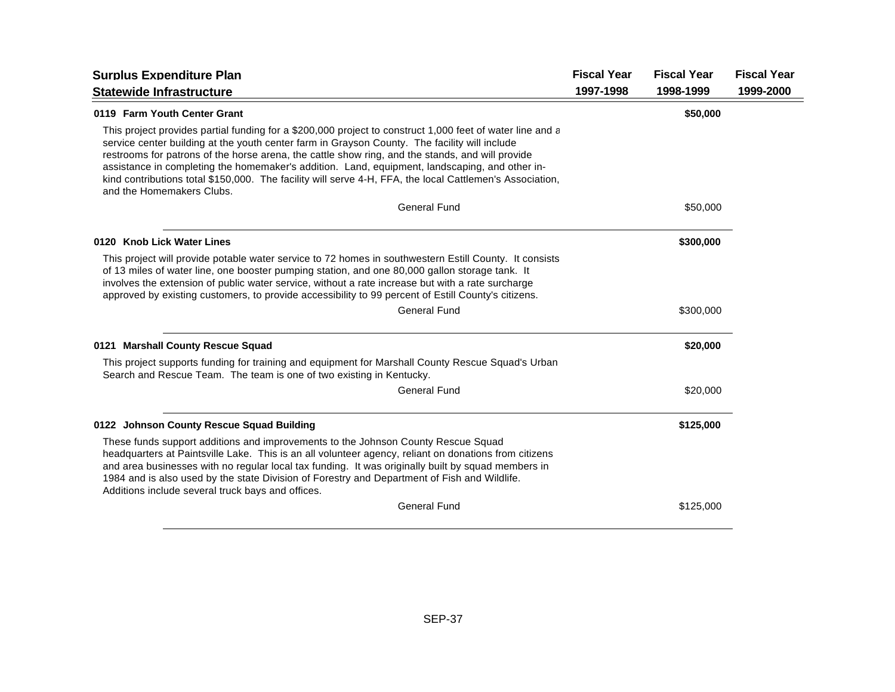| Surplus Expenditure Plan<br>Statewide Infrastructure | Fiscal Year<br>1997-1998 | Fiscal Year<br>1998-1999 | Fiscal Year<br>1999-2000 |
|---|---|---|---|

**0119 Farm Youth Center Grant** — **$50,000** (Fiscal Year 1998-1999)

This project provides partial funding for a $200,000 project to construct 1,000 feet of water line and a service center building at the youth center farm in Grayson County. The facility will include restrooms for patrons of the horse arena, the cattle show ring, and the stands, and will provide assistance in completing the homemaker's addition. Land, equipment, landscaping, and other in-kind contributions total $150,000. The facility will serve 4-H, FFA, the local Cattlemen's Association, and the Homemakers Clubs.

| | Fiscal Year 1997-1998 | Fiscal Year 1998-1999 | Fiscal Year 1999-2000 |
|---|---|---|---|
| General Fund | | $50,000 | |

**0120 Knob Lick Water Lines** — **$300,000** (Fiscal Year 1998-1999)

This project will provide potable water service to 72 homes in southwestern Estill County. It consists of 13 miles of water line, one booster pumping station, and one 80,000 gallon storage tank. It involves the extension of public water service, without a rate increase but with a rate surcharge approved by existing customers, to provide accessibility to 99 percent of Estill County's citizens.

| | Fiscal Year 1997-1998 | Fiscal Year 1998-1999 | Fiscal Year 1999-2000 |
|---|---|---|---|
| General Fund | | $300,000 | |

**0121 Marshall County Rescue Squad** — **$20,000** (Fiscal Year 1998-1999)

This project supports funding for training and equipment for Marshall County Rescue Squad's Urban Search and Rescue Team. The team is one of two existing in Kentucky.

| | Fiscal Year 1997-1998 | Fiscal Year 1998-1999 | Fiscal Year 1999-2000 |
|---|---|---|---|
| General Fund | | $20,000 | |

**0122 Johnson County Rescue Squad Building** — **$125,000** (Fiscal Year 1998-1999)

These funds support additions and improvements to the Johnson County Rescue Squad headquarters at Paintsville Lake. This is an all volunteer agency, reliant on donations from citizens and area businesses with no regular local tax funding. It was originally built by squad members in 1984 and is also used by the state Division of Forestry and Department of Fish and Wildlife. Additions include several truck bays and offices.

| | Fiscal Year 1997-1998 | Fiscal Year 1998-1999 | Fiscal Year 1999-2000 |
|---|---|---|---|
| General Fund | | $125,000 | |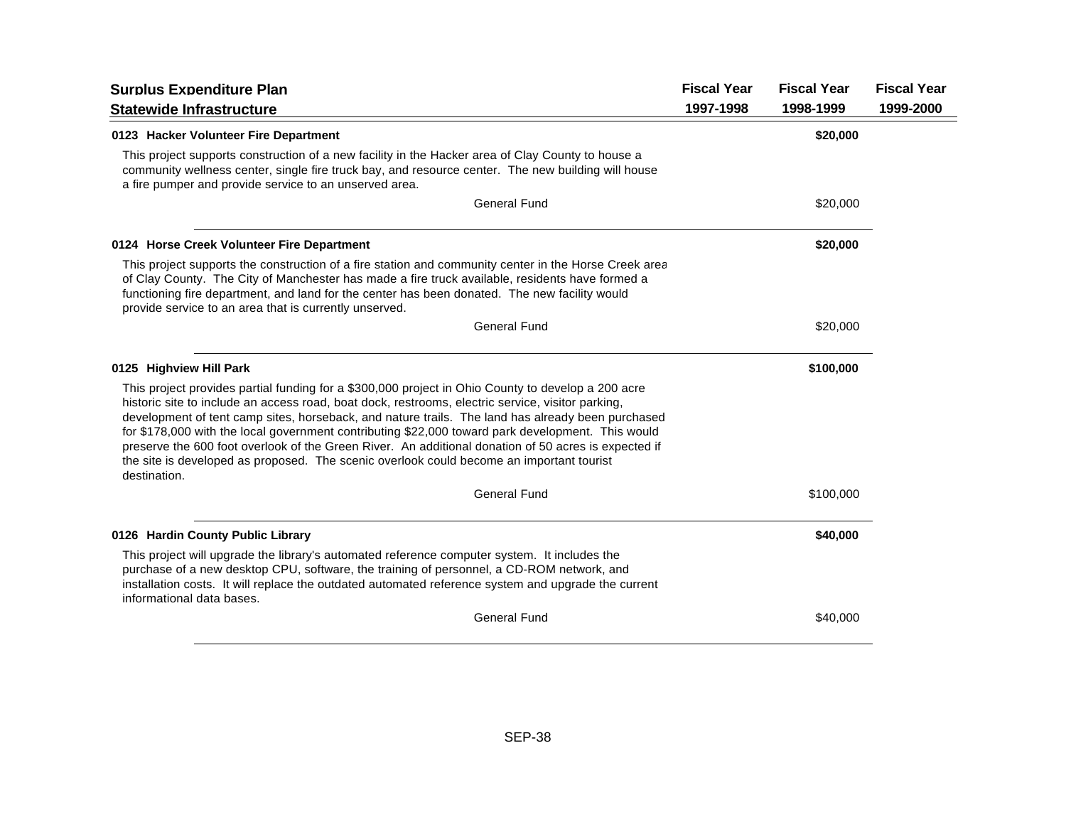| Surplus Expenditure Plan<br>Statewide Infrastructure | Fiscal Year<br>1997-1998 | Fiscal Year<br>1998-1999 | Fiscal Year<br>1999-2000 |
|---|---|---|---|

**0123 Hacker Volunteer Fire Department** — **$20,000** (Fiscal Year 1998-1999)

This project supports construction of a new facility in the Hacker area of Clay County to house a community wellness center, single fire truck bay, and resource center. The new building will house a fire pumper and provide service to an unserved area.

| | Fiscal Year 1997-1998 | Fiscal Year 1998-1999 | Fiscal Year 1999-2000 |
|---|---|---|---|
| General Fund | | $20,000 | |

**0124 Horse Creek Volunteer Fire Department** — **$20,000** (Fiscal Year 1998-1999)

This project supports the construction of a fire station and community center in the Horse Creek area of Clay County. The City of Manchester has made a fire truck available, residents have formed a functioning fire department, and land for the center has been donated. The new facility would provide service to an area that is currently unserved.

| | Fiscal Year 1997-1998 | Fiscal Year 1998-1999 | Fiscal Year 1999-2000 |
|---|---|---|---|
| General Fund | | $20,000 | |

**0125 Highview Hill Park** — **$100,000** (Fiscal Year 1998-1999)

This project provides partial funding for a $300,000 project in Ohio County to develop a 200 acre historic site to include an access road, boat dock, restrooms, electric service, visitor parking, development of tent camp sites, horseback, and nature trails. The land has already been purchased for $178,000 with the local government contributing $22,000 toward park development. This would preserve the 600 foot overlook of the Green River. An additional donation of 50 acres is expected if the site is developed as proposed. The scenic overlook could become an important tourist destination.

| | Fiscal Year 1997-1998 | Fiscal Year 1998-1999 | Fiscal Year 1999-2000 |
|---|---|---|---|
| General Fund | | $100,000 | |

**0126 Hardin County Public Library** — **$40,000** (Fiscal Year 1998-1999)

This project will upgrade the library's automated reference computer system. It includes the purchase of a new desktop CPU, software, the training of personnel, a CD-ROM network, and installation costs. It will replace the outdated automated reference system and upgrade the current informational data bases.

| | Fiscal Year 1997-1998 | Fiscal Year 1998-1999 | Fiscal Year 1999-2000 |
|---|---|---|---|
| General Fund | | $40,000 | |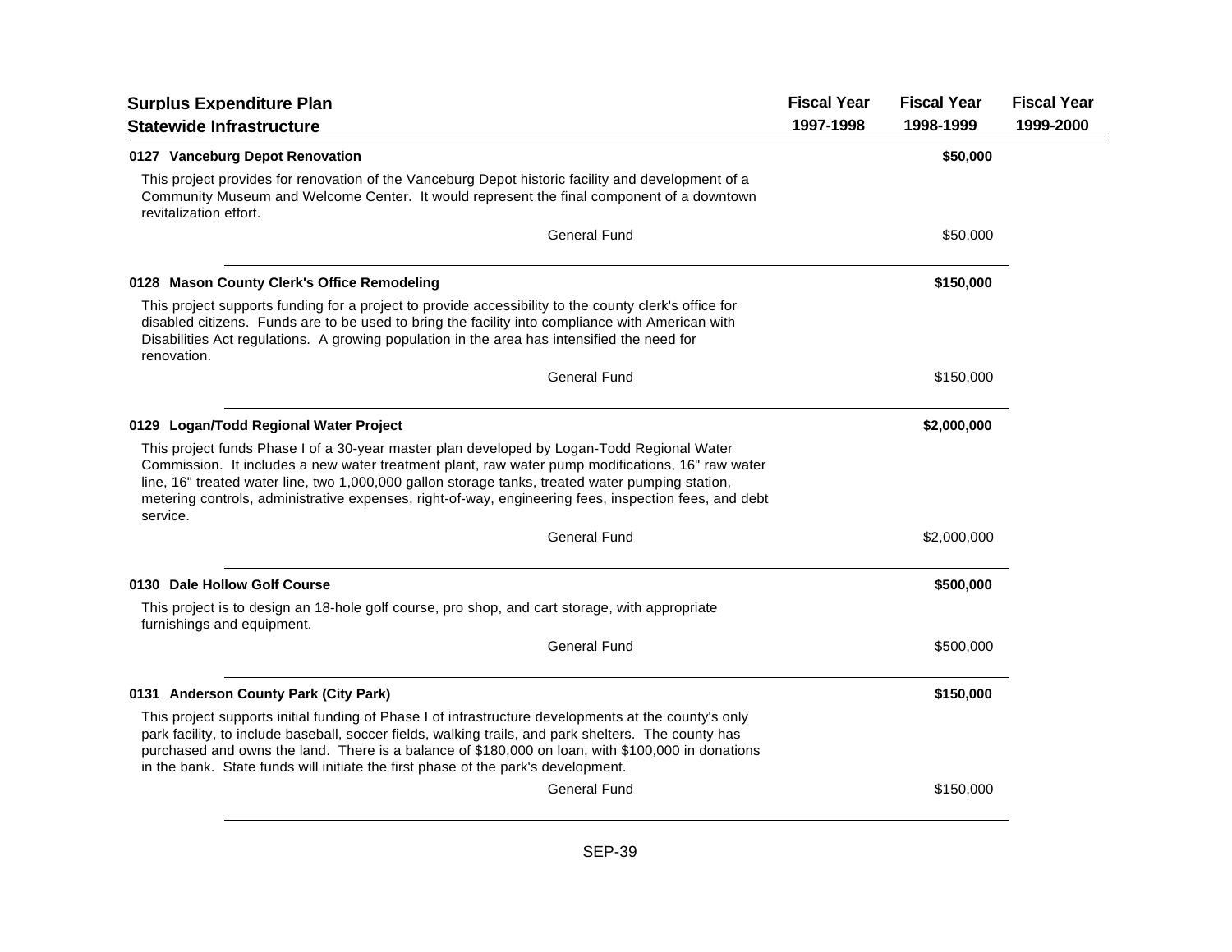## Surplus Expenditure Plan

## Statewide Infrastructure

| | Fiscal Year 1997-1998 | Fiscal Year 1998-1999 | Fiscal Year 1999-2000 |
|---|---|---|---|

### 0127 Vanceburg Depot Renovation

| | Fiscal Year 1997-1998 | Fiscal Year 1998-1999 | Fiscal Year 1999-2000 |
|---|---|---|---|
| **0127 Vanceburg Depot Renovation** | | **$50,000** | |
| General Fund | | $50,000 | |

This project provides for renovation of the Vanceburg Depot historic facility and development of a Community Museum and Welcome Center. It would represent the final component of a downtown revitalization effort.

### 0128 Mason County Clerk's Office Remodeling

| | Fiscal Year 1997-1998 | Fiscal Year 1998-1999 | Fiscal Year 1999-2000 |
|---|---|---|---|
| **0128 Mason County Clerk's Office Remodeling** | | **$150,000** | |
| General Fund | | $150,000 | |

This project supports funding for a project to provide accessibility to the county clerk's office for disabled citizens. Funds are to be used to bring the facility into compliance with American with Disabilities Act regulations. A growing population in the area has intensified the need for renovation.

### 0129 Logan/Todd Regional Water Project

| | Fiscal Year 1997-1998 | Fiscal Year 1998-1999 | Fiscal Year 1999-2000 |
|---|---|---|---|
| **0129 Logan/Todd Regional Water Project** | | **$2,000,000** | |
| General Fund | | $2,000,000 | |

This project funds Phase I of a 30-year master plan developed by Logan-Todd Regional Water Commission. It includes a new water treatment plant, raw water pump modifications, 16" raw water line, 16" treated water line, two 1,000,000 gallon storage tanks, treated water pumping station, metering controls, administrative expenses, right-of-way, engineering fees, inspection fees, and debt service.

### 0130 Dale Hollow Golf Course

| | Fiscal Year 1997-1998 | Fiscal Year 1998-1999 | Fiscal Year 1999-2000 |
|---|---|---|---|
| **0130 Dale Hollow Golf Course** | | **$500,000** | |
| General Fund | | $500,000 | |

This project is to design an 18-hole golf course, pro shop, and cart storage, with appropriate furnishings and equipment.

### 0131 Anderson County Park (City Park)

| | Fiscal Year 1997-1998 | Fiscal Year 1998-1999 | Fiscal Year 1999-2000 |
|---|---|---|---|
| **0131 Anderson County Park (City Park)** | | **$150,000** | |
| General Fund | | $150,000 | |

This project supports initial funding of Phase I of infrastructure developments at the county's only park facility, to include baseball, soccer fields, walking trails, and park shelters. The county has purchased and owns the land. There is a balance of $180,000 on loan, with $100,000 in donations in the bank. State funds will initiate the first phase of the park's development.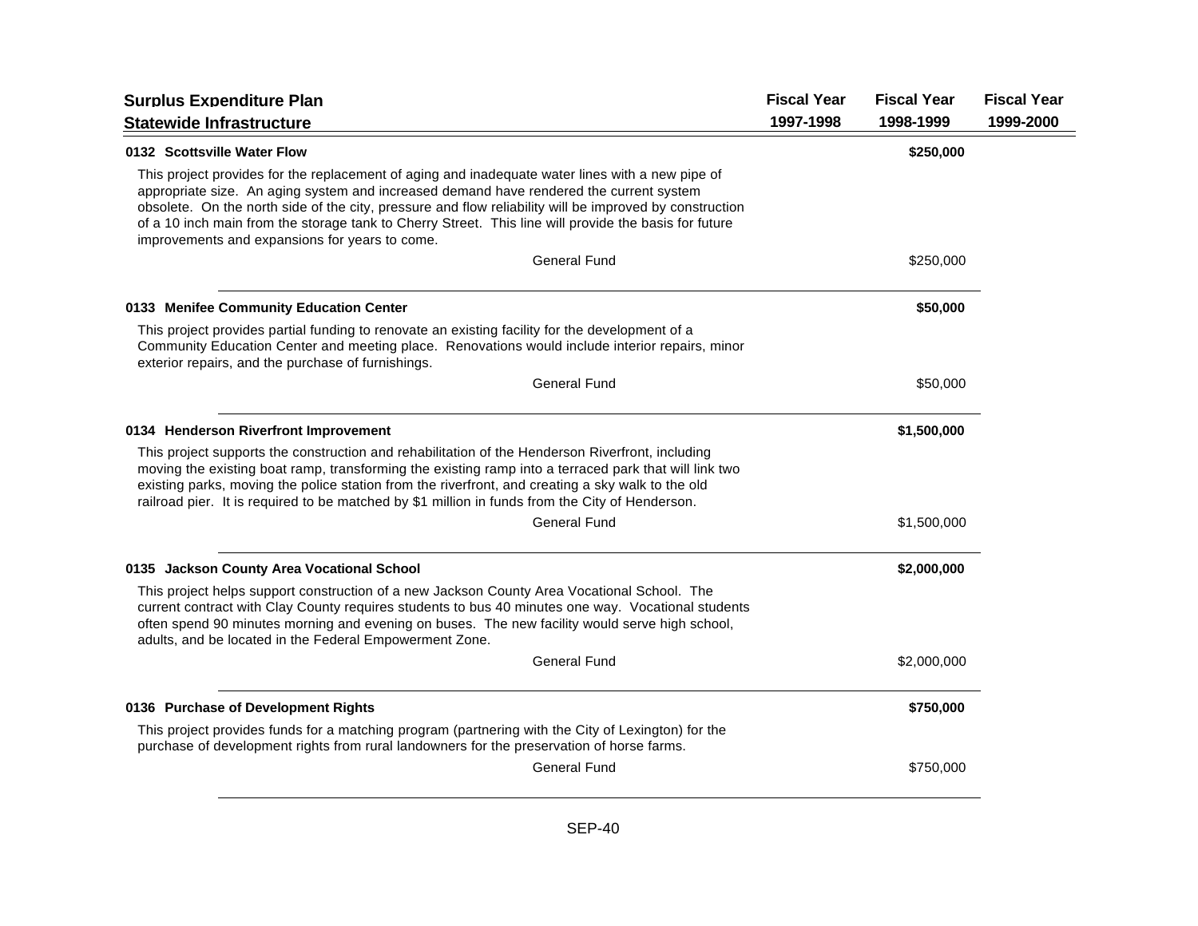| Surplus Expenditure Plan<br>Statewide Infrastructure | Fiscal Year<br>1997-1998 | Fiscal Year<br>1998-1999 | Fiscal Year<br>1999-2000 |
|---|---|---|---|

**0132 Scottsville Water Flow** — **$250,000** (Fiscal Year 1998-1999)

This project provides for the replacement of aging and inadequate water lines with a new pipe of appropriate size. An aging system and increased demand have rendered the current system obsolete. On the north side of the city, pressure and flow reliability will be improved by construction of a 10 inch main from the storage tank to Cherry Street. This line will provide the basis for future improvements and expansions for years to come.

| | Fiscal Year 1997-1998 | Fiscal Year 1998-1999 | Fiscal Year 1999-2000 |
|---|---|---|---|
| General Fund | | $250,000 | |

**0133 Menifee Community Education Center** — **$50,000** (Fiscal Year 1998-1999)

This project provides partial funding to renovate an existing facility for the development of a Community Education Center and meeting place. Renovations would include interior repairs, minor exterior repairs, and the purchase of furnishings.

| | Fiscal Year 1997-1998 | Fiscal Year 1998-1999 | Fiscal Year 1999-2000 |
|---|---|---|---|
| General Fund | | $50,000 | |

**0134 Henderson Riverfront Improvement** — **$1,500,000** (Fiscal Year 1998-1999)

This project supports the construction and rehabilitation of the Henderson Riverfront, including moving the existing boat ramp, transforming the existing ramp into a terraced park that will link two existing parks, moving the police station from the riverfront, and creating a sky walk to the old railroad pier. It is required to be matched by $1 million in funds from the City of Henderson.

| | Fiscal Year 1997-1998 | Fiscal Year 1998-1999 | Fiscal Year 1999-2000 |
|---|---|---|---|
| General Fund | | $1,500,000 | |

**0135 Jackson County Area Vocational School** — **$2,000,000** (Fiscal Year 1998-1999)

This project helps support construction of a new Jackson County Area Vocational School. The current contract with Clay County requires students to bus 40 minutes one way. Vocational students often spend 90 minutes morning and evening on buses. The new facility would serve high school, adults, and be located in the Federal Empowerment Zone.

| | Fiscal Year 1997-1998 | Fiscal Year 1998-1999 | Fiscal Year 1999-2000 |
|---|---|---|---|
| General Fund | | $2,000,000 | |

**0136 Purchase of Development Rights** — **$750,000** (Fiscal Year 1998-1999)

This project provides funds for a matching program (partnering with the City of Lexington) for the purchase of development rights from rural landowners for the preservation of horse farms.

| | Fiscal Year 1997-1998 | Fiscal Year 1998-1999 | Fiscal Year 1999-2000 |
|---|---|---|---|
| General Fund | | $750,000 | |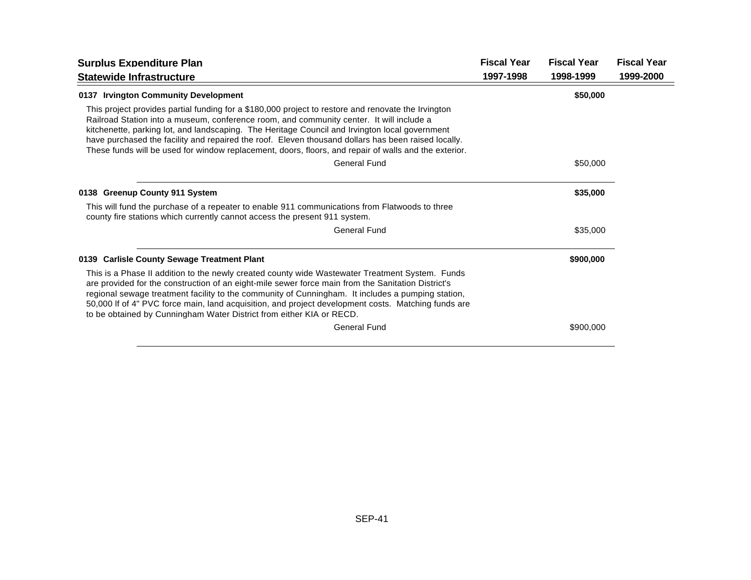| Surplus Expenditure Plan<br>Statewide Infrastructure | Fiscal Year<br>1997-1998 | Fiscal Year<br>1998-1999 | Fiscal Year<br>1999-2000 |
|---|---|---|---|

**0137 Irvington Community Development** — Fiscal Year 1998-1999: **$50,000**

This project provides partial funding for a $180,000 project to restore and renovate the Irvington Railroad Station into a museum, conference room, and community center. It will include a kitchenette, parking lot, and landscaping. The Heritage Council and Irvington local government have purchased the facility and repaired the roof. Eleven thousand dollars has been raised locally. These funds will be used for window replacement, doors, floors, and repair of walls and the exterior.

| | Fiscal Year 1997-1998 | Fiscal Year 1998-1999 | Fiscal Year 1999-2000 |
|---|---|---|---|
| General Fund | | $50,000 | |

**0138 Greenup County 911 System** — Fiscal Year 1998-1999: **$35,000**

This will fund the purchase of a repeater to enable 911 communications from Flatwoods to three county fire stations which currently cannot access the present 911 system.

| | Fiscal Year 1997-1998 | Fiscal Year 1998-1999 | Fiscal Year 1999-2000 |
|---|---|---|---|
| General Fund | | $35,000 | |

**0139 Carlisle County Sewage Treatment Plant** — Fiscal Year 1998-1999: **$900,000**

This is a Phase II addition to the newly created county wide Wastewater Treatment System. Funds are provided for the construction of an eight-mile sewer force main from the Sanitation District's regional sewage treatment facility to the community of Cunningham. It includes a pumping station, 50,000 lf of 4" PVC force main, land acquisition, and project development costs. Matching funds are to be obtained by Cunningham Water District from either KIA or RECD.

| | Fiscal Year 1997-1998 | Fiscal Year 1998-1999 | Fiscal Year 1999-2000 |
|---|---|---|---|
| General Fund | | $900,000 | |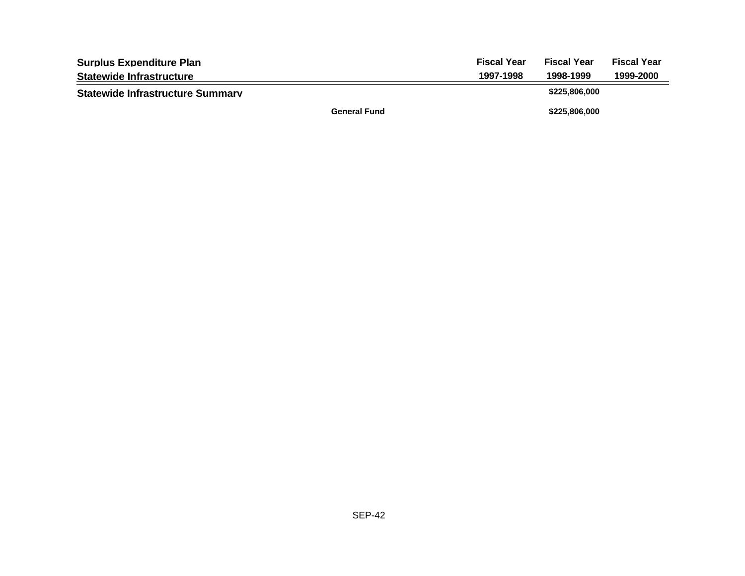| Surplus Expenditure Plan<br>Statewide Infrastructure | | Fiscal Year<br>1997-1998 | Fiscal Year<br>1998-1999 | Fiscal Year<br>1999-2000 |
|---|---|---|---|---|
| **Statewide Infrastructure Summary** | | | $225,806,000 | |
| | General Fund | | $225,806,000 | |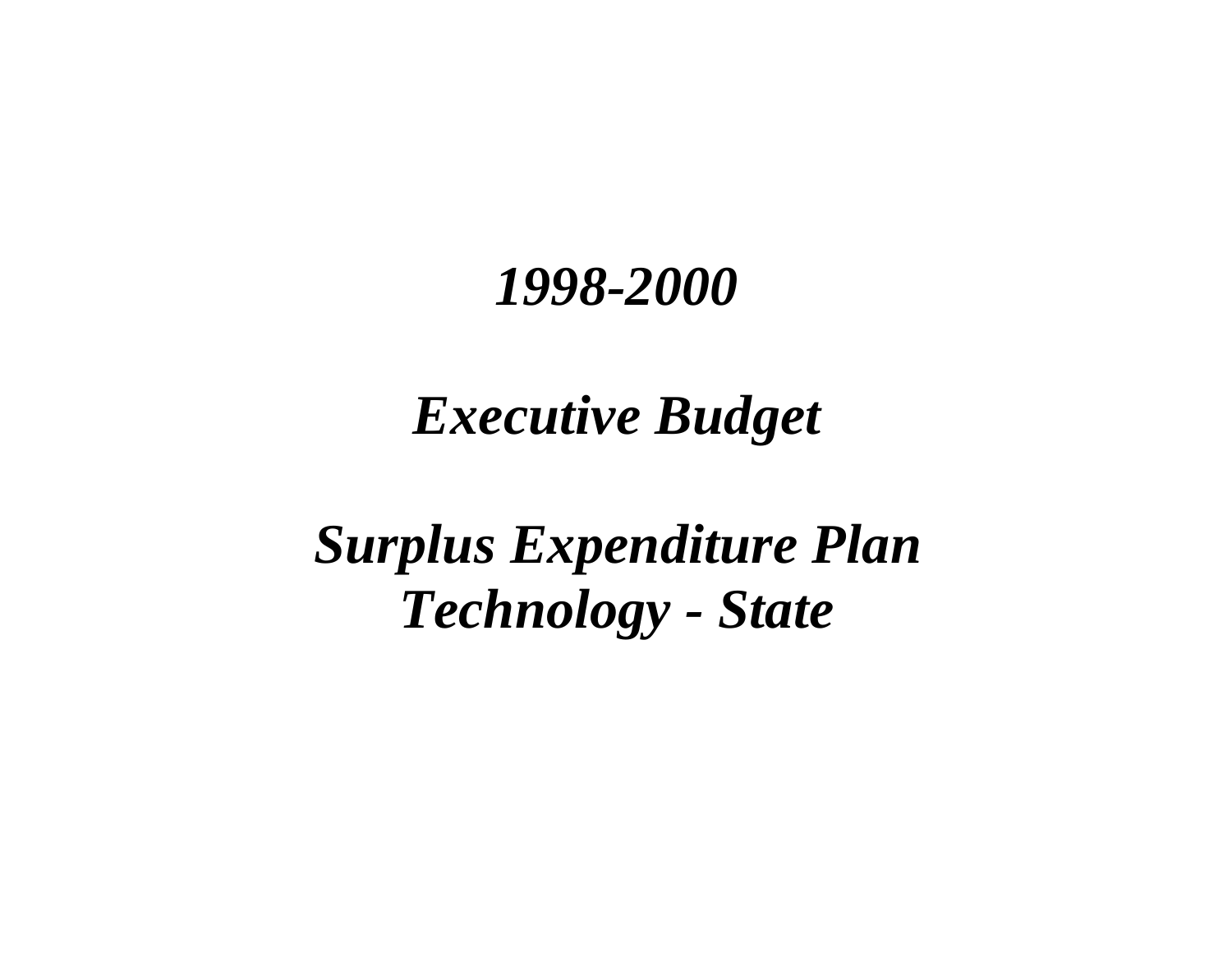# *1998-2000*

# *Executive Budget*

# *Surplus Expenditure Plan*
# *Technology - State*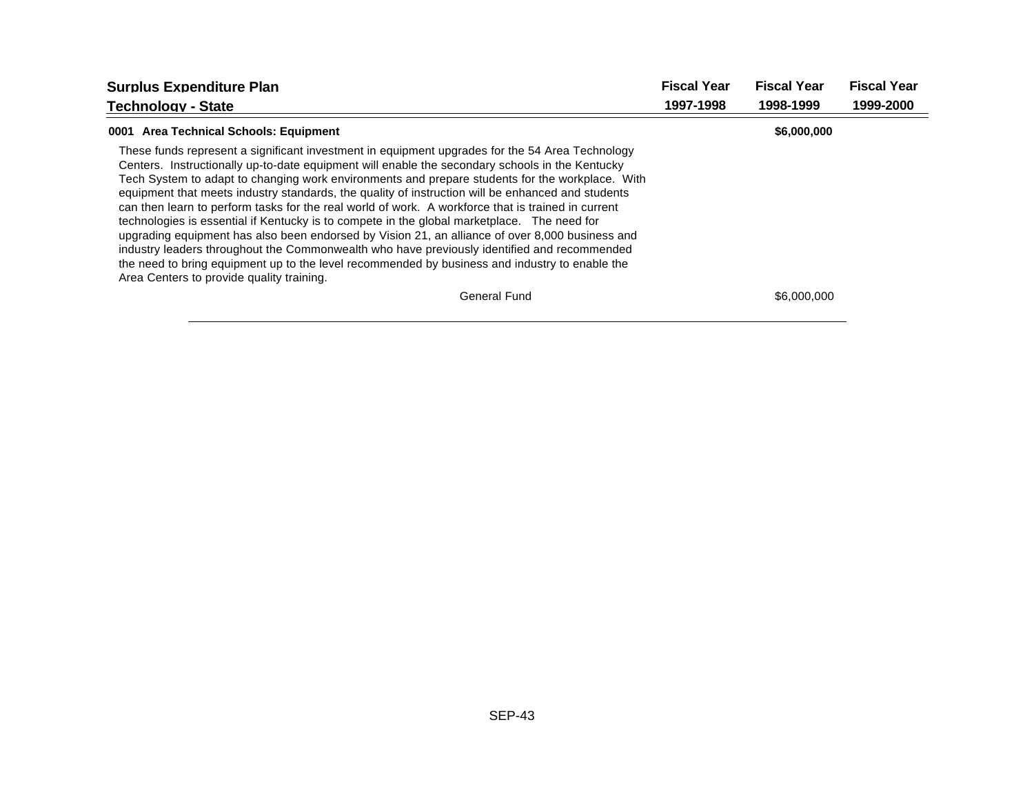## Surplus Expenditure Plan

## Technology - State

| | Fiscal Year 1997-1998 | Fiscal Year 1998-1999 | Fiscal Year 1999-2000 |
|---|---|---|---|
| **0001 Area Technical Schools: Equipment** | | **$6,000,000** | |

These funds represent a significant investment in equipment upgrades for the 54 Area Technology Centers. Instructionally up-to-date equipment will enable the secondary schools in the Kentucky Tech System to adapt to changing work environments and prepare students for the workplace. With equipment that meets industry standards, the quality of instruction will be enhanced and students can then learn to perform tasks for the real world of work. A workforce that is trained in current technologies is essential if Kentucky is to compete in the global marketplace. The need for upgrading equipment has also been endorsed by Vision 21, an alliance of over 8,000 business and industry leaders throughout the Commonwealth who have previously identified and recommended the need to bring equipment up to the level recommended by business and industry to enable the Area Centers to provide quality training.

| | Fiscal Year 1997-1998 | Fiscal Year 1998-1999 | Fiscal Year 1999-2000 |
|---|---|---|---|
| General Fund | | $6,000,000 | |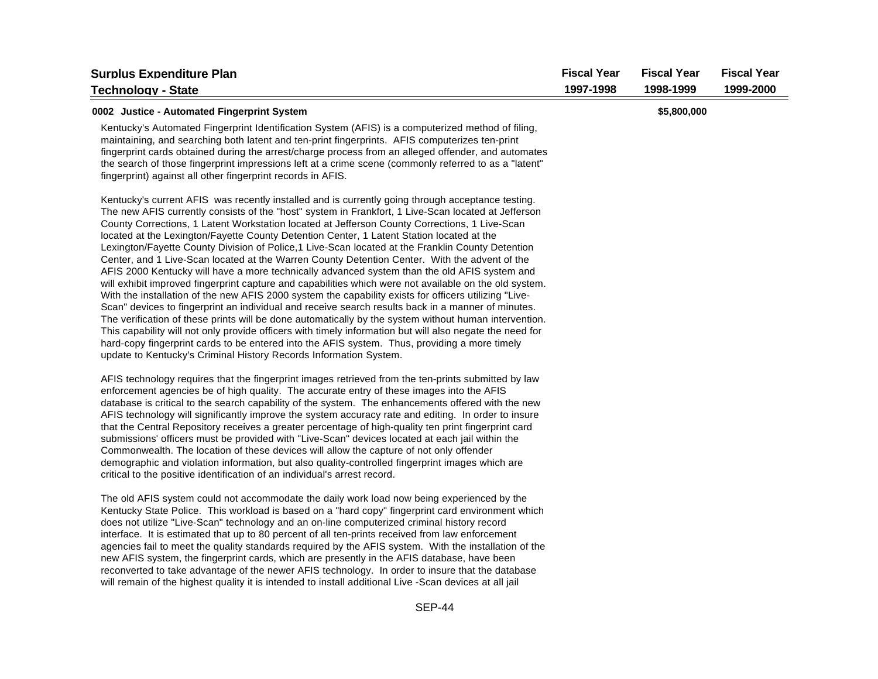| Surplus Expenditure Plan<br>Technology - State | Fiscal Year<br>1997-1998 | Fiscal Year<br>1998-1999 | Fiscal Year<br>1999-2000 |
|---|---|---|---|
| **0002 Justice - Automated Fingerprint System** | | $5,800,000 | |

Kentucky's Automated Fingerprint Identification System (AFIS) is a computerized method of filing, maintaining, and searching both latent and ten-print fingerprints. AFIS computerizes ten-print fingerprint cards obtained during the arrest/charge process from an alleged offender, and automates the search of those fingerprint impressions left at a crime scene (commonly referred to as a "latent" fingerprint) against all other fingerprint records in AFIS.

Kentucky's current AFIS was recently installed and is currently going through acceptance testing. The new AFIS currently consists of the "host" system in Frankfort, 1 Live-Scan located at Jefferson County Corrections, 1 Latent Workstation located at Jefferson County Corrections, 1 Live-Scan located at the Lexington/Fayette County Detention Center, 1 Latent Station located at the Lexington/Fayette County Division of Police,1 Live-Scan located at the Franklin County Detention Center, and 1 Live-Scan located at the Warren County Detention Center. With the advent of the AFIS 2000 Kentucky will have a more technically advanced system than the old AFIS system and will exhibit improved fingerprint capture and capabilities which were not available on the old system. With the installation of the new AFIS 2000 system the capability exists for officers utilizing "Live-Scan" devices to fingerprint an individual and receive search results back in a manner of minutes. The verification of these prints will be done automatically by the system without human intervention. This capability will not only provide officers with timely information but will also negate the need for hard-copy fingerprint cards to be entered into the AFIS system. Thus, providing a more timely update to Kentucky's Criminal History Records Information System.

AFIS technology requires that the fingerprint images retrieved from the ten-prints submitted by law enforcement agencies be of high quality. The accurate entry of these images into the AFIS database is critical to the search capability of the system. The enhancements offered with the new AFIS technology will significantly improve the system accuracy rate and editing. In order to insure that the Central Repository receives a greater percentage of high-quality ten print fingerprint card submissions' officers must be provided with "Live-Scan" devices located at each jail within the Commonwealth. The location of these devices will allow the capture of not only offender demographic and violation information, but also quality-controlled fingerprint images which are critical to the positive identification of an individual's arrest record.

The old AFIS system could not accommodate the daily work load now being experienced by the Kentucky State Police. This workload is based on a "hard copy" fingerprint card environment which does not utilize "Live-Scan" technology and an on-line computerized criminal history record interface. It is estimated that up to 80 percent of all ten-prints received from law enforcement agencies fail to meet the quality standards required by the AFIS system. With the installation of the new AFIS system, the fingerprint cards, which are presently in the AFIS database, have been reconverted to take advantage of the newer AFIS technology. In order to insure that the database will remain of the highest quality it is intended to install additional Live -Scan devices at all jail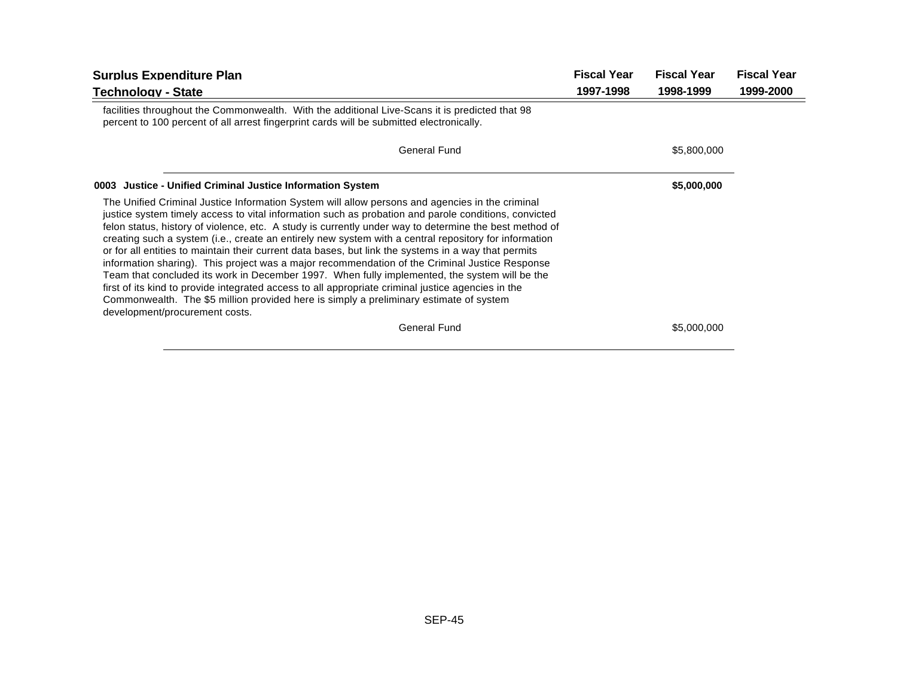| Surplus Expenditure Plan<br>Technology - State | Fiscal Year<br>1997-1998 | Fiscal Year<br>1998-1999 | Fiscal Year<br>1999-2000 |
|---|---|---|---|

facilities throughout the Commonwealth. With the additional Live-Scans it is predicted that 98 percent to 100 percent of all arrest fingerprint cards will be submitted electronically.

| | Fiscal Year 1997-1998 | Fiscal Year 1998-1999 | Fiscal Year 1999-2000 |
|---|---|---|---|
| General Fund | | $5,800,000 | |

**0003 Justice - Unified Criminal Justice Information System** — **$5,000,000** (Fiscal Year 1998-1999)

The Unified Criminal Justice Information System will allow persons and agencies in the criminal justice system timely access to vital information such as probation and parole conditions, convicted felon status, history of violence, etc. A study is currently under way to determine the best method of creating such a system (i.e., create an entirely new system with a central repository for information or for all entities to maintain their current data bases, but link the systems in a way that permits information sharing). This project was a major recommendation of the Criminal Justice Response Team that concluded its work in December 1997. When fully implemented, the system will be the first of its kind to provide integrated access to all appropriate criminal justice agencies in the Commonwealth. The $5 million provided here is simply a preliminary estimate of system development/procurement costs.

| | Fiscal Year 1997-1998 | Fiscal Year 1998-1999 | Fiscal Year 1999-2000 |
|---|---|---|---|
| General Fund | | $5,000,000 | |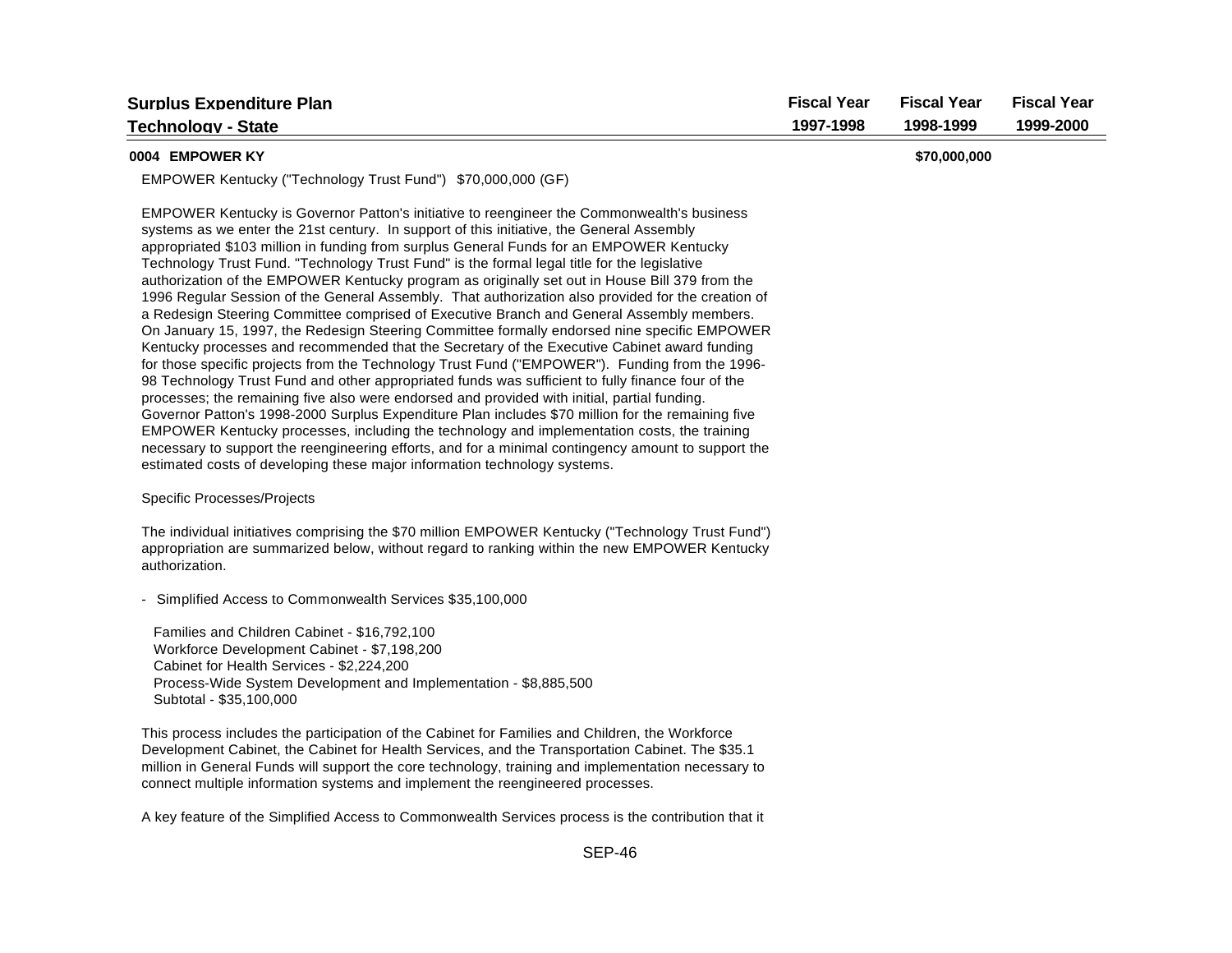| Surplus Expenditure Plan<br>Technology - State | Fiscal Year<br>1997-1998 | Fiscal Year<br>1998-1999 | Fiscal Year<br>1999-2000 |
|---|---|---|---|
| **0004 EMPOWER KY** | | **$70,000,000** | |

EMPOWER Kentucky ("Technology Trust Fund") $70,000,000 (GF)

EMPOWER Kentucky is Governor Patton's initiative to reengineer the Commonwealth's business systems as we enter the 21st century. In support of this initiative, the General Assembly appropriated $103 million in funding from surplus General Funds for an EMPOWER Kentucky Technology Trust Fund. "Technology Trust Fund" is the formal legal title for the legislative authorization of the EMPOWER Kentucky program as originally set out in House Bill 379 from the 1996 Regular Session of the General Assembly. That authorization also provided for the creation of a Redesign Steering Committee comprised of Executive Branch and General Assembly members. On January 15, 1997, the Redesign Steering Committee formally endorsed nine specific EMPOWER Kentucky processes and recommended that the Secretary of the Executive Cabinet award funding for those specific projects from the Technology Trust Fund ("EMPOWER"). Funding from the 1996-98 Technology Trust Fund and other appropriated funds was sufficient to fully finance four of the processes; the remaining five also were endorsed and provided with initial, partial funding. Governor Patton's 1998-2000 Surplus Expenditure Plan includes $70 million for the remaining five EMPOWER Kentucky processes, including the technology and implementation costs, the training necessary to support the reengineering efforts, and for a minimal contingency amount to support the estimated costs of developing these major information technology systems.

Specific Processes/Projects

The individual initiatives comprising the $70 million EMPOWER Kentucky ("Technology Trust Fund") appropriation are summarized below, without regard to ranking within the new EMPOWER Kentucky authorization.

- Simplified Access to Commonwealth Services $35,100,000

  Families and Children Cabinet - $16,792,100
  Workforce Development Cabinet - $7,198,200
  Cabinet for Health Services - $2,224,200
  Process-Wide System Development and Implementation - $8,885,500
  Subtotal - $35,100,000

This process includes the participation of the Cabinet for Families and Children, the Workforce Development Cabinet, the Cabinet for Health Services, and the Transportation Cabinet. The $35.1 million in General Funds will support the core technology, training and implementation necessary to connect multiple information systems and implement the reengineered processes.

A key feature of the Simplified Access to Commonwealth Services process is the contribution that it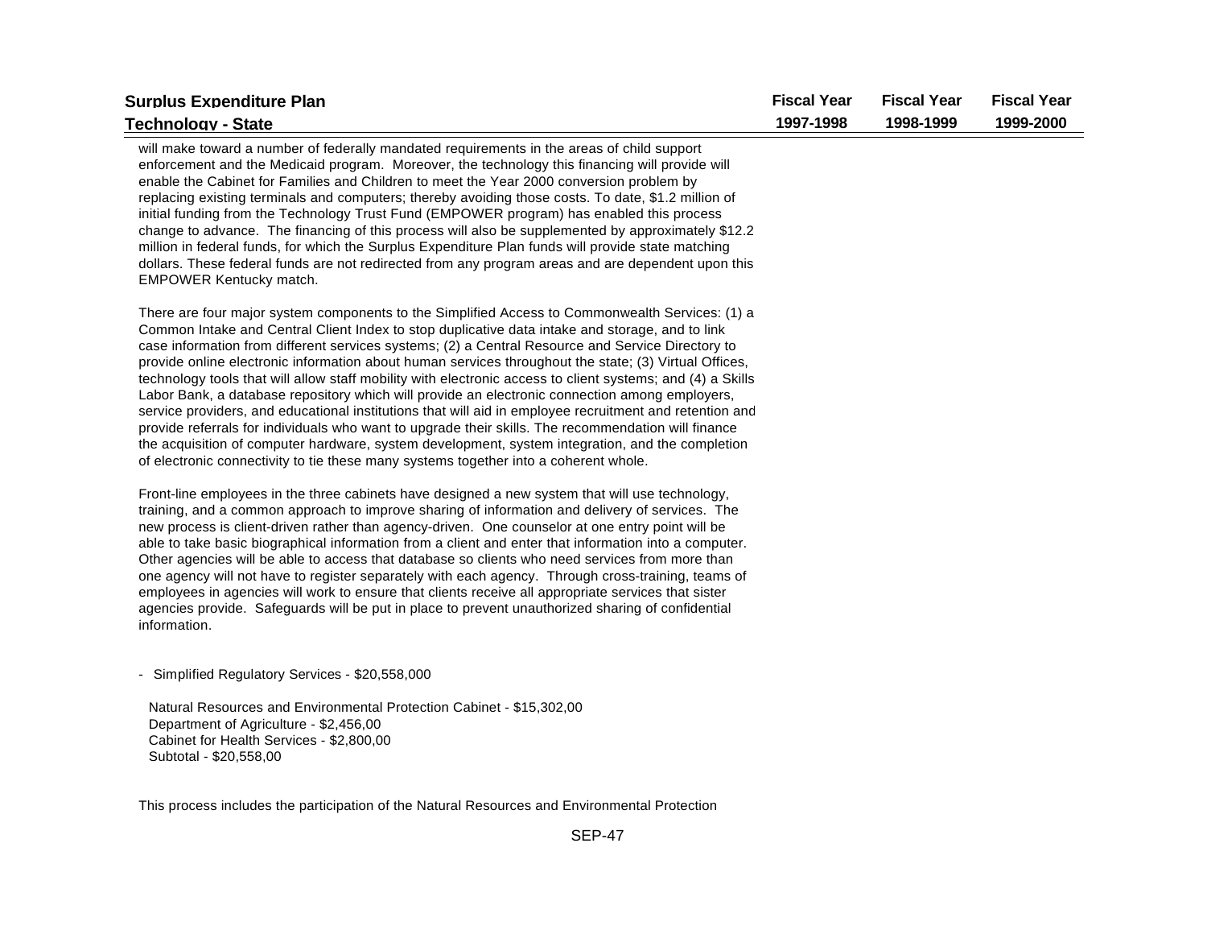## Surplus Expenditure Plan

## Technology - State

| | Fiscal Year 1997-1998 | Fiscal Year 1998-1999 | Fiscal Year 1999-2000 |
|---|---|---|---|

will make toward a number of federally mandated requirements in the areas of child support enforcement and the Medicaid program. Moreover, the technology this financing will provide will enable the Cabinet for Families and Children to meet the Year 2000 conversion problem by replacing existing terminals and computers; thereby avoiding those costs. To date, $1.2 million of initial funding from the Technology Trust Fund (EMPOWER program) has enabled this process change to advance. The financing of this process will also be supplemented by approximately $12.2 million in federal funds, for which the Surplus Expenditure Plan funds will provide state matching dollars. These federal funds are not redirected from any program areas and are dependent upon this EMPOWER Kentucky match.

There are four major system components to the Simplified Access to Commonwealth Services: (1) a Common Intake and Central Client Index to stop duplicative data intake and storage, and to link case information from different services systems; (2) a Central Resource and Service Directory to provide online electronic information about human services throughout the state; (3) Virtual Offices, technology tools that will allow staff mobility with electronic access to client systems; and (4) a Skills Labor Bank, a database repository which will provide an electronic connection among employers, service providers, and educational institutions that will aid in employee recruitment and retention and provide referrals for individuals who want to upgrade their skills. The recommendation will finance the acquisition of computer hardware, system development, system integration, and the completion of electronic connectivity to tie these many systems together into a coherent whole.

Front-line employees in the three cabinets have designed a new system that will use technology, training, and a common approach to improve sharing of information and delivery of services. The new process is client-driven rather than agency-driven. One counselor at one entry point will be able to take basic biographical information from a client and enter that information into a computer. Other agencies will be able to access that database so clients who need services from more than one agency will not have to register separately with each agency. Through cross-training, teams of employees in agencies will work to ensure that clients receive all appropriate services that sister agencies provide. Safeguards will be put in place to prevent unauthorized sharing of confidential information.

- Simplified Regulatory Services - $20,558,000

  Natural Resources and Environmental Protection Cabinet - $15,302,00
  Department of Agriculture - $2,456,00
  Cabinet for Health Services - $2,800,00
  Subtotal - $20,558,00

This process includes the participation of the Natural Resources and Environmental Protection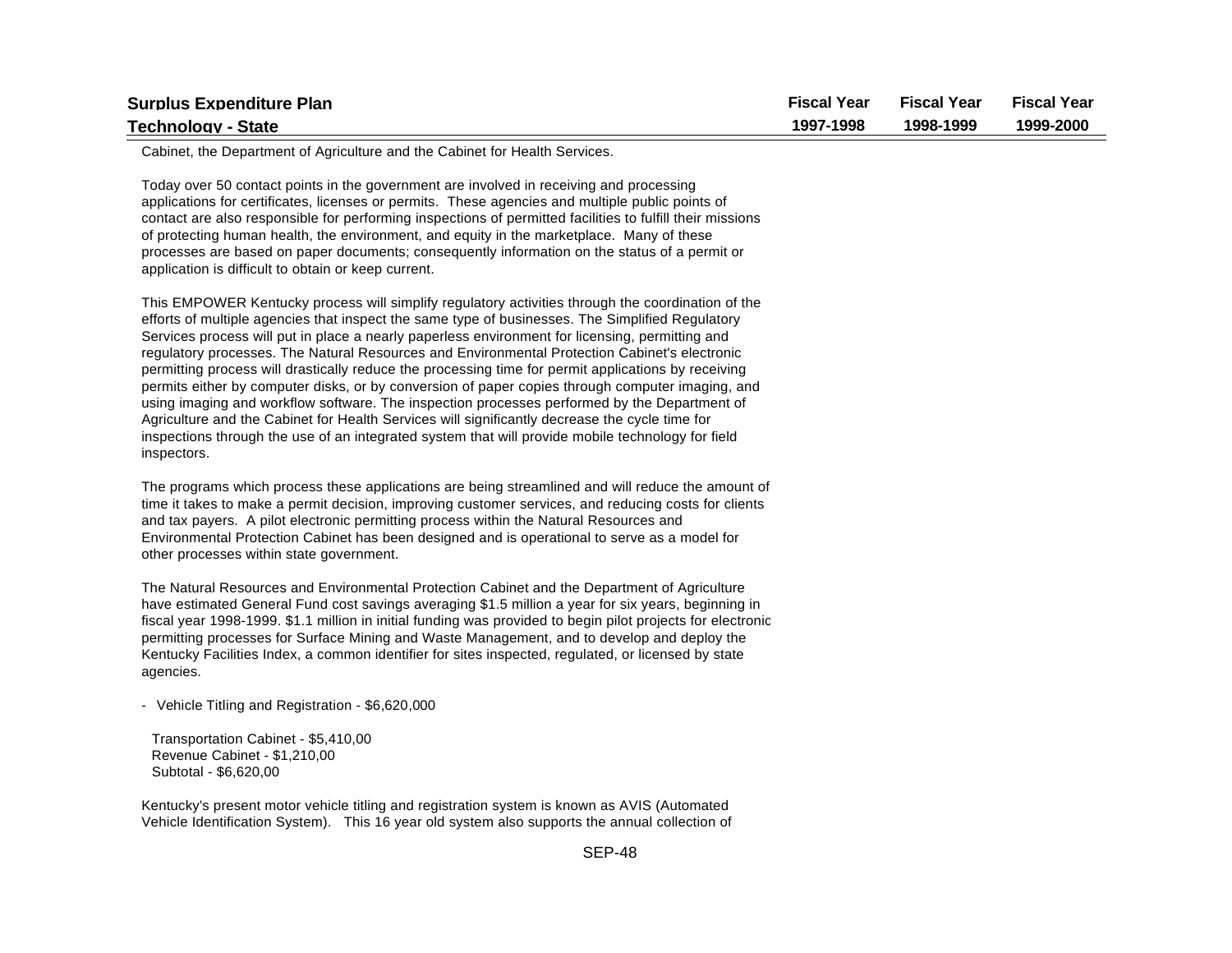Cabinet, the Department of Agriculture and the Cabinet for Health Services.

Today over 50 contact points in the government are involved in receiving and processing applications for certificates, licenses or permits. These agencies and multiple public points of contact are also responsible for performing inspections of permitted facilities to fulfill their missions of protecting human health, the environment, and equity in the marketplace. Many of these processes are based on paper documents; consequently information on the status of a permit or application is difficult to obtain or keep current.

This EMPOWER Kentucky process will simplify regulatory activities through the coordination of the efforts of multiple agencies that inspect the same type of businesses. The Simplified Regulatory Services process will put in place a nearly paperless environment for licensing, permitting and regulatory processes. The Natural Resources and Environmental Protection Cabinet's electronic permitting process will drastically reduce the processing time for permit applications by receiving permits either by computer disks, or by conversion of paper copies through computer imaging, and using imaging and workflow software. The inspection processes performed by the Department of Agriculture and the Cabinet for Health Services will significantly decrease the cycle time for inspections through the use of an integrated system that will provide mobile technology for field inspectors.

The programs which process these applications are being streamlined and will reduce the amount of time it takes to make a permit decision, improving customer services, and reducing costs for clients and tax payers. A pilot electronic permitting process within the Natural Resources and Environmental Protection Cabinet has been designed and is operational to serve as a model for other processes within state government.

The Natural Resources and Environmental Protection Cabinet and the Department of Agriculture have estimated General Fund cost savings averaging $1.5 million a year for six years, beginning in fiscal year 1998-1999. $1.1 million in initial funding was provided to begin pilot projects for electronic permitting processes for Surface Mining and Waste Management, and to develop and deploy the Kentucky Facilities Index, a common identifier for sites inspected, regulated, or licensed by state agencies.

- Vehicle Titling and Registration - $6,620,000

  Transportation Cabinet - $5,410,00
  Revenue Cabinet - $1,210,00
  Subtotal - $6,620,00

Kentucky's present motor vehicle titling and registration system is known as AVIS (Automated Vehicle Identification System). This 16 year old system also supports the annual collection of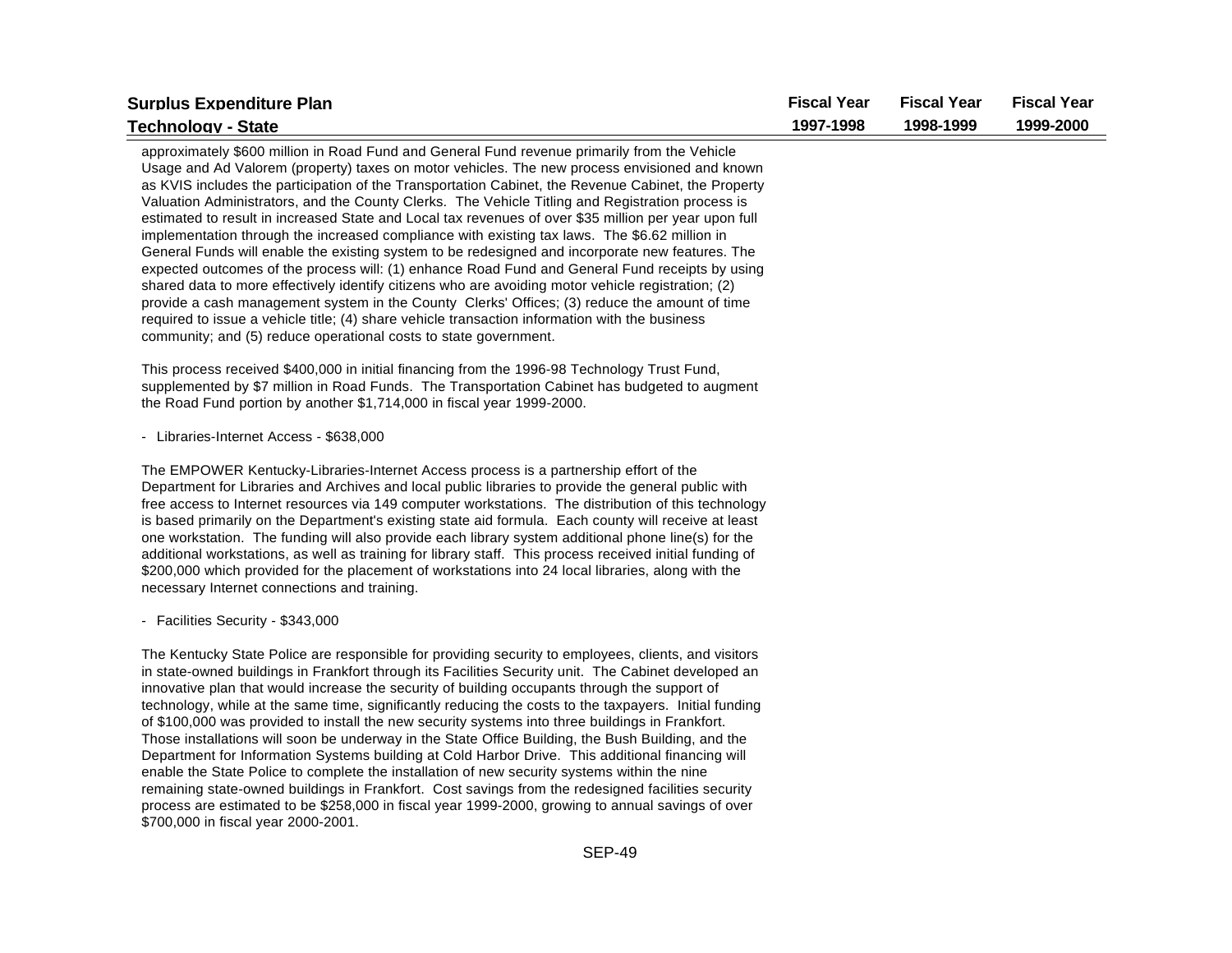## Surplus Expenditure Plan

## Technology - State

| | Fiscal Year 1997-1998 | Fiscal Year 1998-1999 | Fiscal Year 1999-2000 |
|---|---|---|---|

approximately $600 million in Road Fund and General Fund revenue primarily from the Vehicle Usage and Ad Valorem (property) taxes on motor vehicles. The new process envisioned and known as KVIS includes the participation of the Transportation Cabinet, the Revenue Cabinet, the Property Valuation Administrators, and the County Clerks. The Vehicle Titling and Registration process is estimated to result in increased State and Local tax revenues of over $35 million per year upon full implementation through the increased compliance with existing tax laws. The $6.62 million in General Funds will enable the existing system to be redesigned and incorporate new features. The expected outcomes of the process will: (1) enhance Road Fund and General Fund receipts by using shared data to more effectively identify citizens who are avoiding motor vehicle registration; (2) provide a cash management system in the County Clerks' Offices; (3) reduce the amount of time required to issue a vehicle title; (4) share vehicle transaction information with the business community; and (5) reduce operational costs to state government.

This process received $400,000 in initial financing from the 1996-98 Technology Trust Fund, supplemented by $7 million in Road Funds. The Transportation Cabinet has budgeted to augment the Road Fund portion by another $1,714,000 in fiscal year 1999-2000.

- Libraries-Internet Access - $638,000

The EMPOWER Kentucky-Libraries-Internet Access process is a partnership effort of the Department for Libraries and Archives and local public libraries to provide the general public with free access to Internet resources via 149 computer workstations. The distribution of this technology is based primarily on the Department's existing state aid formula. Each county will receive at least one workstation. The funding will also provide each library system additional phone line(s) for the additional workstations, as well as training for library staff. This process received initial funding of $200,000 which provided for the placement of workstations into 24 local libraries, along with the necessary Internet connections and training.

- Facilities Security - $343,000

The Kentucky State Police are responsible for providing security to employees, clients, and visitors in state-owned buildings in Frankfort through its Facilities Security unit. The Cabinet developed an innovative plan that would increase the security of building occupants through the support of technology, while at the same time, significantly reducing the costs to the taxpayers. Initial funding of $100,000 was provided to install the new security systems into three buildings in Frankfort. Those installations will soon be underway in the State Office Building, the Bush Building, and the Department for Information Systems building at Cold Harbor Drive. This additional financing will enable the State Police to complete the installation of new security systems within the nine remaining state-owned buildings in Frankfort. Cost savings from the redesigned facilities security process are estimated to be $258,000 in fiscal year 1999-2000, growing to annual savings of over $700,000 in fiscal year 2000-2001.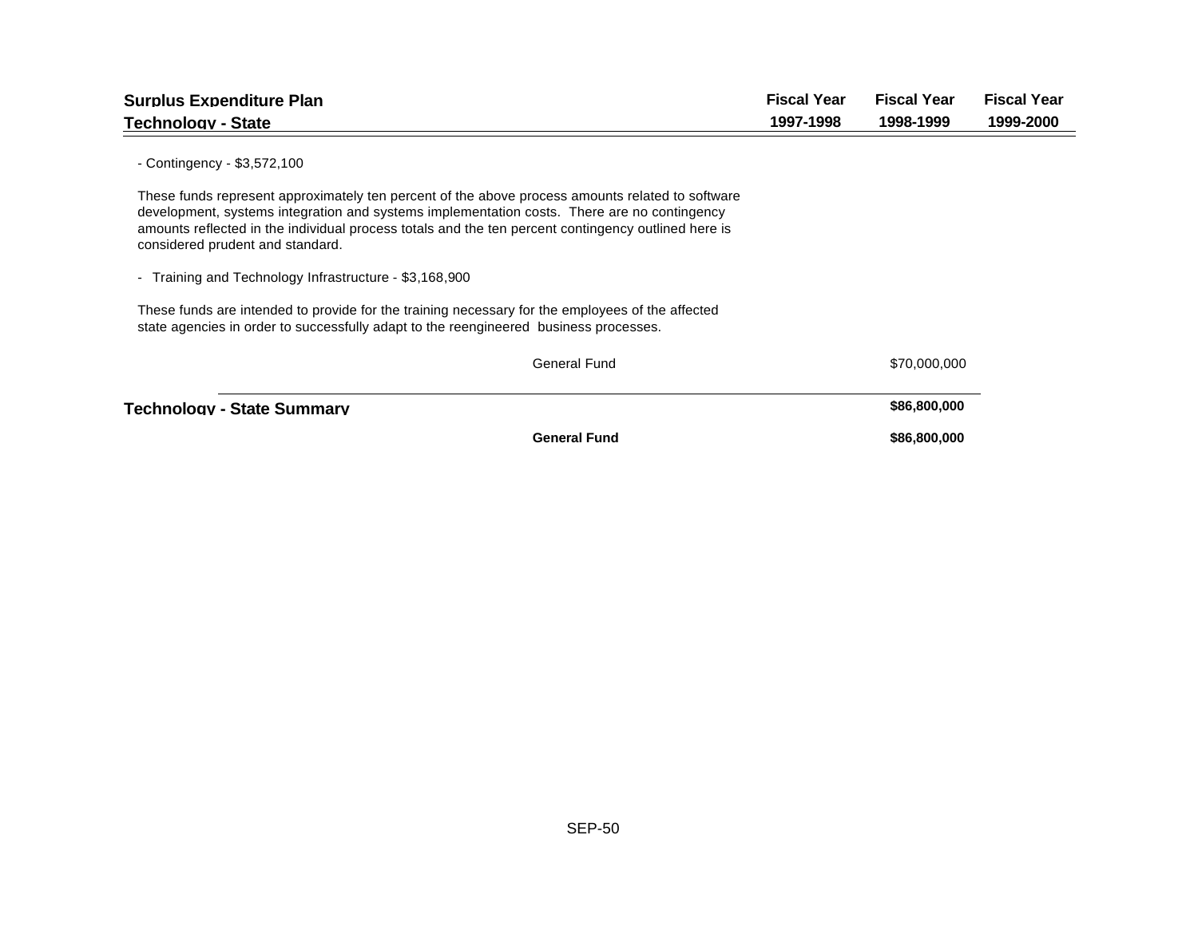| Surplus Expenditure Plan<br>Technology - State | Fiscal Year<br>1997-1998 | Fiscal Year<br>1998-1999 | Fiscal Year<br>1999-2000 |
|---|---|---|---|

- Contingency - $3,572,100

These funds represent approximately ten percent of the above process amounts related to software development, systems integration and systems implementation costs. There are no contingency amounts reflected in the individual process totals and the ten percent contingency outlined here is considered prudent and standard.

- Training and Technology Infrastructure - $3,168,900

These funds are intended to provide for the training necessary for the employees of the affected state agencies in order to successfully adapt to the reengineered business processes.

| | Fiscal Year 1997-1998 | Fiscal Year 1998-1999 | Fiscal Year 1999-2000 |
|---|---|---|---|
| General Fund | | $70,000,000 | |
| **Technology - State Summary** | | **$86,800,000** | |
| **General Fund** | | **$86,800,000** | |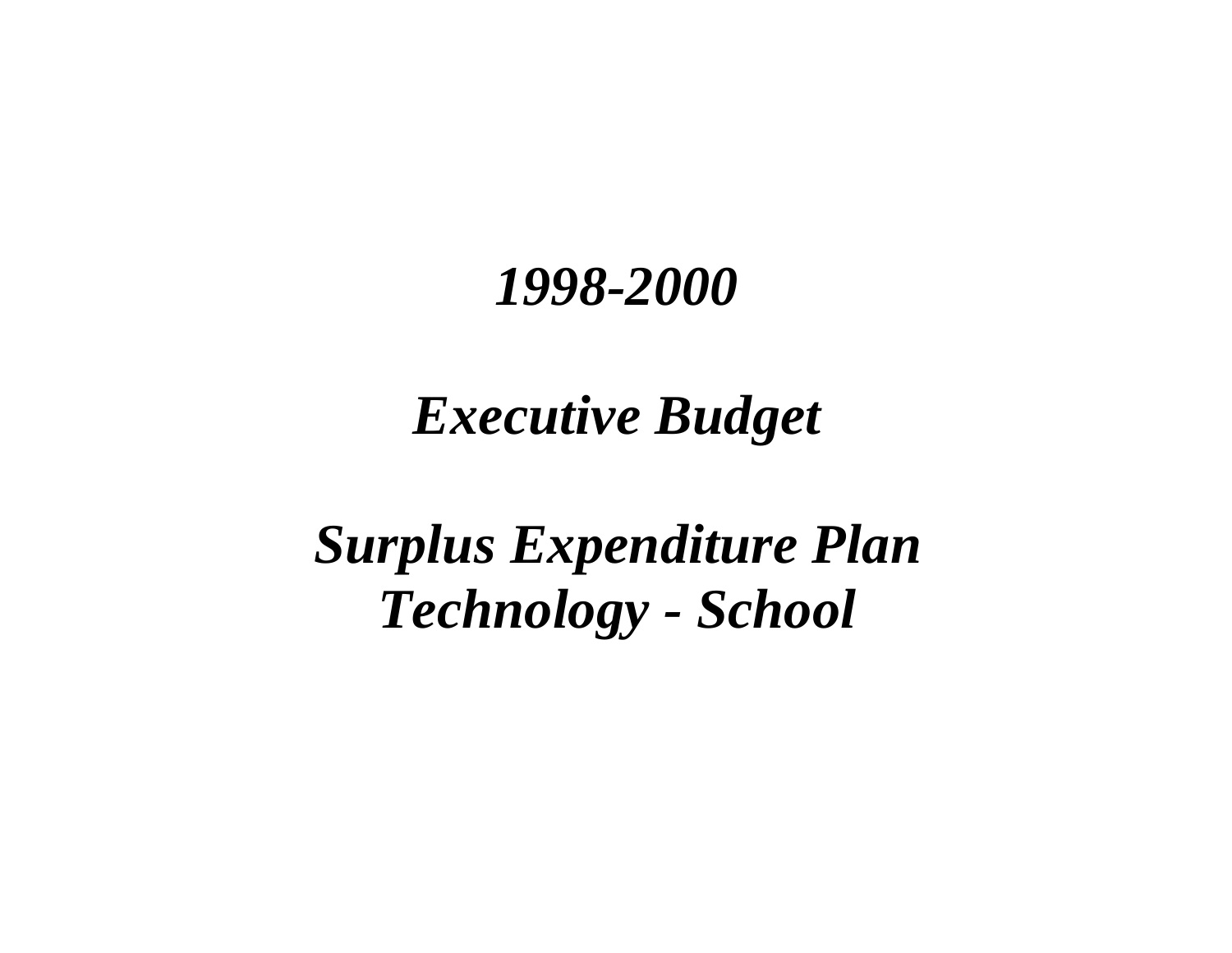# *1998-2000*

# *Executive Budget*

# *Surplus Expenditure Plan*
# *Technology - School*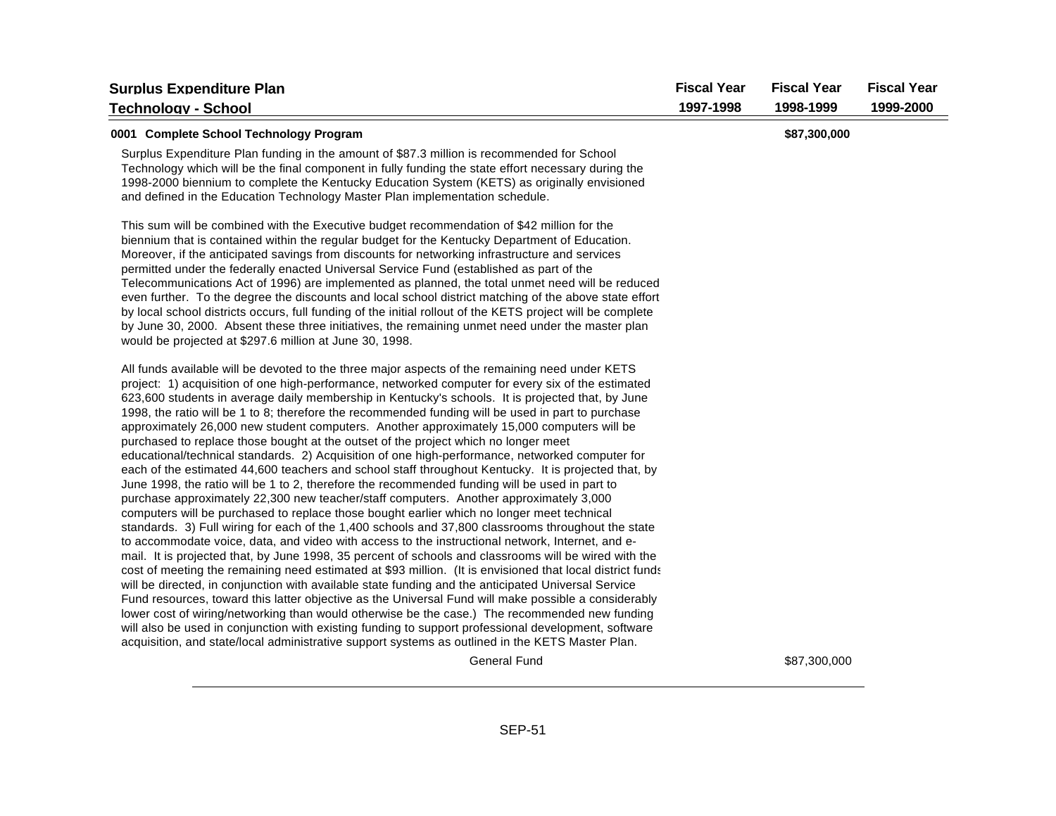| Surplus Expenditure Plan Technology - School | Fiscal Year 1997-1998 | Fiscal Year 1998-1999 | Fiscal Year 1999-2000 |
|---|---|---|---|
| **0001 Complete School Technology Program** | | **$87,300,000** | |

Surplus Expenditure Plan funding in the amount of $87.3 million is recommended for School Technology which will be the final component in fully funding the state effort necessary during the 1998-2000 biennium to complete the Kentucky Education System (KETS) as originally envisioned and defined in the Education Technology Master Plan implementation schedule.

This sum will be combined with the Executive budget recommendation of $42 million for the biennium that is contained within the regular budget for the Kentucky Department of Education. Moreover, if the anticipated savings from discounts for networking infrastructure and services permitted under the federally enacted Universal Service Fund (established as part of the Telecommunications Act of 1996) are implemented as planned, the total unmet need will be reduced even further. To the degree the discounts and local school district matching of the above state effort by local school districts occurs, full funding of the initial rollout of the KETS project will be complete by June 30, 2000. Absent these three initiatives, the remaining unmet need under the master plan would be projected at $297.6 million at June 30, 1998.

All funds available will be devoted to the three major aspects of the remaining need under KETS project: 1) acquisition of one high-performance, networked computer for every six of the estimated 623,600 students in average daily membership in Kentucky's schools. It is projected that, by June 1998, the ratio will be 1 to 8; therefore the recommended funding will be used in part to purchase approximately 26,000 new student computers. Another approximately 15,000 computers will be purchased to replace those bought at the outset of the project which no longer meet educational/technical standards. 2) Acquisition of one high-performance, networked computer for each of the estimated 44,600 teachers and school staff throughout Kentucky. It is projected that, by June 1998, the ratio will be 1 to 2, therefore the recommended funding will be used in part to purchase approximately 22,300 new teacher/staff computers. Another approximately 3,000 computers will be purchased to replace those bought earlier which no longer meet technical standards. 3) Full wiring for each of the 1,400 schools and 37,800 classrooms throughout the state to accommodate voice, data, and video with access to the instructional network, Internet, and e-mail. It is projected that, by June 1998, 35 percent of schools and classrooms will be wired with the cost of meeting the remaining need estimated at $93 million. (It is envisioned that local district funds will be directed, in conjunction with available state funding and the anticipated Universal Service Fund resources, toward this latter objective as the Universal Fund will make possible a considerably lower cost of wiring/networking than would otherwise be the case.) The recommended new funding will also be used in conjunction with existing funding to support professional development, software acquisition, and state/local administrative support systems as outlined in the KETS Master Plan.

| | Fiscal Year 1997-1998 | Fiscal Year 1998-1999 | Fiscal Year 1999-2000 |
|---|---|---|---|
| General Fund | | $87,300,000 | |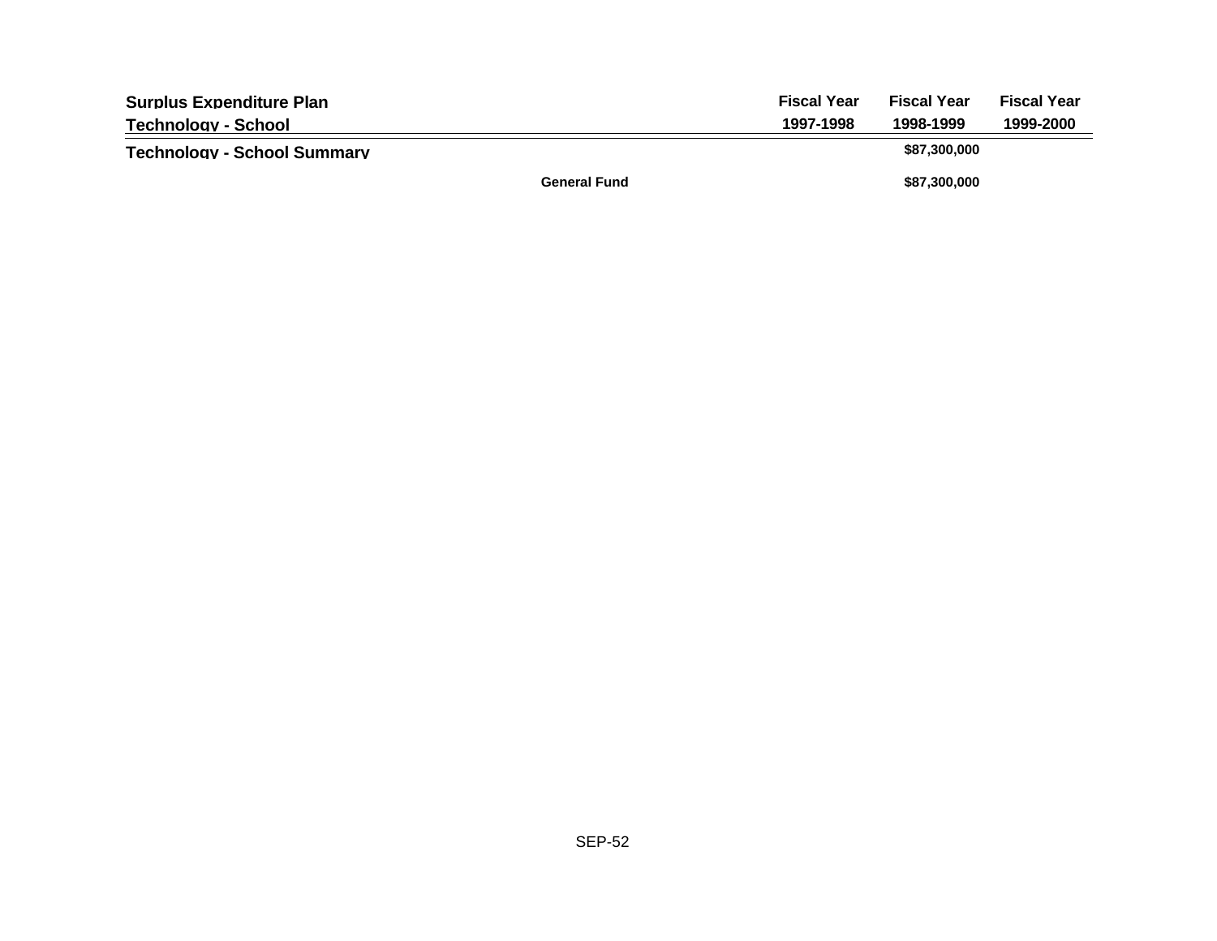| Surplus Expenditure Plan<br>Technology - School | | Fiscal Year<br>1997-1998 | Fiscal Year<br>1998-1999 | Fiscal Year<br>1999-2000 |
|---|---|---|---|---|
| **Technology - School Summary** | | | **$87,300,000** | |
| | **General Fund** | | **$87,300,000** | |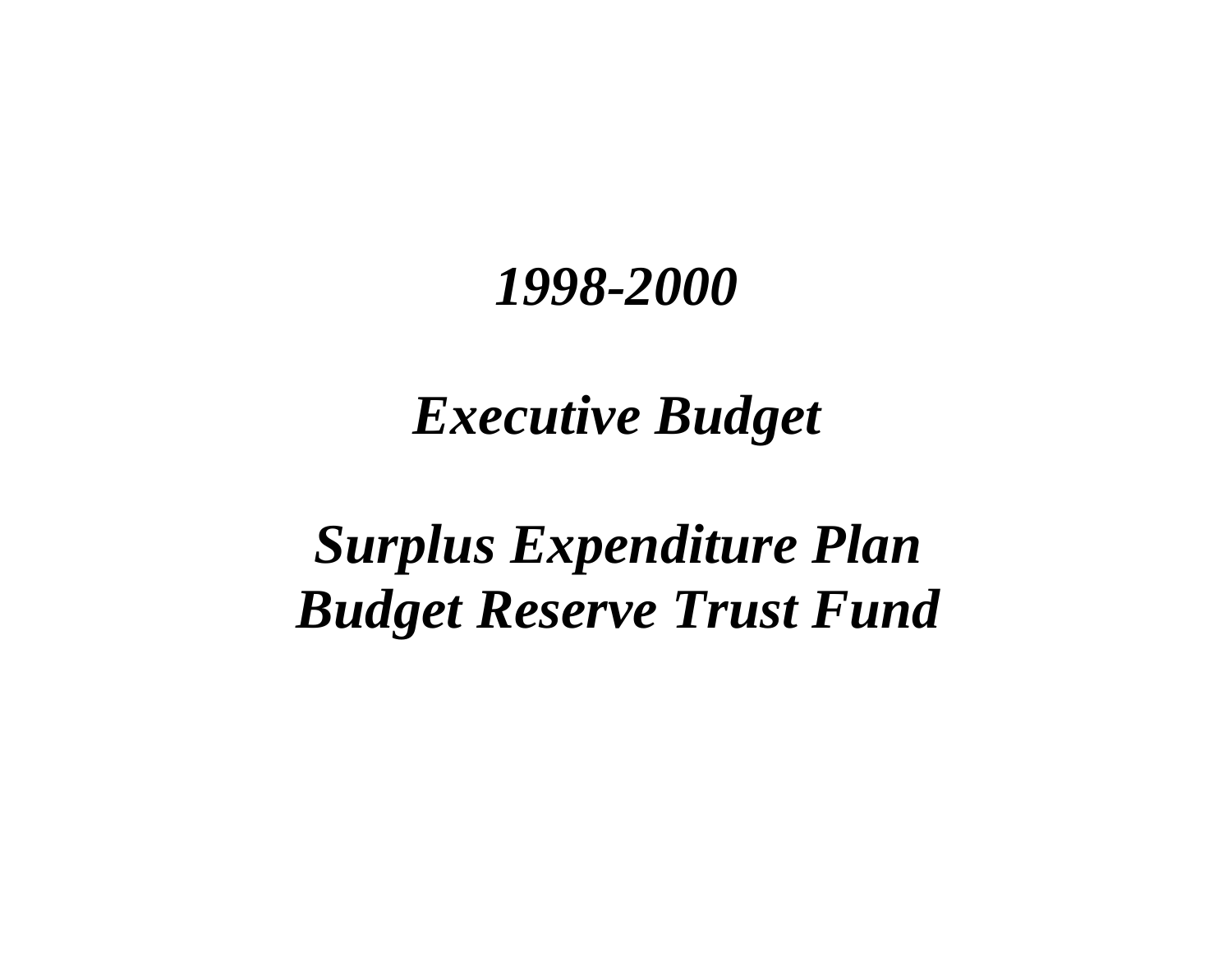# *1998-2000*

# *Executive Budget*

# *Surplus Expenditure Plan*
# *Budget Reserve Trust Fund*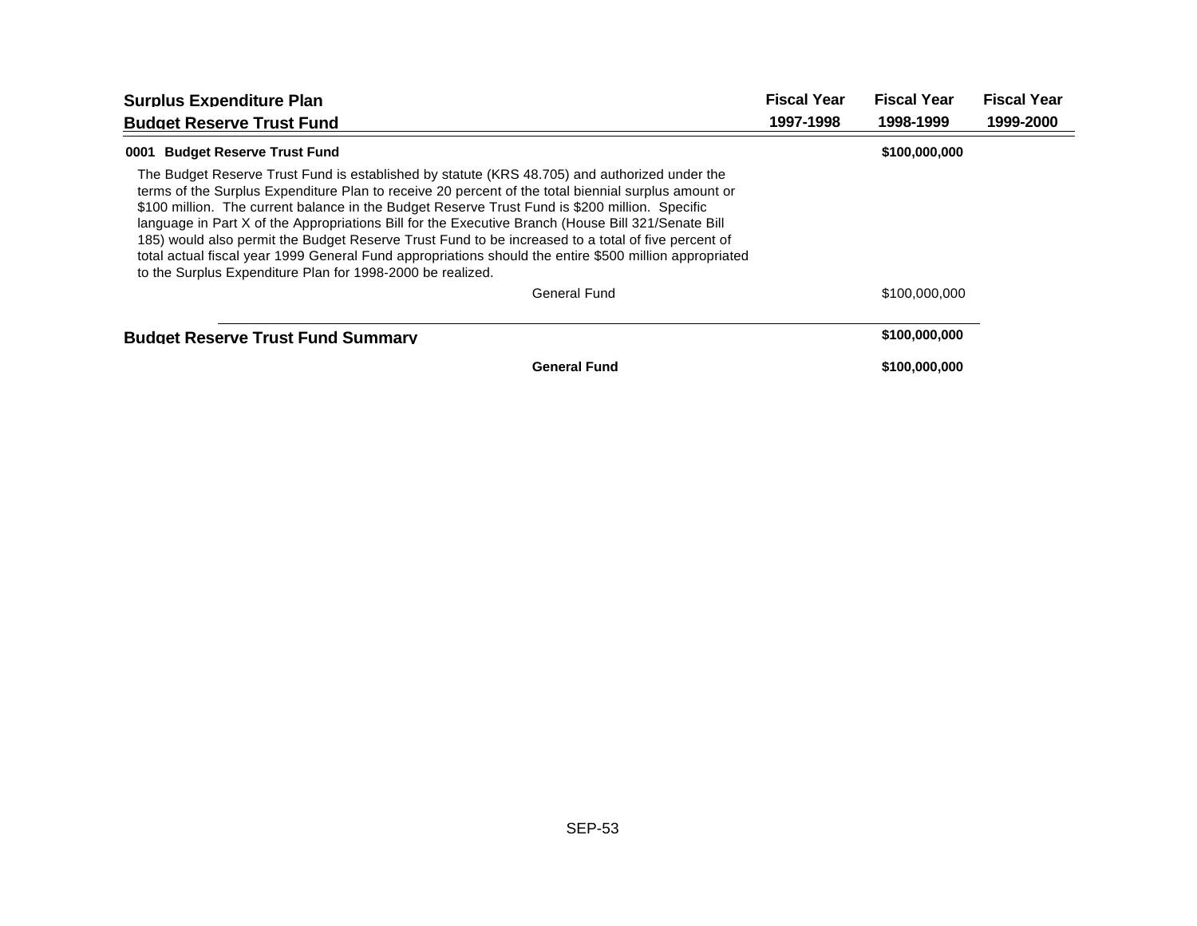## Surplus Expenditure Plan

## Budget Reserve Trust Fund

| | Fiscal Year 1997-1998 | Fiscal Year 1998-1999 | Fiscal Year 1999-2000 |
|---|---|---|---|
| **0001 Budget Reserve Trust Fund** | | **$100,000,000** | |

The Budget Reserve Trust Fund is established by statute (KRS 48.705) and authorized under the terms of the Surplus Expenditure Plan to receive 20 percent of the total biennial surplus amount or $100 million. The current balance in the Budget Reserve Trust Fund is $200 million. Specific language in Part X of the Appropriations Bill for the Executive Branch (House Bill 321/Senate Bill 185) would also permit the Budget Reserve Trust Fund to be increased to a total of five percent of total actual fiscal year 1999 General Fund appropriations should the entire $500 million appropriated to the Surplus Expenditure Plan for 1998-2000 be realized.

| | Fiscal Year 1997-1998 | Fiscal Year 1998-1999 | Fiscal Year 1999-2000 |
|---|---|---|---|
| General Fund | | $100,000,000 | |

## Budget Reserve Trust Fund Summary

| | Fiscal Year 1997-1998 | Fiscal Year 1998-1999 | Fiscal Year 1999-2000 |
|---|---|---|---|
| **Budget Reserve Trust Fund Summary** | | **$100,000,000** | |
| **General Fund** | | **$100,000,000** | |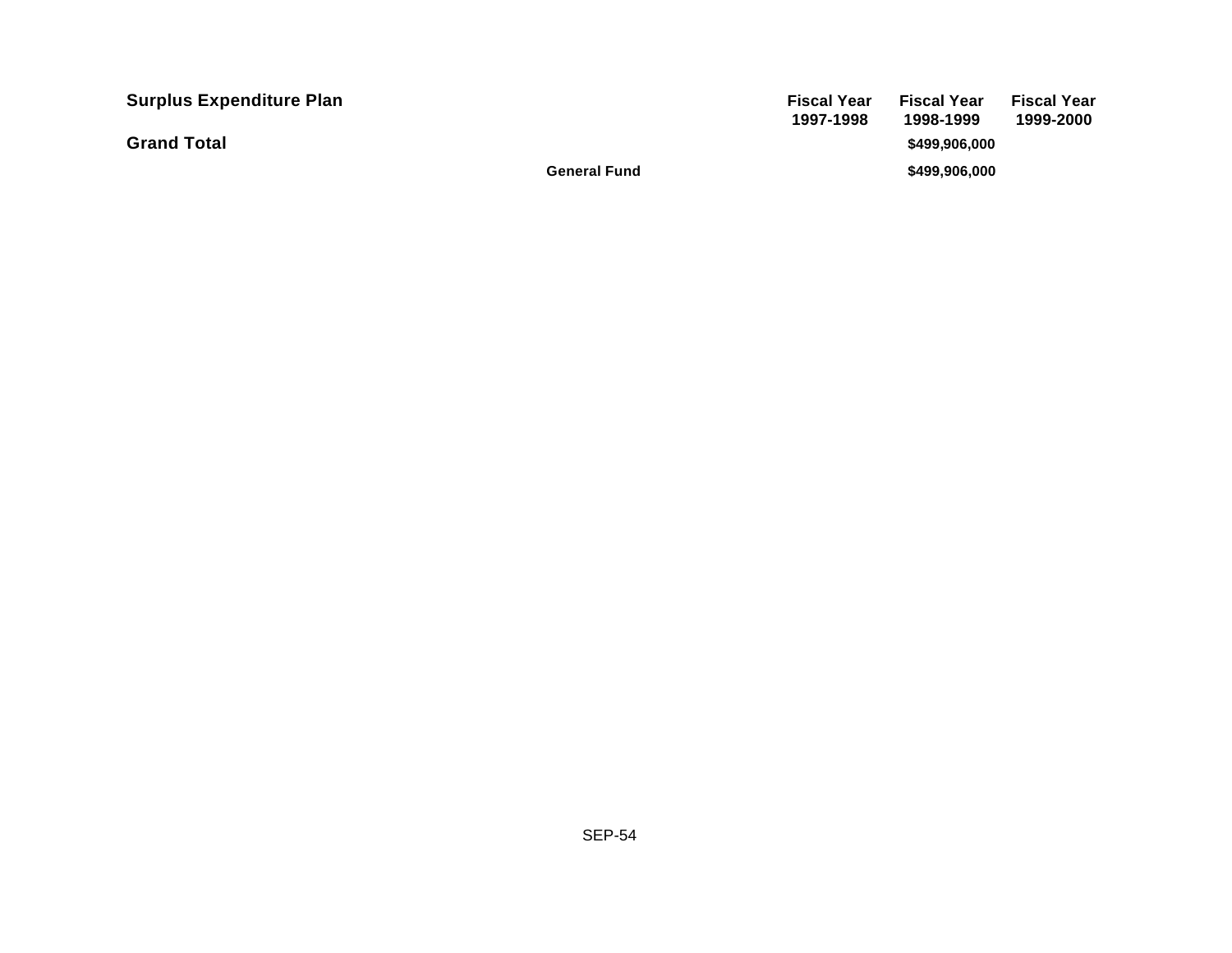| Surplus Expenditure Plan | | Fiscal Year 1997-1998 | Fiscal Year 1998-1999 | Fiscal Year 1999-2000 |
|---|---|---|---|---|
| **Grand Total** | | | **$499,906,000** | |
| | **General Fund** | | **$499,906,000** | |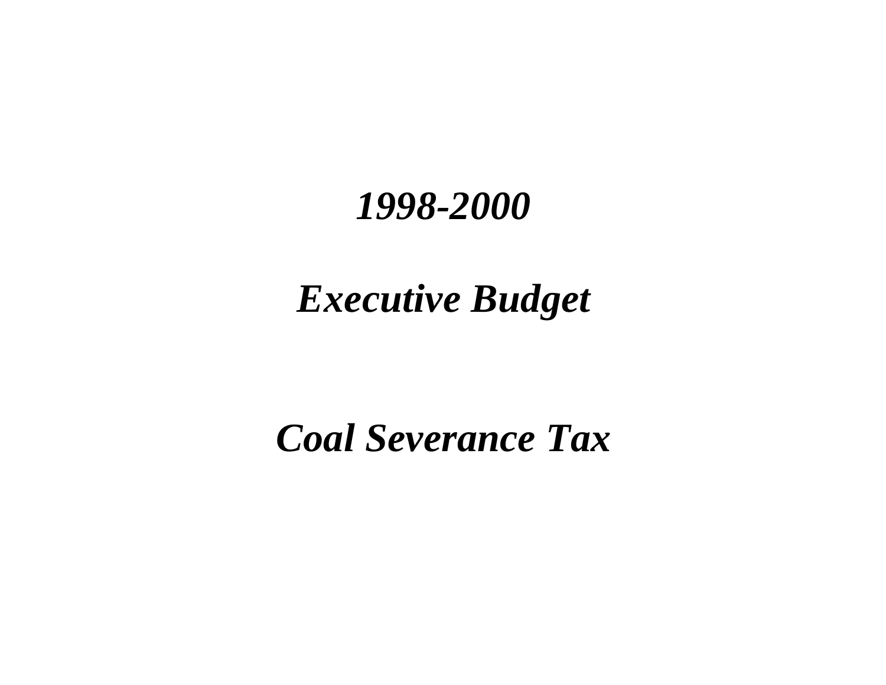# *1998-2000*

# *Executive Budget*

# *Coal Severance Tax*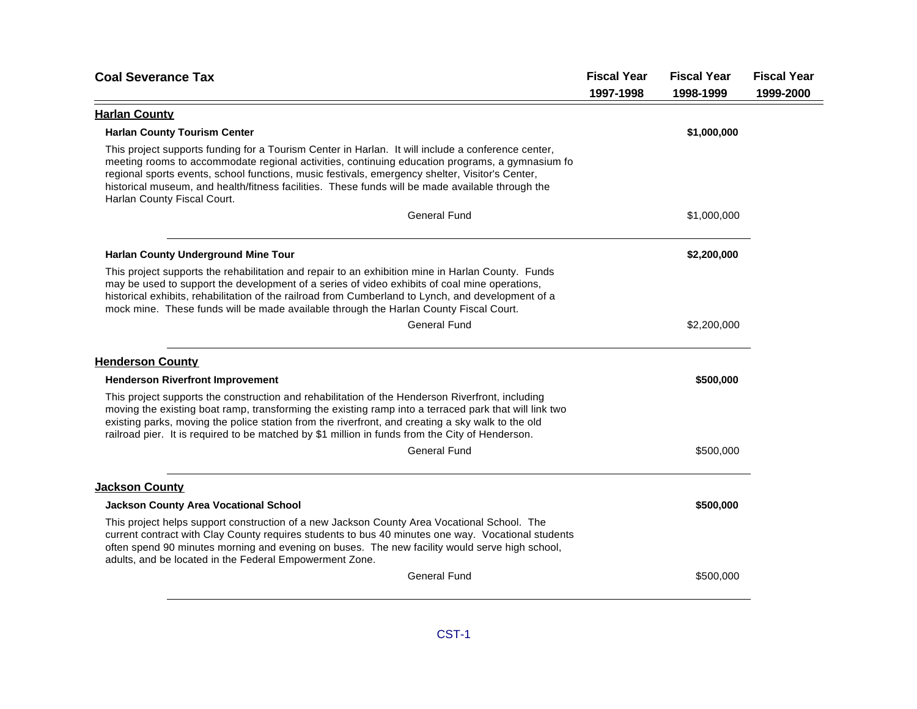| Coal Severance Tax | Fiscal Year 1997-1998 | Fiscal Year 1998-1999 | Fiscal Year 1999-2000 |
|---|---|---|---|

## Harlan County

**Harlan County Tourism Center** — **$1,000,000** (Fiscal Year 1998-1999)

This project supports funding for a Tourism Center in Harlan. It will include a conference center, meeting rooms to accommodate regional activities, continuing education programs, a gymnasium fo regional sports events, school functions, music festivals, emergency shelter, Visitor's Center, historical museum, and health/fitness facilities. These funds will be made available through the Harlan County Fiscal Court.

| | Fiscal Year 1997-1998 | Fiscal Year 1998-1999 | Fiscal Year 1999-2000 |
|---|---|---|---|
| General Fund | | $1,000,000 | |

**Harlan County Underground Mine Tour** — **$2,200,000** (Fiscal Year 1998-1999)

This project supports the rehabilitation and repair to an exhibition mine in Harlan County. Funds may be used to support the development of a series of video exhibits of coal mine operations, historical exhibits, rehabilitation of the railroad from Cumberland to Lynch, and development of a mock mine. These funds will be made available through the Harlan County Fiscal Court.

| | Fiscal Year 1997-1998 | Fiscal Year 1998-1999 | Fiscal Year 1999-2000 |
|---|---|---|---|
| General Fund | | $2,200,000 | |

## Henderson County

**Henderson Riverfront Improvement** — **$500,000** (Fiscal Year 1998-1999)

This project supports the construction and rehabilitation of the Henderson Riverfront, including moving the existing boat ramp, transforming the existing ramp into a terraced park that will link two existing parks, moving the police station from the riverfront, and creating a sky walk to the old railroad pier. It is required to be matched by $1 million in funds from the City of Henderson.

| | Fiscal Year 1997-1998 | Fiscal Year 1998-1999 | Fiscal Year 1999-2000 |
|---|---|---|---|
| General Fund | | $500,000 | |

## Jackson County

**Jackson County Area Vocational School** — **$500,000** (Fiscal Year 1998-1999)

This project helps support construction of a new Jackson County Area Vocational School. The current contract with Clay County requires students to bus 40 minutes one way. Vocational students often spend 90 minutes morning and evening on buses. The new facility would serve high school, adults, and be located in the Federal Empowerment Zone.

| | Fiscal Year 1997-1998 | Fiscal Year 1998-1999 | Fiscal Year 1999-2000 |
|---|---|---|---|
| General Fund | | $500,000 | |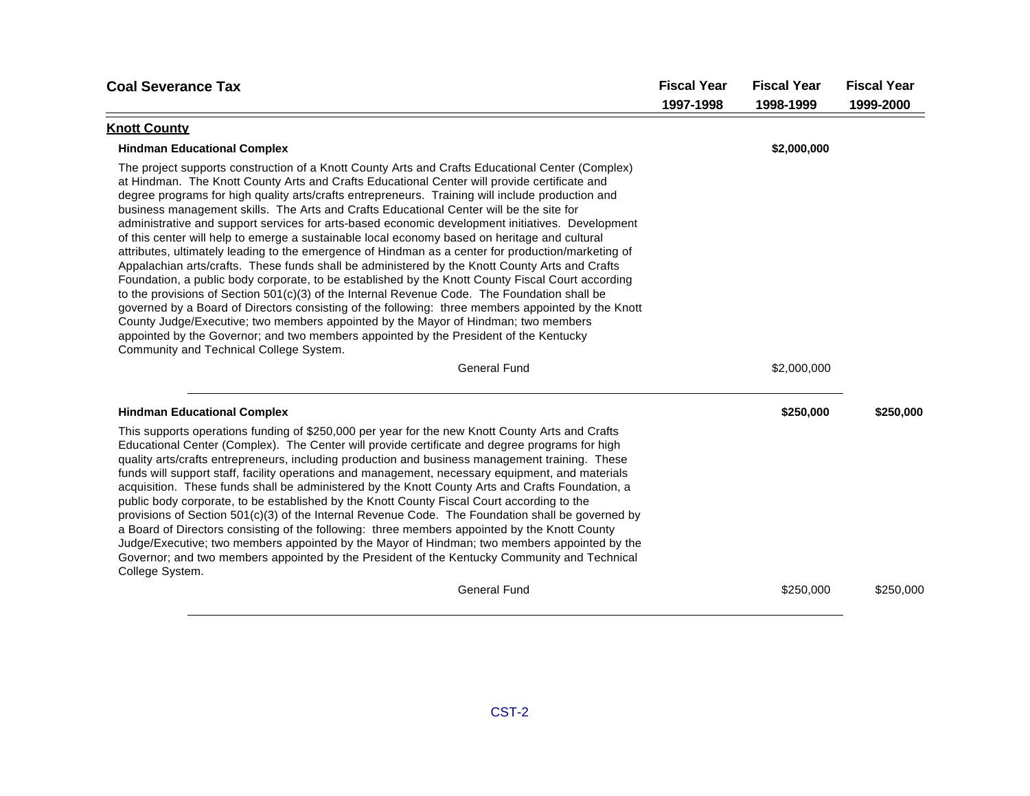| Coal Severance Tax | Fiscal Year 1997-1998 | Fiscal Year 1998-1999 | Fiscal Year 1999-2000 |
|---|---|---|---|

## Knott County

### Hindman Educational Complex

| | Fiscal Year 1997-1998 | Fiscal Year 1998-1999 | Fiscal Year 1999-2000 |
|---|---|---|---|
| **Hindman Educational Complex** | | **$2,000,000** | |

The project supports construction of a Knott County Arts and Crafts Educational Center (Complex) at Hindman. The Knott County Arts and Crafts Educational Center will provide certificate and degree programs for high quality arts/crafts entrepreneurs. Training will include production and business management skills. The Arts and Crafts Educational Center will be the site for administrative and support services for arts-based economic development initiatives. Development of this center will help to emerge a sustainable local economy based on heritage and cultural attributes, ultimately leading to the emergence of Hindman as a center for production/marketing of Appalachian arts/crafts. These funds shall be administered by the Knott County Arts and Crafts Foundation, a public body corporate, to be established by the Knott County Fiscal Court according to the provisions of Section 501(c)(3) of the Internal Revenue Code. The Foundation shall be governed by a Board of Directors consisting of the following: three members appointed by the Knott County Judge/Executive; two members appointed by the Mayor of Hindman; two members appointed by the Governor; and two members appointed by the President of the Kentucky Community and Technical College System.

| | Fiscal Year 1997-1998 | Fiscal Year 1998-1999 | Fiscal Year 1999-2000 |
|---|---|---|---|
| General Fund | | $2,000,000 | |

### Hindman Educational Complex

| | Fiscal Year 1997-1998 | Fiscal Year 1998-1999 | Fiscal Year 1999-2000 |
|---|---|---|---|
| **Hindman Educational Complex** | | **$250,000** | **$250,000** |

This supports operations funding of $250,000 per year for the new Knott County Arts and Crafts Educational Center (Complex). The Center will provide certificate and degree programs for high quality arts/crafts entrepreneurs, including production and business management training. These funds will support staff, facility operations and management, necessary equipment, and materials acquisition. These funds shall be administered by the Knott County Arts and Crafts Foundation, a public body corporate, to be established by the Knott County Fiscal Court according to the provisions of Section 501(c)(3) of the Internal Revenue Code. The Foundation shall be governed by a Board of Directors consisting of the following: three members appointed by the Knott County Judge/Executive; two members appointed by the Mayor of Hindman; two members appointed by the Governor; and two members appointed by the President of the Kentucky Community and Technical College System.

| | Fiscal Year 1997-1998 | Fiscal Year 1998-1999 | Fiscal Year 1999-2000 |
|---|---|---|---|
| General Fund | | $250,000 | $250,000 |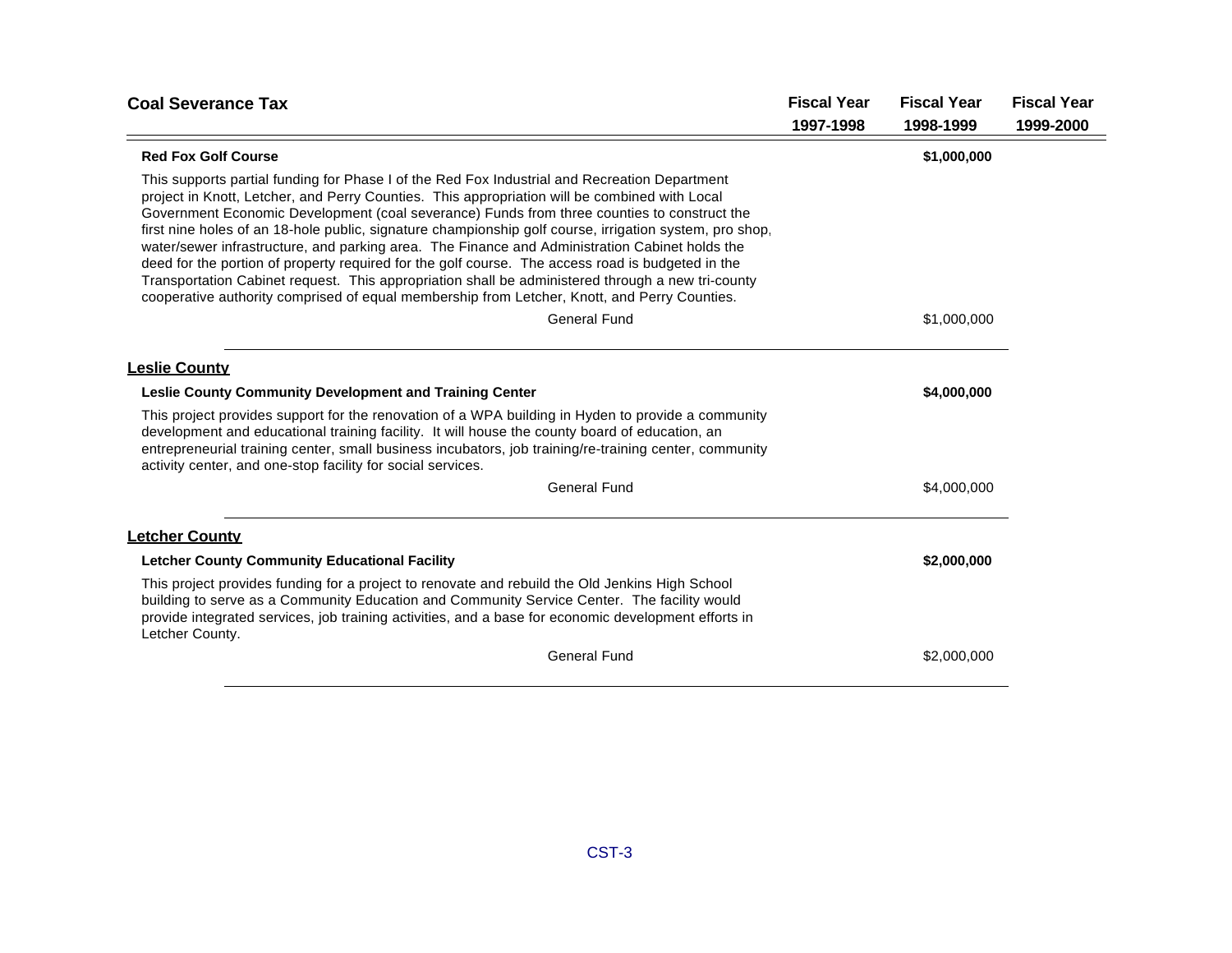| Coal Severance Tax | Fiscal Year 1997-1998 | Fiscal Year 1998-1999 | Fiscal Year 1999-2000 |
|---|---|---|---|

**Red Fox Golf Course** — **$1,000,000** (Fiscal Year 1998-1999)

This supports partial funding for Phase I of the Red Fox Industrial and Recreation Department project in Knott, Letcher, and Perry Counties. This appropriation will be combined with Local Government Economic Development (coal severance) Funds from three counties to construct the first nine holes of an 18-hole public, signature championship golf course, irrigation system, pro shop, water/sewer infrastructure, and parking area. The Finance and Administration Cabinet holds the deed for the portion of property required for the golf course. The access road is budgeted in the Transportation Cabinet request. This appropriation shall be administered through a new tri-county cooperative authority comprised of equal membership from Letcher, Knott, and Perry Counties.

| | Fiscal Year 1997-1998 | Fiscal Year 1998-1999 | Fiscal Year 1999-2000 |
|---|---|---|---|
| General Fund | | $1,000,000 | |

## Leslie County

**Leslie County Community Development and Training Center** — **$4,000,000** (Fiscal Year 1998-1999)

This project provides support for the renovation of a WPA building in Hyden to provide a community development and educational training facility. It will house the county board of education, an entrepreneurial training center, small business incubators, job training/re-training center, community activity center, and one-stop facility for social services.

| | Fiscal Year 1997-1998 | Fiscal Year 1998-1999 | Fiscal Year 1999-2000 |
|---|---|---|---|
| General Fund | | $4,000,000 | |

## Letcher County

**Letcher County Community Educational Facility** — **$2,000,000** (Fiscal Year 1998-1999)

This project provides funding for a project to renovate and rebuild the Old Jenkins High School building to serve as a Community Education and Community Service Center. The facility would provide integrated services, job training activities, and a base for economic development efforts in Letcher County.

| | Fiscal Year 1997-1998 | Fiscal Year 1998-1999 | Fiscal Year 1999-2000 |
|---|---|---|---|
| General Fund | | $2,000,000 | |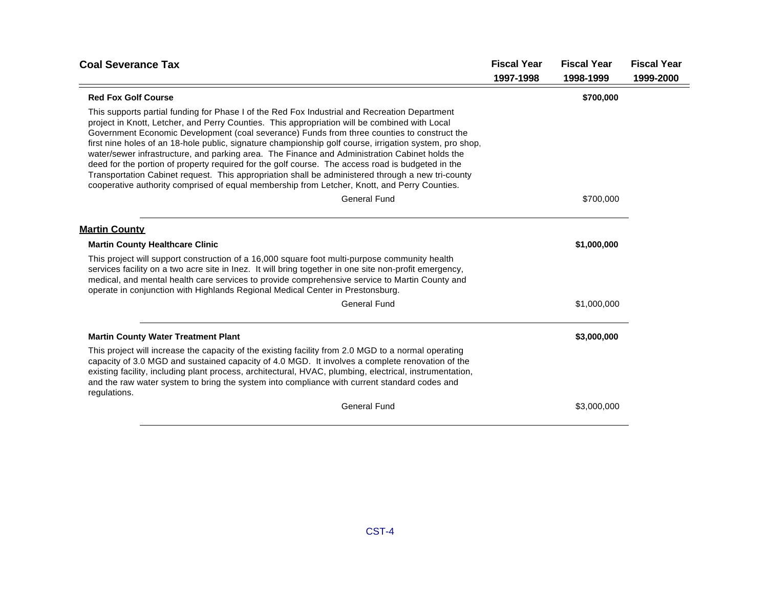| Coal Severance Tax | Fiscal Year 1997-1998 | Fiscal Year 1998-1999 | Fiscal Year 1999-2000 |
|---|---|---|---|

**Red Fox Golf Course** — **$700,000** (Fiscal Year 1998-1999)

This supports partial funding for Phase I of the Red Fox Industrial and Recreation Department project in Knott, Letcher, and Perry Counties. This appropriation will be combined with Local Government Economic Development (coal severance) Funds from three counties to construct the first nine holes of an 18-hole public, signature championship golf course, irrigation system, pro shop, water/sewer infrastructure, and parking area. The Finance and Administration Cabinet holds the deed for the portion of property required for the golf course. The access road is budgeted in the Transportation Cabinet request. This appropriation shall be administered through a new tri-county cooperative authority comprised of equal membership from Letcher, Knott, and Perry Counties.

| | Fiscal Year 1997-1998 | Fiscal Year 1998-1999 | Fiscal Year 1999-2000 |
|---|---|---|---|
| General Fund | | $700,000 | |

## Martin County

**Martin County Healthcare Clinic** — **$1,000,000** (Fiscal Year 1998-1999)

This project will support construction of a 16,000 square foot multi-purpose community health services facility on a two acre site in Inez. It will bring together in one site non-profit emergency, medical, and mental health care services to provide comprehensive service to Martin County and operate in conjunction with Highlands Regional Medical Center in Prestonsburg.

| | Fiscal Year 1997-1998 | Fiscal Year 1998-1999 | Fiscal Year 1999-2000 |
|---|---|---|---|
| General Fund | | $1,000,000 | |

**Martin County Water Treatment Plant** — **$3,000,000** (Fiscal Year 1998-1999)

This project will increase the capacity of the existing facility from 2.0 MGD to a normal operating capacity of 3.0 MGD and sustained capacity of 4.0 MGD. It involves a complete renovation of the existing facility, including plant process, architectural, HVAC, plumbing, electrical, instrumentation, and the raw water system to bring the system into compliance with current standard codes and regulations.

| | Fiscal Year 1997-1998 | Fiscal Year 1998-1999 | Fiscal Year 1999-2000 |
|---|---|---|---|
| General Fund | | $3,000,000 | |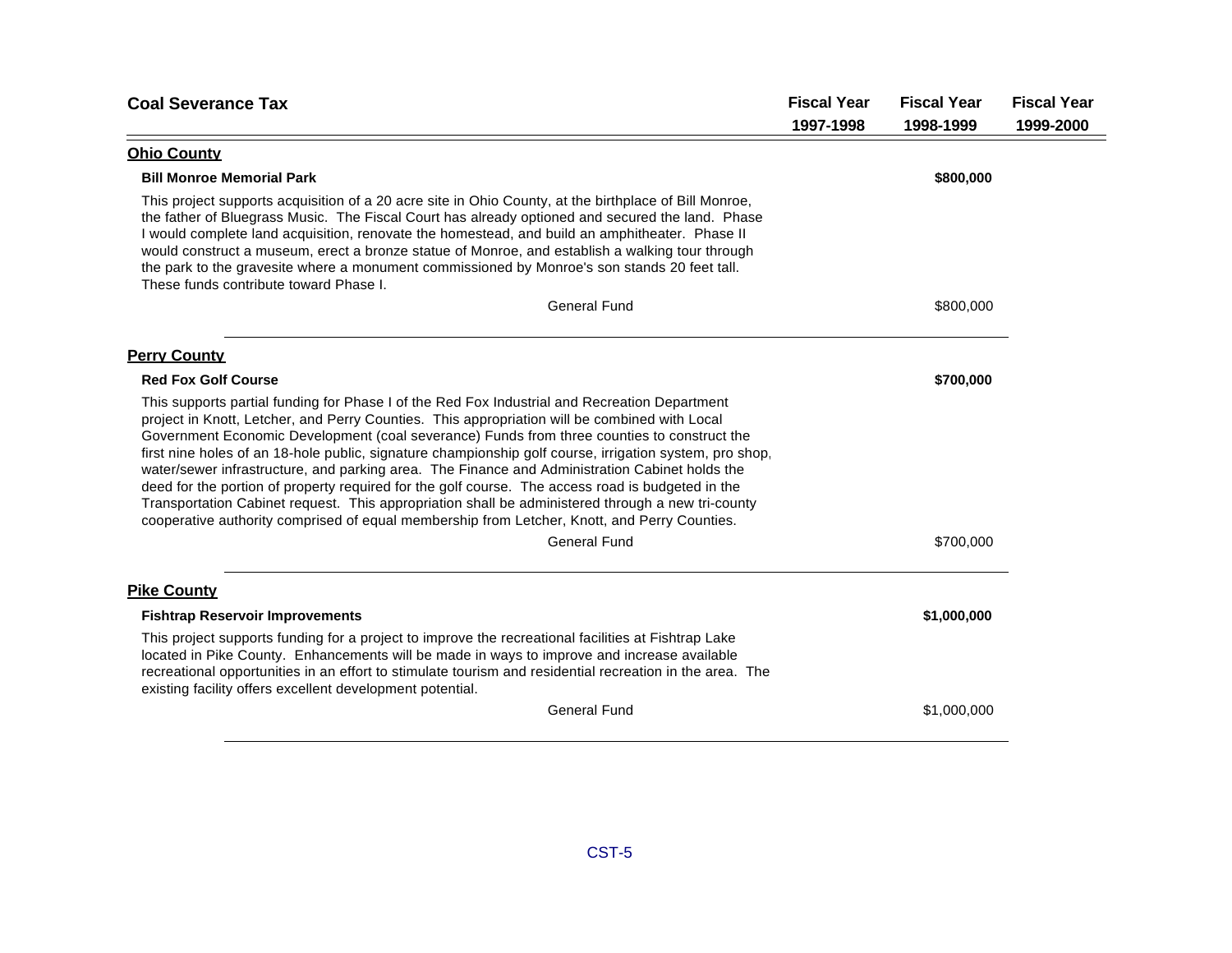| Coal Severance Tax | Fiscal Year 1997-1998 | Fiscal Year 1998-1999 | Fiscal Year 1999-2000 |
|---|---|---|---|

## Ohio County

**Bill Monroe Memorial Park** — **$800,000** (Fiscal Year 1998-1999)

This project supports acquisition of a 20 acre site in Ohio County, at the birthplace of Bill Monroe, the father of Bluegrass Music. The Fiscal Court has already optioned and secured the land. Phase I would complete land acquisition, renovate the homestead, and build an amphitheater. Phase II would construct a museum, erect a bronze statue of Monroe, and establish a walking tour through the park to the gravesite where a monument commissioned by Monroe's son stands 20 feet tall. These funds contribute toward Phase I.

| | Fiscal Year 1997-1998 | Fiscal Year 1998-1999 | Fiscal Year 1999-2000 |
|---|---|---|---|
| General Fund | | $800,000 | |

## Perry County

**Red Fox Golf Course** — **$700,000** (Fiscal Year 1998-1999)

This supports partial funding for Phase I of the Red Fox Industrial and Recreation Department project in Knott, Letcher, and Perry Counties. This appropriation will be combined with Local Government Economic Development (coal severance) Funds from three counties to construct the first nine holes of an 18-hole public, signature championship golf course, irrigation system, pro shop, water/sewer infrastructure, and parking area. The Finance and Administration Cabinet holds the deed for the portion of property required for the golf course. The access road is budgeted in the Transportation Cabinet request. This appropriation shall be administered through a new tri-county cooperative authority comprised of equal membership from Letcher, Knott, and Perry Counties.

| | Fiscal Year 1997-1998 | Fiscal Year 1998-1999 | Fiscal Year 1999-2000 |
|---|---|---|---|
| General Fund | | $700,000 | |

## Pike County

**Fishtrap Reservoir Improvements** — **$1,000,000** (Fiscal Year 1998-1999)

This project supports funding for a project to improve the recreational facilities at Fishtrap Lake located in Pike County. Enhancements will be made in ways to improve and increase available recreational opportunities in an effort to stimulate tourism and residential recreation in the area. The existing facility offers excellent development potential.

| | Fiscal Year 1997-1998 | Fiscal Year 1998-1999 | Fiscal Year 1999-2000 |
|---|---|---|---|
| General Fund | | $1,000,000 | |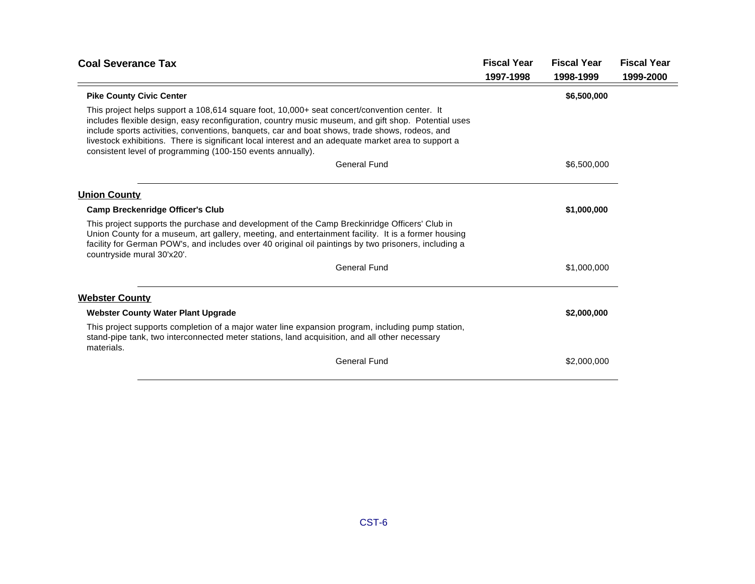| Coal Severance Tax | Fiscal Year 1997-1998 | Fiscal Year 1998-1999 | Fiscal Year 1999-2000 |
|---|---|---|---|

**Pike County Civic Center** — **$6,500,000** (Fiscal Year 1998-1999)

This project helps support a 108,614 square foot, 10,000+ seat concert/convention center. It includes flexible design, easy reconfiguration, country music museum, and gift shop. Potential uses include sports activities, conventions, banquets, car and boat shows, trade shows, rodeos, and livestock exhibitions. There is significant local interest and an adequate market area to support a consistent level of programming (100-150 events annually).

| Fund | Fiscal Year 1997-1998 | Fiscal Year 1998-1999 | Fiscal Year 1999-2000 |
|---|---|---|---|
| General Fund | | $6,500,000 | |

## Union County

**Camp Breckenridge Officer's Club** — **$1,000,000** (Fiscal Year 1998-1999)

This project supports the purchase and development of the Camp Breckinridge Officers' Club in Union County for a museum, art gallery, meeting, and entertainment facility. It is a former housing facility for German POW's, and includes over 40 original oil paintings by two prisoners, including a countryside mural 30'x20'.

| Fund | Fiscal Year 1997-1998 | Fiscal Year 1998-1999 | Fiscal Year 1999-2000 |
|---|---|---|---|
| General Fund | | $1,000,000 | |

## Webster County

**Webster County Water Plant Upgrade** — **$2,000,000** (Fiscal Year 1998-1999)

This project supports completion of a major water line expansion program, including pump station, stand-pipe tank, two interconnected meter stations, land acquisition, and all other necessary materials.

| Fund | Fiscal Year 1997-1998 | Fiscal Year 1998-1999 | Fiscal Year 1999-2000 |
|---|---|---|---|
| General Fund | | $2,000,000 | |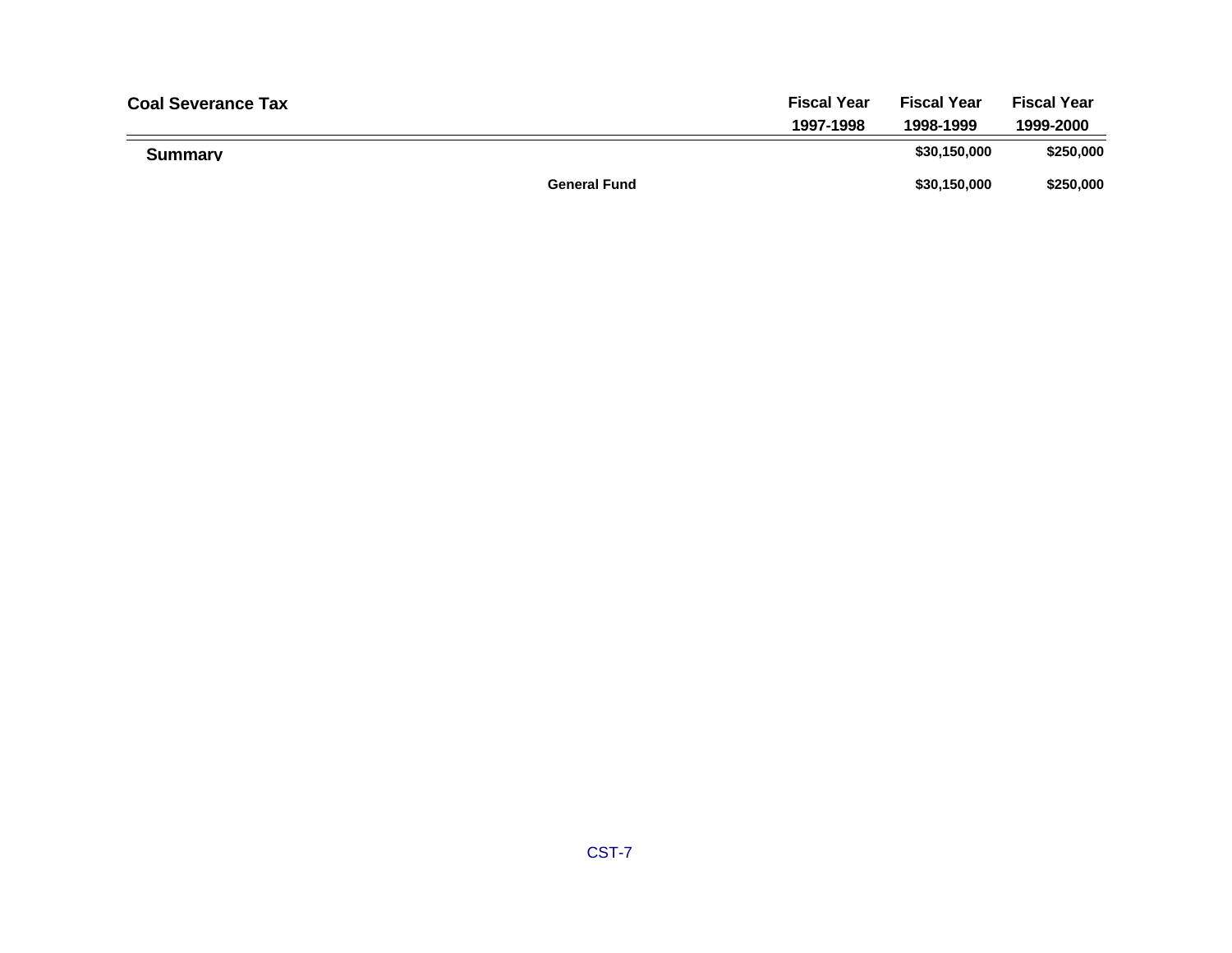| Coal Severance Tax | | Fiscal Year 1997-1998 | Fiscal Year 1998-1999 | Fiscal Year 1999-2000 |
|---|---|---|---|---|
| Summary | | | $30,150,000 | $250,000 |
| | General Fund | | $30,150,000 | $250,000 |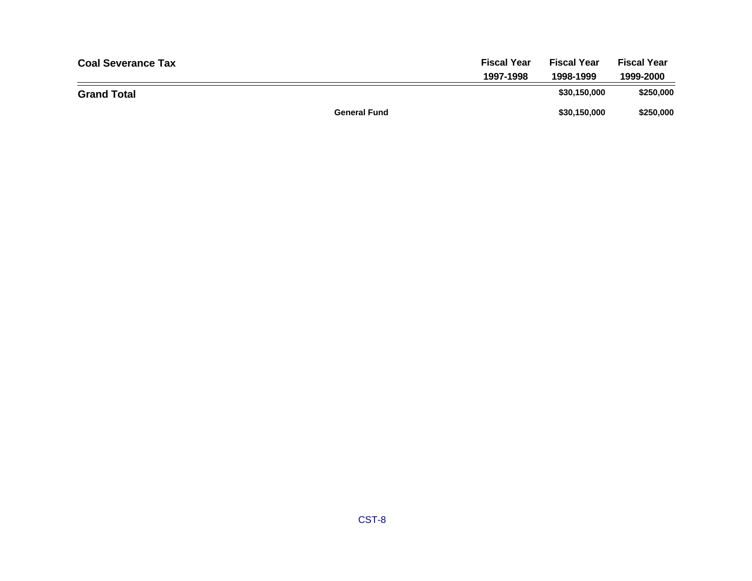| Coal Severance Tax | | Fiscal Year 1997-1998 | Fiscal Year 1998-1999 | Fiscal Year 1999-2000 |
|---|---|---|---|---|
| **Grand Total** | | | **$30,150,000** | **$250,000** |
| | **General Fund** | | **$30,150,000** | **$250,000** |